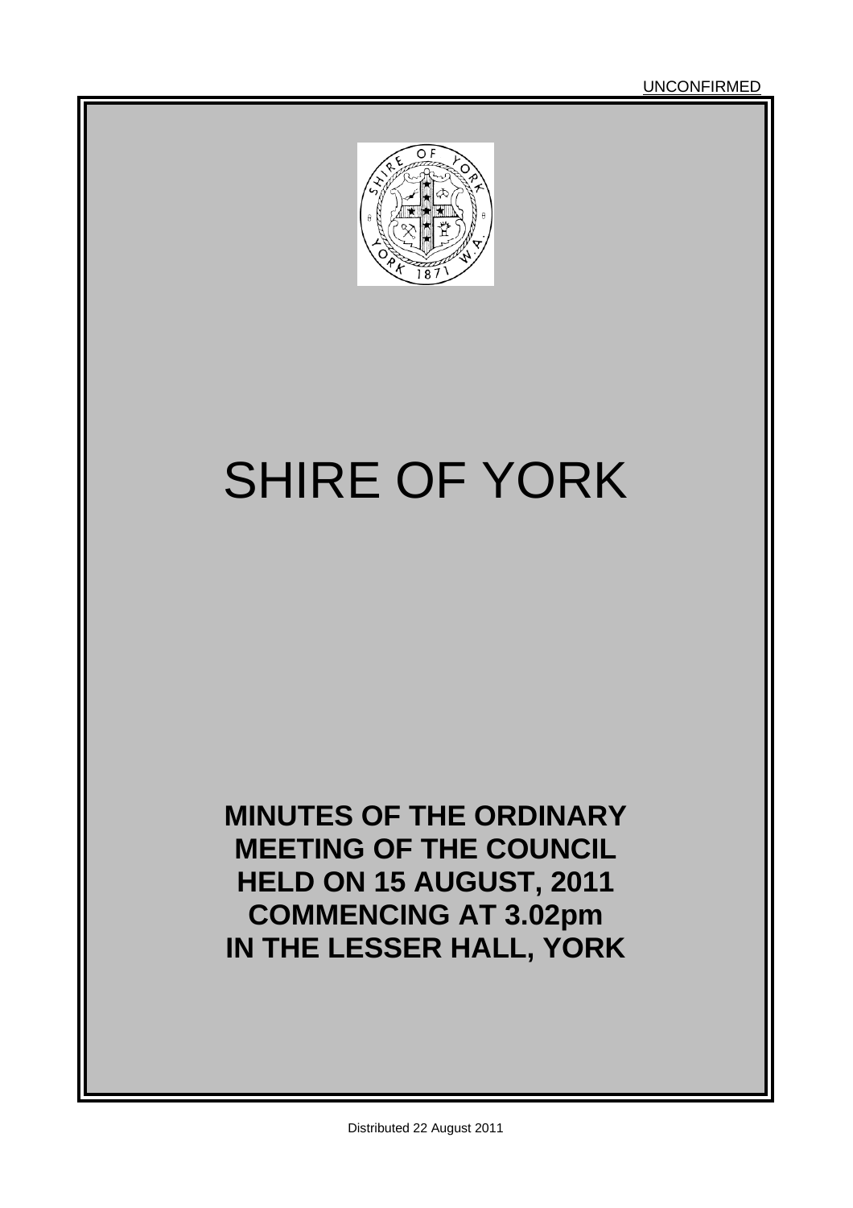UNCONFIRMED

# SHIRE OF YORK

**MINUTES OF THE ORDINARY MEETING OF THE COUNCIL HELD ON 15 AUGUST, 2011 COMMENCING AT 3.02pm IN THE LESSER HALL, YORK**

Distributed 22 August 2011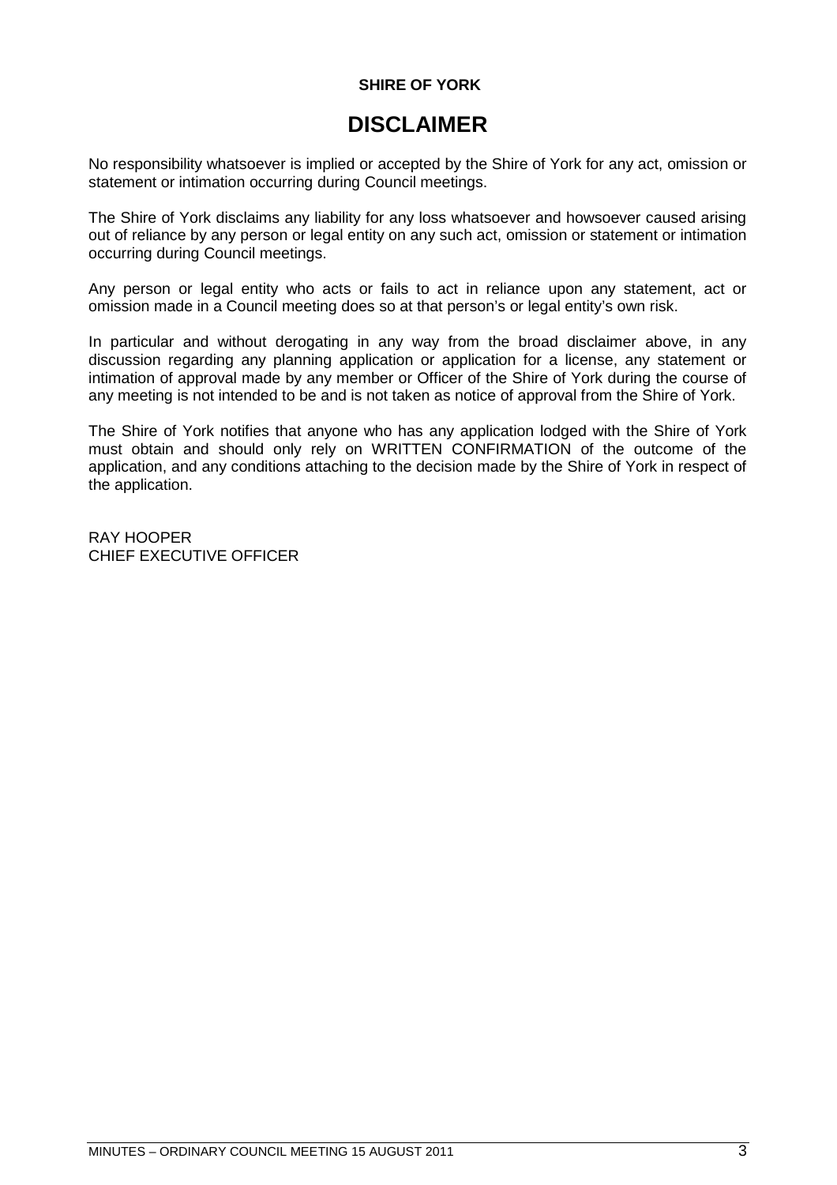**SHIRE OF YORK**

# DISCLAIMER

No responsibility whatsoever is implied or accepted by the Shire of York for any act, omission or statement or intimation occurring during Council meetings.

The Shire of York disclaims any liability for any loss whatsoever and howsoever caused arising out of reliance by any person or legal entity on any such act, omission or statement or intimation occurring during Council meetings.

Any person or legal entity who acts or fails to act in reliance upon any statement, act or omission made in a Council meeting does so at that person's or legal entity's own risk.

In particular and without derogating in any way from the broad disclaimer above, in any discussion regarding any planning application or application for a license, any statement or intimation of approval made by any member or Officer of the Shire of York during the course of any meeting is not intended to be and is not taken as notice of approval from the Shire of York.

The Shire of York notifies that anyone who has any application lodged with the Shire of York must obtain and should only rely on WRITTEN CONFIRMATION of the outcome of the application, and any conditions attaching to the decision made by the Shire of York in respect of the application.

RAY HOOPER
CHIEF EXECUTIVE OFFICER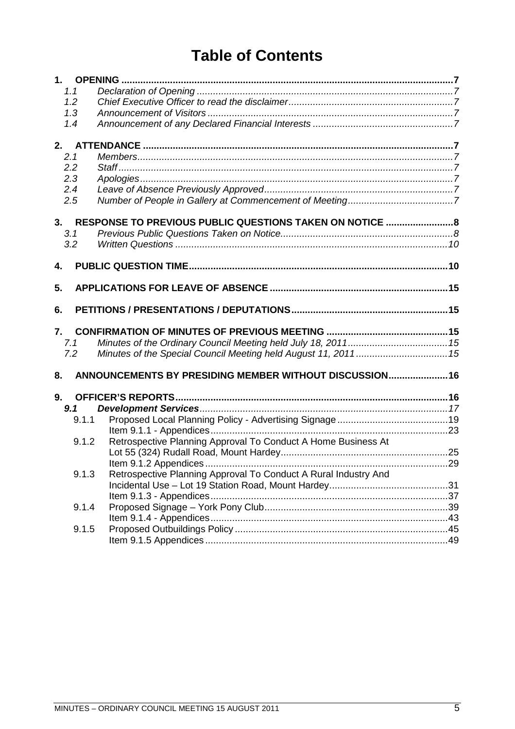# Table of Contents

**1. OPENING** ..... **7**

- *1.1 Declaration of Opening* ..... *7*
- *1.2 Chief Executive Officer to read the disclaimer* ..... *7*
- *1.3 Announcement of Visitors* ..... *7*
- *1.4 Announcement of any Declared Financial Interests* ..... *7*

**2. ATTENDANCE** ..... **7**

- *2.1 Members* ..... *7*
- *2.2 Staff* ..... *7*
- *2.3 Apologies* ..... *7*
- *2.4 Leave of Absence Previously Approved* ..... *7*
- *2.5 Number of People in Gallery at Commencement of Meeting* ..... *7*

**3. RESPONSE TO PREVIOUS PUBLIC QUESTIONS TAKEN ON NOTICE** ..... **8**

- *3.1 Previous Public Questions Taken on Notice* ..... *8*
- *3.2 Written Questions* ..... *10*

**4. PUBLIC QUESTION TIME** ..... **10**

**5. APPLICATIONS FOR LEAVE OF ABSENCE** ..... **15**

**6. PETITIONS / PRESENTATIONS / DEPUTATIONS** ..... **15**

**7. CONFIRMATION OF MINUTES OF PREVIOUS MEETING** ..... **15**

- *7.1 Minutes of the Ordinary Council Meeting held July 18, 2011* ..... *15*
- *7.2 Minutes of the Special Council Meeting held August 11, 2011* ..... *15*

**8. ANNOUNCEMENTS BY PRESIDING MEMBER WITHOUT DISCUSSION** ..... **16**

**9. OFFICER'S REPORTS** ..... **16**

- ***9.1 Development Services*** ..... *17*
  - 9.1.1 Proposed Local Planning Policy - Advertising Signage ..... 19
    - Item 9.1.1 - Appendices ..... 23
  - 9.1.2 Retrospective Planning Approval To Conduct A Home Business At Lot 55 (324) Rudall Road, Mount Hardey ..... 25
    - Item 9.1.2 Appendices ..... 29
  - 9.1.3 Retrospective Planning Approval To Conduct A Rural Industry And Incidental Use – Lot 19 Station Road, Mount Hardey ..... 31
    - Item 9.1.3 - Appendices ..... 37
  - 9.1.4 Proposed Signage – York Pony Club ..... 39
    - Item 9.1.4 - Appendices ..... 43
  - 9.1.5 Proposed Outbuildings Policy ..... 45
    - Item 9.1.5 Appendices ..... 49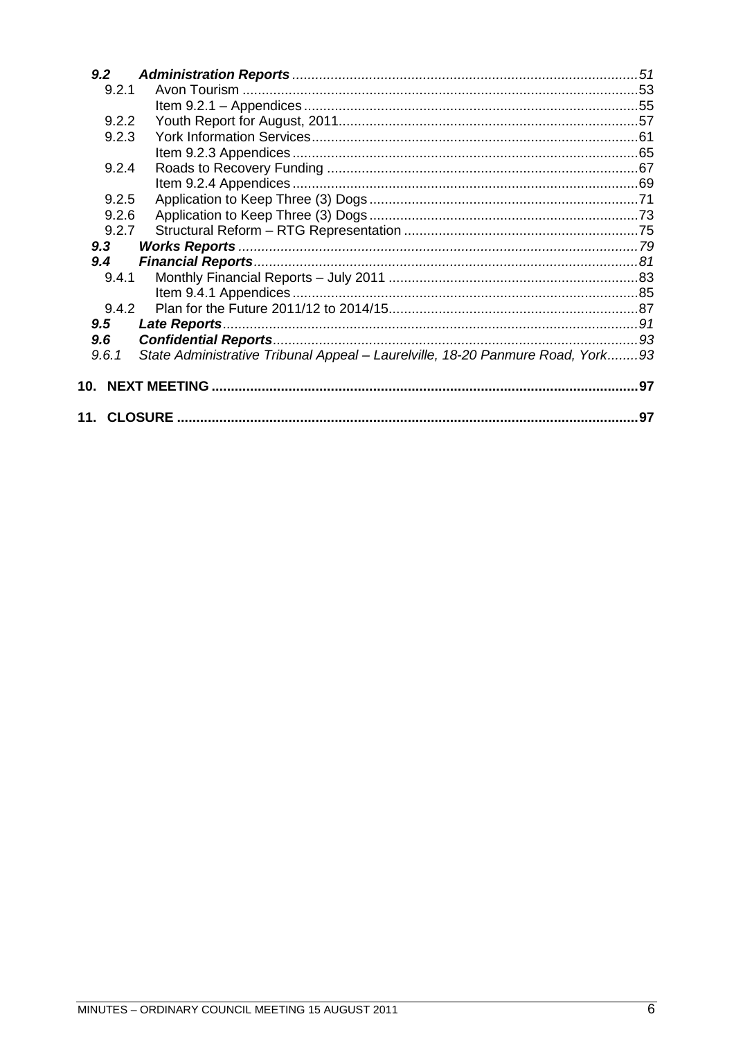| | | |
|---|---|---|
| ***9.2*** | ***Administration Reports*** | *51* |
| 9.2.1 | Avon Tourism | 53 |
| | Item 9.2.1 – Appendices | 55 |
| 9.2.2 | Youth Report for August, 2011 | 57 |
| 9.2.3 | York Information Services | 61 |
| | Item 9.2.3 Appendices | 65 |
| 9.2.4 | Roads to Recovery Funding | 67 |
| | Item 9.2.4 Appendices | 69 |
| 9.2.5 | Application to Keep Three (3) Dogs | 71 |
| 9.2.6 | Application to Keep Three (3) Dogs | 73 |
| 9.2.7 | Structural Reform – RTG Representation | 75 |
| ***9.3*** | ***Works Reports*** | *79* |
| ***9.4*** | ***Financial Reports*** | *81* |
| 9.4.1 | Monthly Financial Reports – July 2011 | 83 |
| | Item 9.4.1 Appendices | 85 |
| 9.4.2 | Plan for the Future 2011/12 to 2014/15 | 87 |
| ***9.5*** | ***Late Reports*** | *91* |
| ***9.6*** | ***Confidential Reports*** | *93* |
| *9.6.1* | *State Administrative Tribunal Appeal – Laurelville, 18-20 Panmure Road, York* | *93* |
| **10.** | **NEXT MEETING** | **97** |
| **11.** | **CLOSURE** | **97** |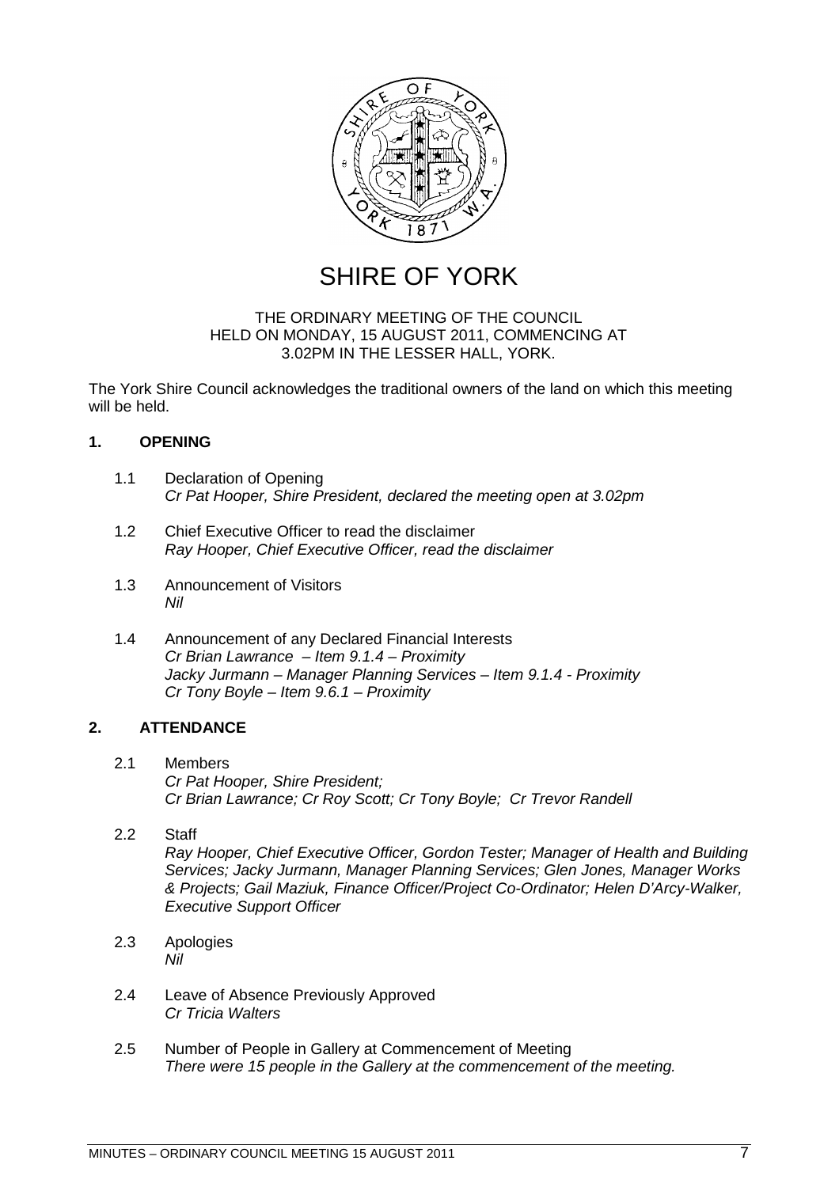# SHIRE OF YORK

THE ORDINARY MEETING OF THE COUNCIL
HELD ON MONDAY, 15 AUGUST 2011, COMMENCING AT
3.02PM IN THE LESSER HALL, YORK.

The York Shire Council acknowledges the traditional owners of the land on which this meeting will be held.

## 1. OPENING

1.1 Declaration of Opening
*Cr Pat Hooper, Shire President, declared the meeting open at 3.02pm*

1.2 Chief Executive Officer to read the disclaimer
*Ray Hooper, Chief Executive Officer, read the disclaimer*

1.3 Announcement of Visitors
*Nil*

1.4 Announcement of any Declared Financial Interests
*Cr Brian Lawrance – Item 9.1.4 – Proximity*
*Jacky Jurmann – Manager Planning Services – Item 9.1.4 - Proximity*
*Cr Tony Boyle – Item 9.6.1 – Proximity*

## 2. ATTENDANCE

2.1 Members
*Cr Pat Hooper, Shire President;*
*Cr Brian Lawrance; Cr Roy Scott; Cr Tony Boyle; Cr Trevor Randell*

2.2 Staff
*Ray Hooper, Chief Executive Officer, Gordon Tester; Manager of Health and Building Services; Jacky Jurmann, Manager Planning Services; Glen Jones, Manager Works & Projects; Gail Maziuk, Finance Officer/Project Co-Ordinator; Helen D'Arcy-Walker, Executive Support Officer*

2.3 Apologies
*Nil*

2.4 Leave of Absence Previously Approved
*Cr Tricia Walters*

2.5 Number of People in Gallery at Commencement of Meeting
*There were 15 people in the Gallery at the commencement of the meeting.*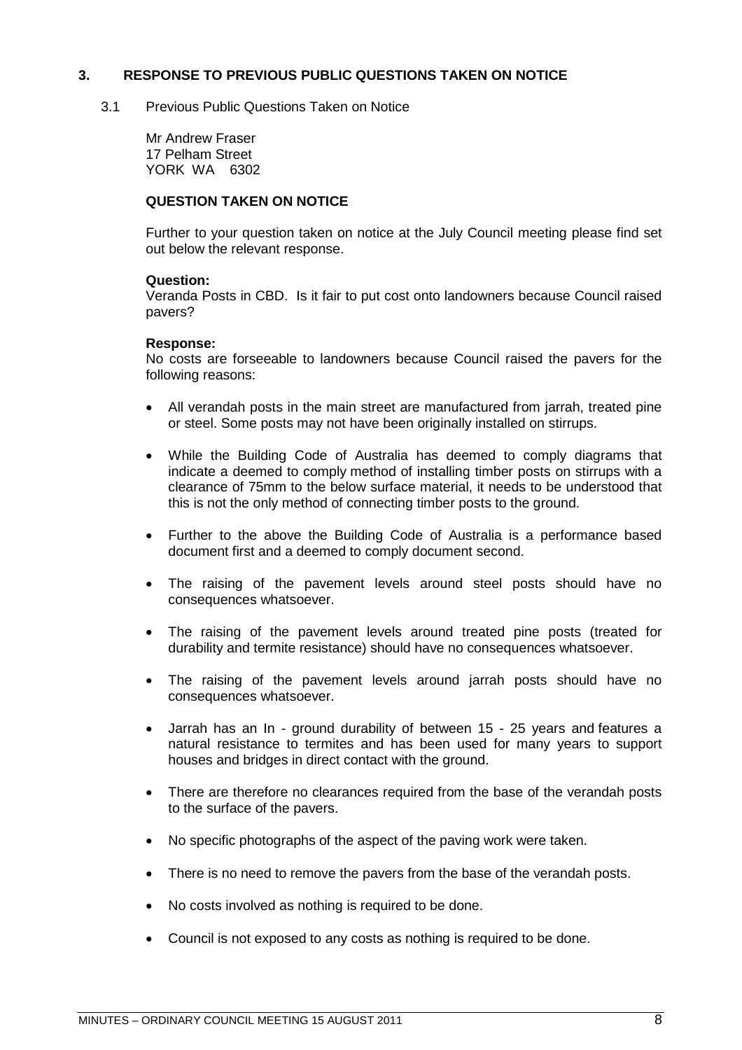## 3. RESPONSE TO PREVIOUS PUBLIC QUESTIONS TAKEN ON NOTICE

3.1 Previous Public Questions Taken on Notice

Mr Andrew Fraser
17 Pelham Street
YORK WA 6302

**QUESTION TAKEN ON NOTICE**

Further to your question taken on notice at the July Council meeting please find set out below the relevant response.

**Question:**
Veranda Posts in CBD. Is it fair to put cost onto landowners because Council raised pavers?

**Response:**
No costs are forseeable to landowners because Council raised the pavers for the following reasons:

- All verandah posts in the main street are manufactured from jarrah, treated pine or steel. Some posts may not have been originally installed on stirrups.
- While the Building Code of Australia has deemed to comply diagrams that indicate a deemed to comply method of installing timber posts on stirrups with a clearance of 75mm to the below surface material, it needs to be understood that this is not the only method of connecting timber posts to the ground.
- Further to the above the Building Code of Australia is a performance based document first and a deemed to comply document second.
- The raising of the pavement levels around steel posts should have no consequences whatsoever.
- The raising of the pavement levels around treated pine posts (treated for durability and termite resistance) should have no consequences whatsoever.
- The raising of the pavement levels around jarrah posts should have no consequences whatsoever.
- Jarrah has an In - ground durability of between 15 - 25 years and features a natural resistance to termites and has been used for many years to support houses and bridges in direct contact with the ground.
- There are therefore no clearances required from the base of the verandah posts to the surface of the pavers.
- No specific photographs of the aspect of the paving work were taken.
- There is no need to remove the pavers from the base of the verandah posts.
- No costs involved as nothing is required to be done.
- Council is not exposed to any costs as nothing is required to be done.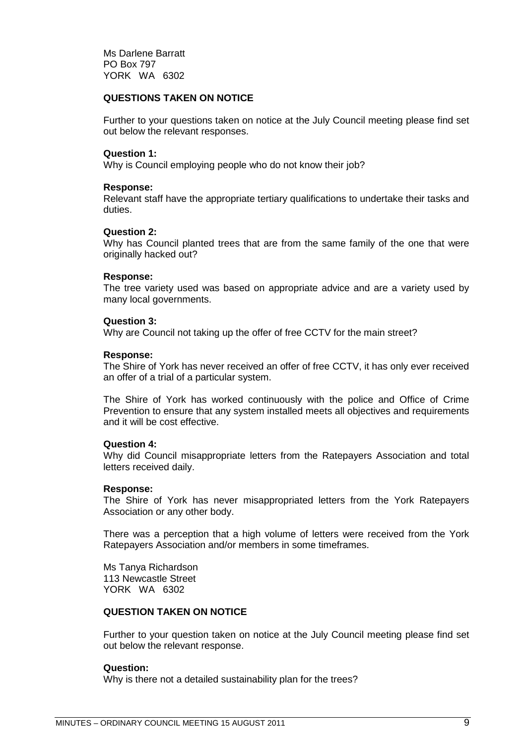Ms Darlene Barratt
PO Box 797
YORK WA 6302

**QUESTIONS TAKEN ON NOTICE**

Further to your questions taken on notice at the July Council meeting please find set out below the relevant responses.

**Question 1:**
Why is Council employing people who do not know their job?

**Response:**
Relevant staff have the appropriate tertiary qualifications to undertake their tasks and duties.

**Question 2:**
Why has Council planted trees that are from the same family of the one that were originally hacked out?

**Response:**
The tree variety used was based on appropriate advice and are a variety used by many local governments.

**Question 3:**
Why are Council not taking up the offer of free CCTV for the main street?

**Response:**
The Shire of York has never received an offer of free CCTV, it has only ever received an offer of a trial of a particular system.

The Shire of York has worked continuously with the police and Office of Crime Prevention to ensure that any system installed meets all objectives and requirements and it will be cost effective.

**Question 4:**
Why did Council misappropriate letters from the Ratepayers Association and total letters received daily.

**Response:**
The Shire of York has never misappropriated letters from the York Ratepayers Association or any other body.

There was a perception that a high volume of letters were received from the York Ratepayers Association and/or members in some timeframes.

Ms Tanya Richardson
113 Newcastle Street
YORK WA 6302

**QUESTION TAKEN ON NOTICE**

Further to your question taken on notice at the July Council meeting please find set out below the relevant response.

**Question:**
Why is there not a detailed sustainability plan for the trees?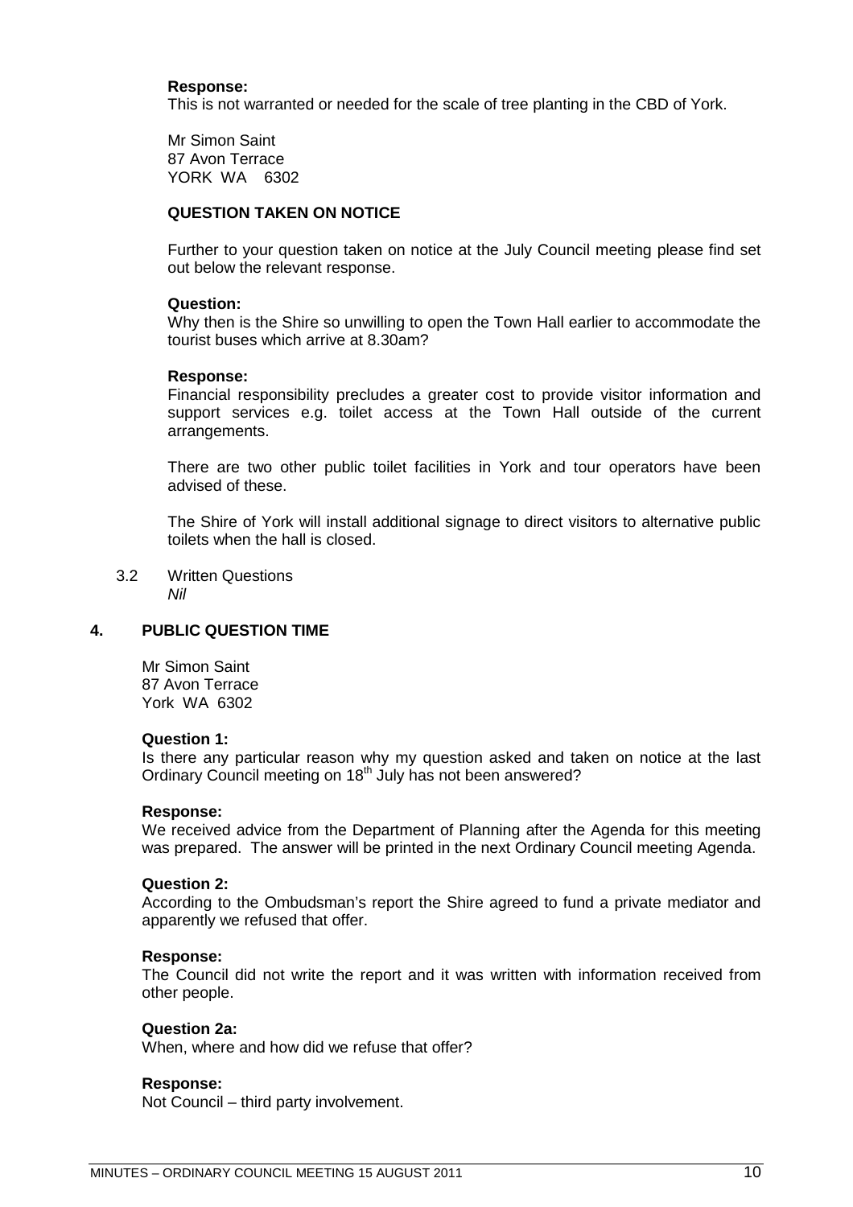**Response:**
This is not warranted or needed for the scale of tree planting in the CBD of York.

Mr Simon Saint
87 Avon Terrace
YORK WA 6302

**QUESTION TAKEN ON NOTICE**

Further to your question taken on notice at the July Council meeting please find set out below the relevant response.

**Question:**
Why then is the Shire so unwilling to open the Town Hall earlier to accommodate the tourist buses which arrive at 8.30am?

**Response:**
Financial responsibility precludes a greater cost to provide visitor information and support services e.g. toilet access at the Town Hall outside of the current arrangements.

There are two other public toilet facilities in York and tour operators have been advised of these.

The Shire of York will install additional signage to direct visitors to alternative public toilets when the hall is closed.

3.2 Written Questions
*Nil*

## 4. PUBLIC QUESTION TIME

Mr Simon Saint
87 Avon Terrace
York WA 6302

**Question 1:**
Is there any particular reason why my question asked and taken on notice at the last Ordinary Council meeting on 18th July has not been answered?

**Response:**
We received advice from the Department of Planning after the Agenda for this meeting was prepared. The answer will be printed in the next Ordinary Council meeting Agenda.

**Question 2:**
According to the Ombudsman's report the Shire agreed to fund a private mediator and apparently we refused that offer.

**Response:**
The Council did not write the report and it was written with information received from other people.

**Question 2a:**
When, where and how did we refuse that offer?

**Response:**
Not Council – third party involvement.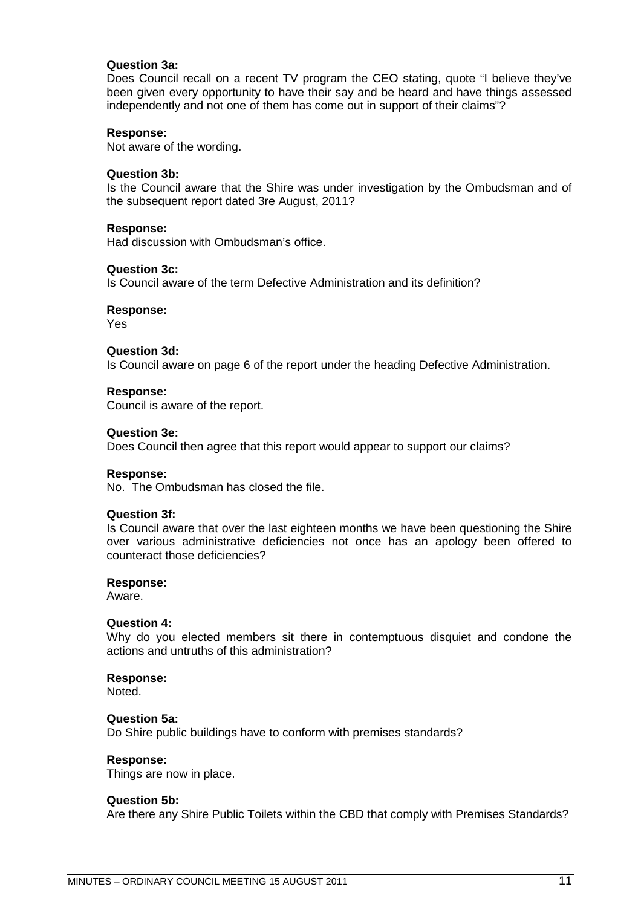**Question 3a:**
Does Council recall on a recent TV program the CEO stating, quote "I believe they've been given every opportunity to have their say and be heard and have things assessed independently and not one of them has come out in support of their claims"?

**Response:**
Not aware of the wording.

**Question 3b:**
Is the Council aware that the Shire was under investigation by the Ombudsman and of the subsequent report dated 3re August, 2011?

**Response:**
Had discussion with Ombudsman's office.

**Question 3c:**
Is Council aware of the term Defective Administration and its definition?

**Response:**
Yes

**Question 3d:**
Is Council aware on page 6 of the report under the heading Defective Administration.

**Response:**
Council is aware of the report.

**Question 3e:**
Does Council then agree that this report would appear to support our claims?

**Response:**
No. The Ombudsman has closed the file.

**Question 3f:**
Is Council aware that over the last eighteen months we have been questioning the Shire over various administrative deficiencies not once has an apology been offered to counteract those deficiencies?

**Response:**
Aware.

**Question 4:**
Why do you elected members sit there in contemptuous disquiet and condone the actions and untruths of this administration?

**Response:**
Noted.

**Question 5a:**
Do Shire public buildings have to conform with premises standards?

**Response:**
Things are now in place.

**Question 5b:**
Are there any Shire Public Toilets within the CBD that comply with Premises Standards?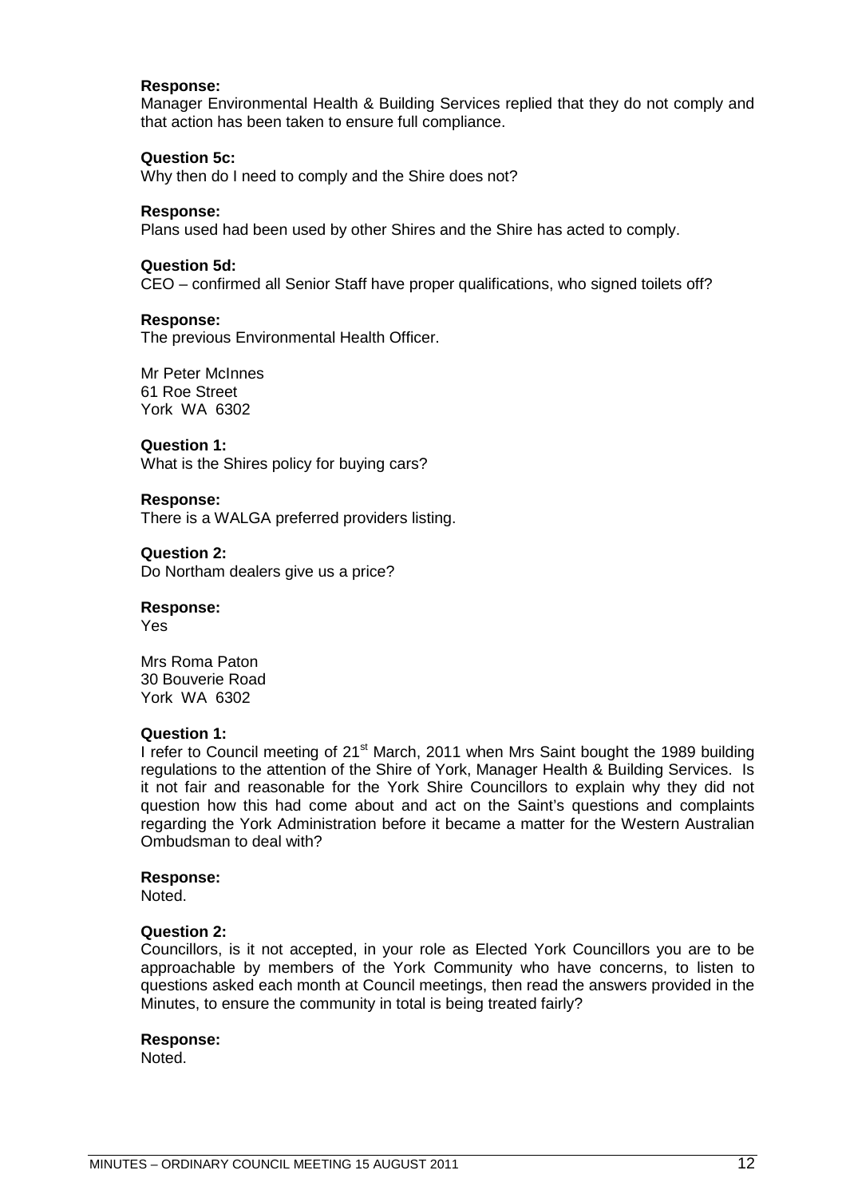**Response:**
Manager Environmental Health & Building Services replied that they do not comply and that action has been taken to ensure full compliance.

**Question 5c:**
Why then do I need to comply and the Shire does not?

**Response:**
Plans used had been used by other Shires and the Shire has acted to comply.

**Question 5d:**
CEO – confirmed all Senior Staff have proper qualifications, who signed toilets off?

**Response:**
The previous Environmental Health Officer.

Mr Peter McInnes
61 Roe Street
York WA 6302

**Question 1:**
What is the Shires policy for buying cars?

**Response:**
There is a WALGA preferred providers listing.

**Question 2:**
Do Northam dealers give us a price?

**Response:**
Yes

Mrs Roma Paton
30 Bouverie Road
York WA 6302

**Question 1:**
I refer to Council meeting of 21st March, 2011 when Mrs Saint bought the 1989 building regulations to the attention of the Shire of York, Manager Health & Building Services. Is it not fair and reasonable for the York Shire Councillors to explain why they did not question how this had come about and act on the Saint's questions and complaints regarding the York Administration before it became a matter for the Western Australian Ombudsman to deal with?

**Response:**
Noted.

**Question 2:**
Councillors, is it not accepted, in your role as Elected York Councillors you are to be approachable by members of the York Community who have concerns, to listen to questions asked each month at Council meetings, then read the answers provided in the Minutes, to ensure the community in total is being treated fairly?

**Response:**
Noted.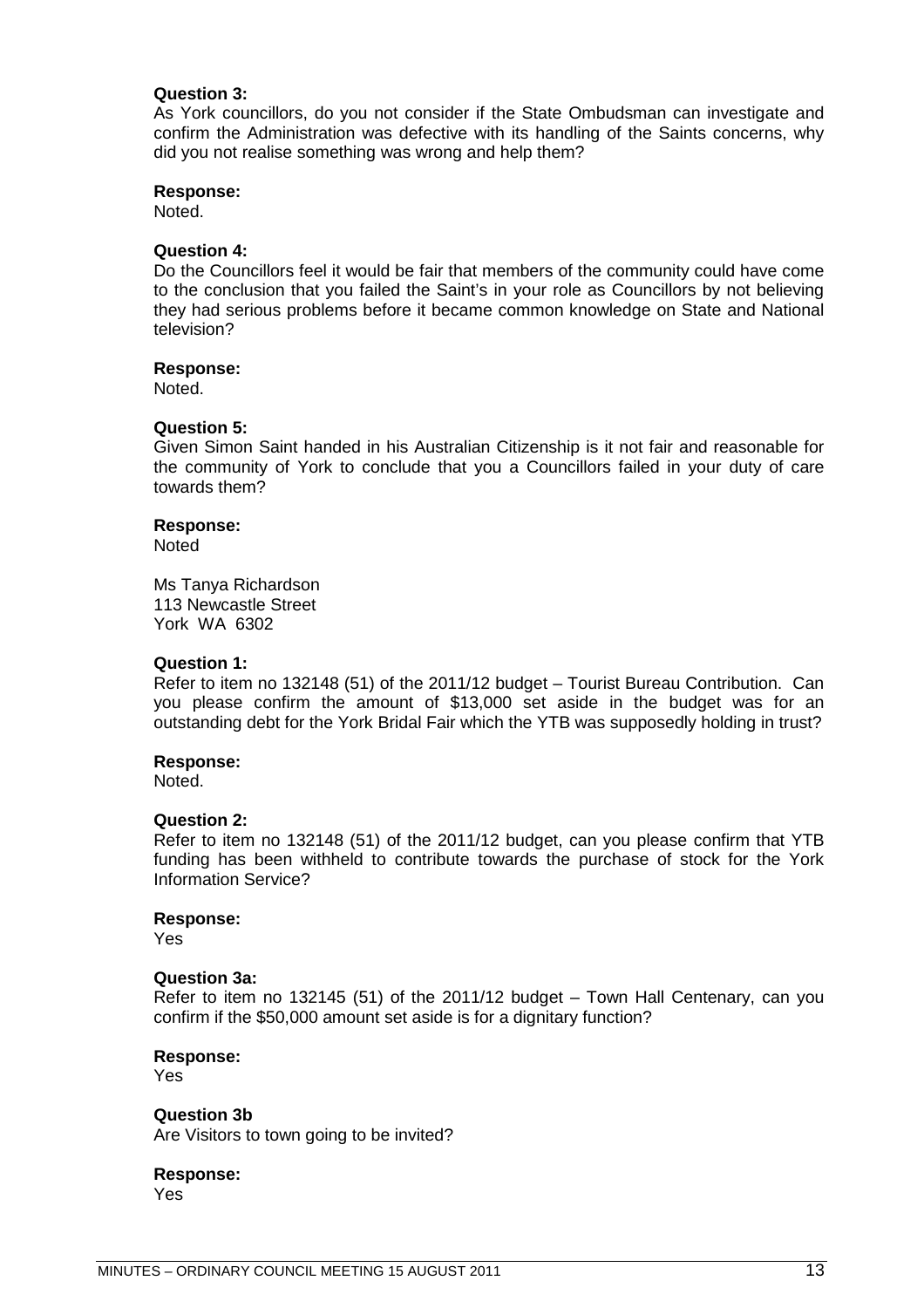**Question 3:**
As York councillors, do you not consider if the State Ombudsman can investigate and confirm the Administration was defective with its handling of the Saints concerns, why did you not realise something was wrong and help them?

**Response:**
Noted.

**Question 4:**
Do the Councillors feel it would be fair that members of the community could have come to the conclusion that you failed the Saint's in your role as Councillors by not believing they had serious problems before it became common knowledge on State and National television?

**Response:**
Noted.

**Question 5:**
Given Simon Saint handed in his Australian Citizenship is it not fair and reasonable for the community of York to conclude that you a Councillors failed in your duty of care towards them?

**Response:**
Noted

Ms Tanya Richardson
113 Newcastle Street
York WA 6302

**Question 1:**
Refer to item no 132148 (51) of the 2011/12 budget – Tourist Bureau Contribution. Can you please confirm the amount of $13,000 set aside in the budget was for an outstanding debt for the York Bridal Fair which the YTB was supposedly holding in trust?

**Response:**
Noted.

**Question 2:**
Refer to item no 132148 (51) of the 2011/12 budget, can you please confirm that YTB funding has been withheld to contribute towards the purchase of stock for the York Information Service?

**Response:**
Yes

**Question 3a:**
Refer to item no 132145 (51) of the 2011/12 budget – Town Hall Centenary, can you confirm if the $50,000 amount set aside is for a dignitary function?

**Response:**
Yes

**Question 3b**
Are Visitors to town going to be invited?

**Response:**
Yes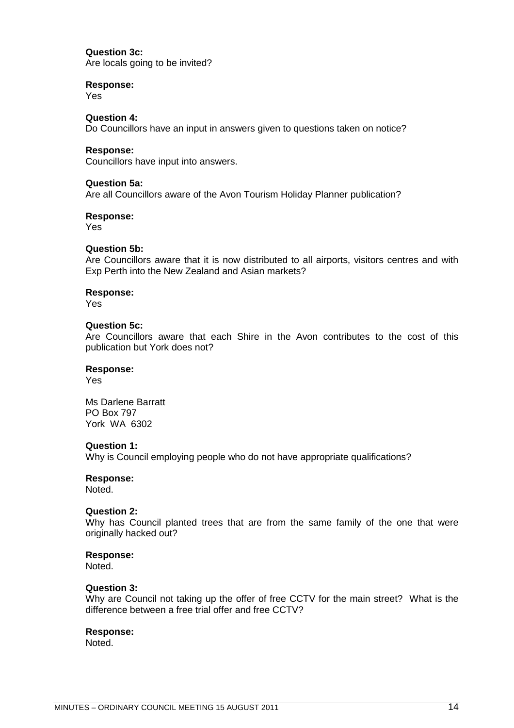**Question 3c:**
Are locals going to be invited?

**Response:**
Yes

**Question 4:**
Do Councillors have an input in answers given to questions taken on notice?

**Response:**
Councillors have input into answers.

**Question 5a:**
Are all Councillors aware of the Avon Tourism Holiday Planner publication?

**Response:**
Yes

**Question 5b:**
Are Councillors aware that it is now distributed to all airports, visitors centres and with Exp Perth into the New Zealand and Asian markets?

**Response:**
Yes

**Question 5c:**
Are Councillors aware that each Shire in the Avon contributes to the cost of this publication but York does not?

**Response:**
Yes

Ms Darlene Barratt
PO Box 797
York WA 6302

**Question 1:**
Why is Council employing people who do not have appropriate qualifications?

**Response:**
Noted.

**Question 2:**
Why has Council planted trees that are from the same family of the one that were originally hacked out?

**Response:**
Noted.

**Question 3:**
Why are Council not taking up the offer of free CCTV for the main street? What is the difference between a free trial offer and free CCTV?

**Response:**
Noted.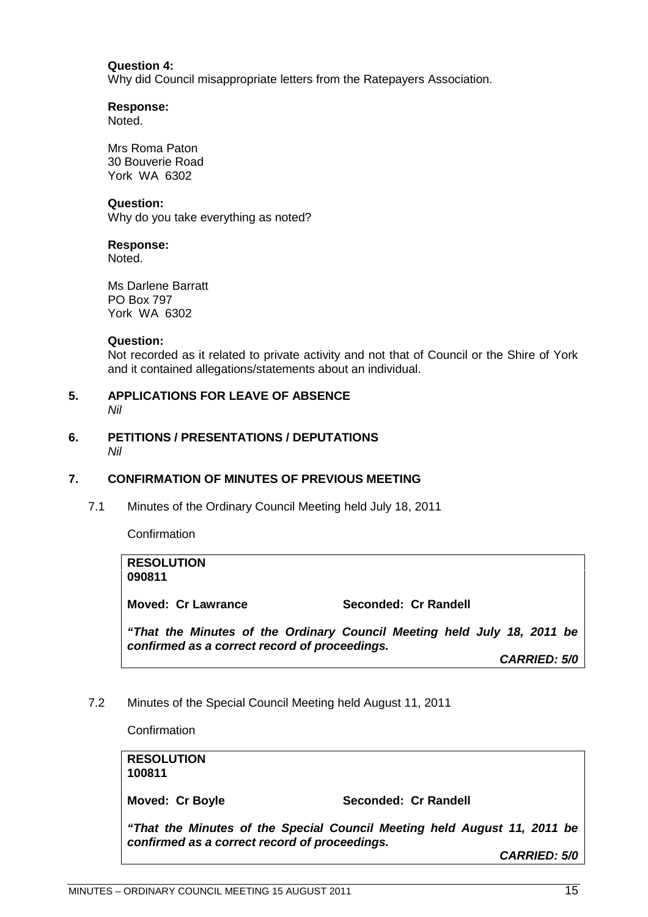**Question 4:**
Why did Council misappropriate letters from the Ratepayers Association.

**Response:**
Noted.

Mrs Roma Paton
30 Bouverie Road
York WA 6302

**Question:**
Why do you take everything as noted?

**Response:**
Noted.

Ms Darlene Barratt
PO Box 797
York WA 6302

**Question:**
Not recorded as it related to private activity and not that of Council or the Shire of York and it contained allegations/statements about an individual.

## 5. APPLICATIONS FOR LEAVE OF ABSENCE

*Nil*

## 6. PETITIONS / PRESENTATIONS / DEPUTATIONS

*Nil*

## 7. CONFIRMATION OF MINUTES OF PREVIOUS MEETING

7.1 Minutes of the Ordinary Council Meeting held July 18, 2011

Confirmation

**RESOLUTION**
**090811**

**Moved: Cr Lawrance** **Seconded: Cr Randell**

***"That the Minutes of the Ordinary Council Meeting held July 18, 2011 be confirmed as a correct record of proceedings.***

***CARRIED: 5/0***

7.2 Minutes of the Special Council Meeting held August 11, 2011

Confirmation

**RESOLUTION**
**100811**

**Moved: Cr Boyle** **Seconded: Cr Randell**

***"That the Minutes of the Special Council Meeting held August 11, 2011 be confirmed as a correct record of proceedings.***

***CARRIED: 5/0***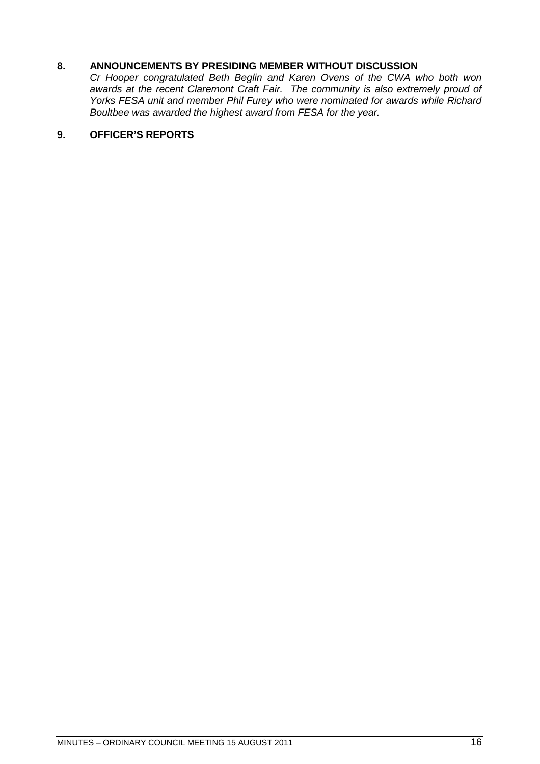## 8. ANNOUNCEMENTS BY PRESIDING MEMBER WITHOUT DISCUSSION

*Cr Hooper congratulated Beth Beglin and Karen Ovens of the CWA who both won awards at the recent Claremont Craft Fair. The community is also extremely proud of Yorks FESA unit and member Phil Furey who were nominated for awards while Richard Boultbee was awarded the highest award from FESA for the year.*

## 9. OFFICER'S REPORTS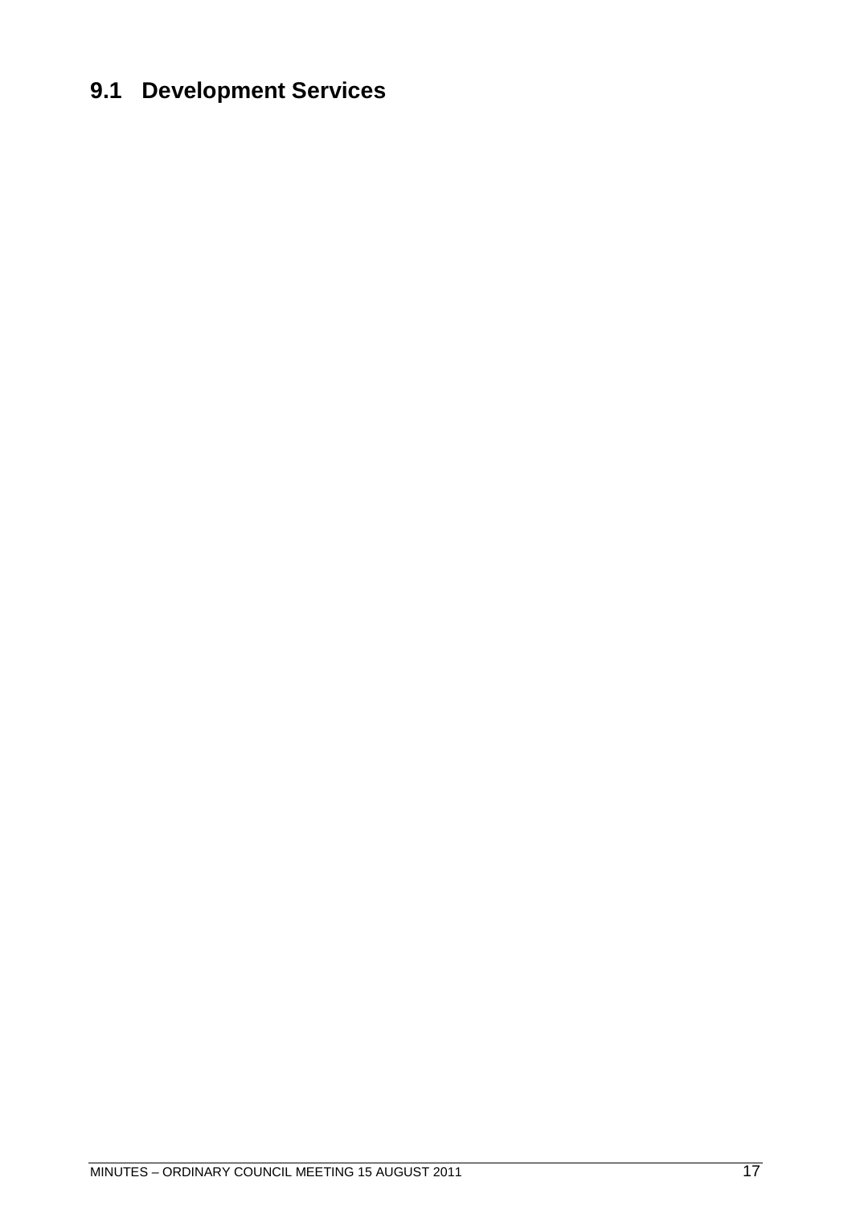## 9.1 Development Services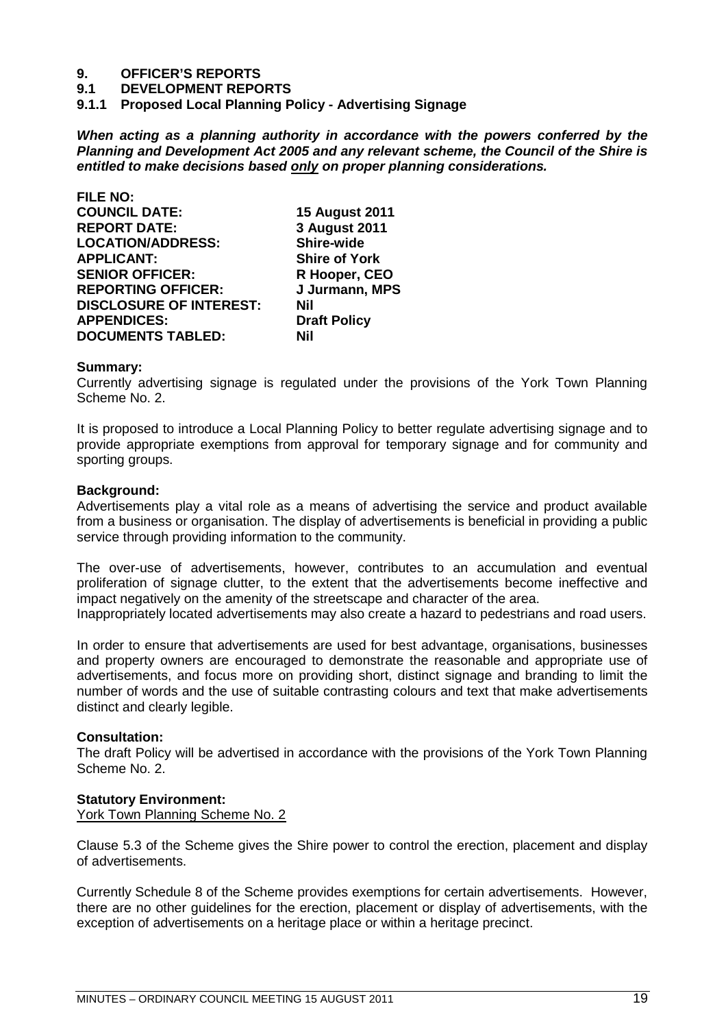# 9. OFFICER'S REPORTS

## 9.1 DEVELOPMENT REPORTS

### 9.1.1 Proposed Local Planning Policy - Advertising Signage

***When acting as a planning authority in accordance with the powers conferred by the Planning and Development Act 2005 and any relevant scheme, the Council of the Shire is entitled to make decisions based <u>only</u> on proper planning considerations.***

| | |
|---|---|
| **FILE NO:** | |
| **COUNCIL DATE:** | **15 August 2011** |
| **REPORT DATE:** | **3 August 2011** |
| **LOCATION/ADDRESS:** | **Shire-wide** |
| **APPLICANT:** | **Shire of York** |
| **SENIOR OFFICER:** | **R Hooper, CEO** |
| **REPORTING OFFICER:** | **J Jurmann, MPS** |
| **DISCLOSURE OF INTEREST:** | **Nil** |
| **APPENDICES:** | **Draft Policy** |
| **DOCUMENTS TABLED:** | **Nil** |

**Summary:**

Currently advertising signage is regulated under the provisions of the York Town Planning Scheme No. 2.

It is proposed to introduce a Local Planning Policy to better regulate advertising signage and to provide appropriate exemptions from approval for temporary signage and for community and sporting groups.

**Background:**

Advertisements play a vital role as a means of advertising the service and product available from a business or organisation. The display of advertisements is beneficial in providing a public service through providing information to the community.

The over-use of advertisements, however, contributes to an accumulation and eventual proliferation of signage clutter, to the extent that the advertisements become ineffective and impact negatively on the amenity of the streetscape and character of the area.

Inappropriately located advertisements may also create a hazard to pedestrians and road users.

In order to ensure that advertisements are used for best advantage, organisations, businesses and property owners are encouraged to demonstrate the reasonable and appropriate use of advertisements, and focus more on providing short, distinct signage and branding to limit the number of words and the use of suitable contrasting colours and text that make advertisements distinct and clearly legible.

**Consultation:**

The draft Policy will be advertised in accordance with the provisions of the York Town Planning Scheme No. 2.

**Statutory Environment:**

<u>York Town Planning Scheme No. 2</u>

Clause 5.3 of the Scheme gives the Shire power to control the erection, placement and display of advertisements.

Currently Schedule 8 of the Scheme provides exemptions for certain advertisements. However, there are no other guidelines for the erection, placement or display of advertisements, with the exception of advertisements on a heritage place or within a heritage precinct.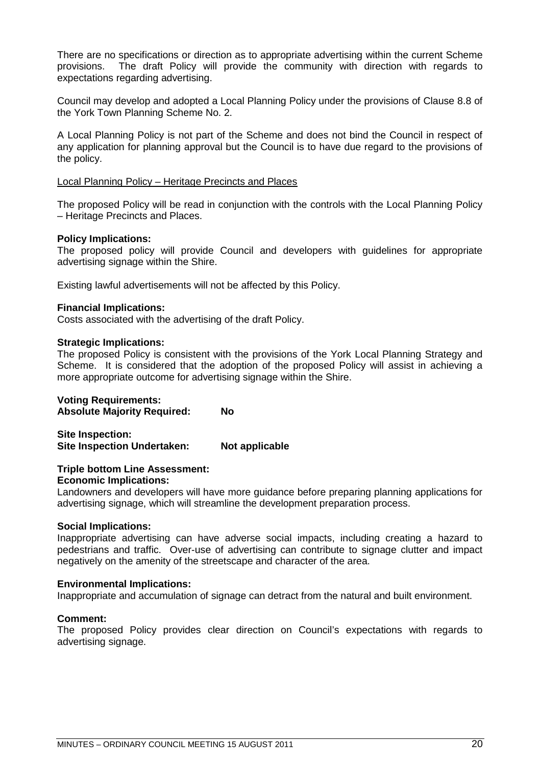There are no specifications or direction as to appropriate advertising within the current Scheme provisions. The draft Policy will provide the community with direction with regards to expectations regarding advertising.

Council may develop and adopted a Local Planning Policy under the provisions of Clause 8.8 of the York Town Planning Scheme No. 2.

A Local Planning Policy is not part of the Scheme and does not bind the Council in respect of any application for planning approval but the Council is to have due regard to the provisions of the policy.

Local Planning Policy – Heritage Precincts and Places

The proposed Policy will be read in conjunction with the controls with the Local Planning Policy – Heritage Precincts and Places.

**Policy Implications:**
The proposed policy will provide Council and developers with guidelines for appropriate advertising signage within the Shire.

Existing lawful advertisements will not be affected by this Policy.

**Financial Implications:**
Costs associated with the advertising of the draft Policy.

**Strategic Implications:**
The proposed Policy is consistent with the provisions of the York Local Planning Strategy and Scheme. It is considered that the adoption of the proposed Policy will assist in achieving a more appropriate outcome for advertising signage within the Shire.

**Voting Requirements:**
**Absolute Majority Required: No**

**Site Inspection:**
**Site Inspection Undertaken: Not applicable**

**Triple bottom Line Assessment:**
**Economic Implications:**
Landowners and developers will have more guidance before preparing planning applications for advertising signage, which will streamline the development preparation process.

**Social Implications:**
Inappropriate advertising can have adverse social impacts, including creating a hazard to pedestrians and traffic. Over-use of advertising can contribute to signage clutter and impact negatively on the amenity of the streetscape and character of the area.

**Environmental Implications:**
Inappropriate and accumulation of signage can detract from the natural and built environment.

**Comment:**
The proposed Policy provides clear direction on Council's expectations with regards to advertising signage.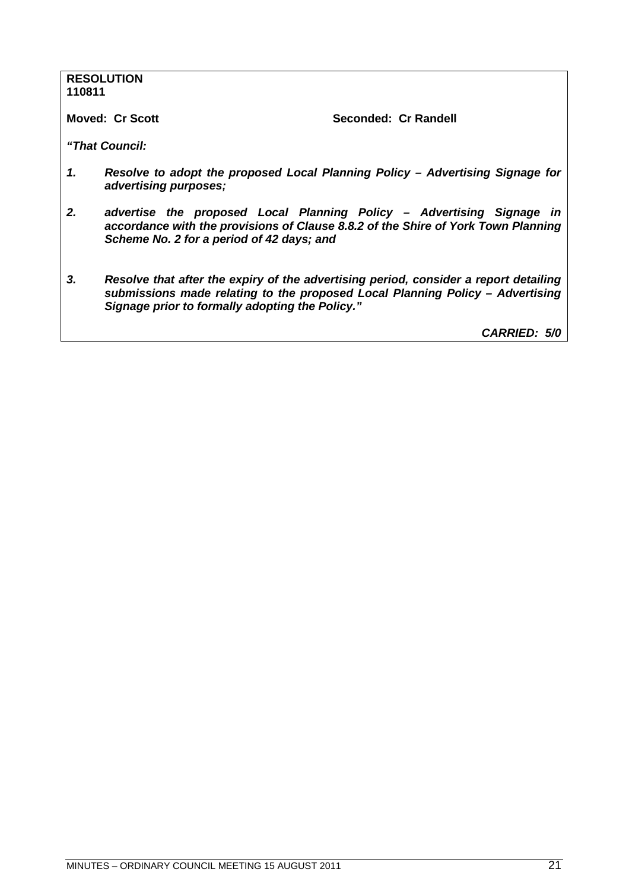**RESOLUTION**
**110811**

**Moved: Cr Scott** **Seconded: Cr Randell**

***"That Council:***

1. ***Resolve to adopt the proposed Local Planning Policy – Advertising Signage for advertising purposes;***

2. ***advertise the proposed Local Planning Policy – Advertising Signage in accordance with the provisions of Clause 8.8.2 of the Shire of York Town Planning Scheme No. 2 for a period of 42 days; and***

3. ***Resolve that after the expiry of the advertising period, consider a report detailing submissions made relating to the proposed Local Planning Policy – Advertising Signage prior to formally adopting the Policy."***

***CARRIED: 5/0***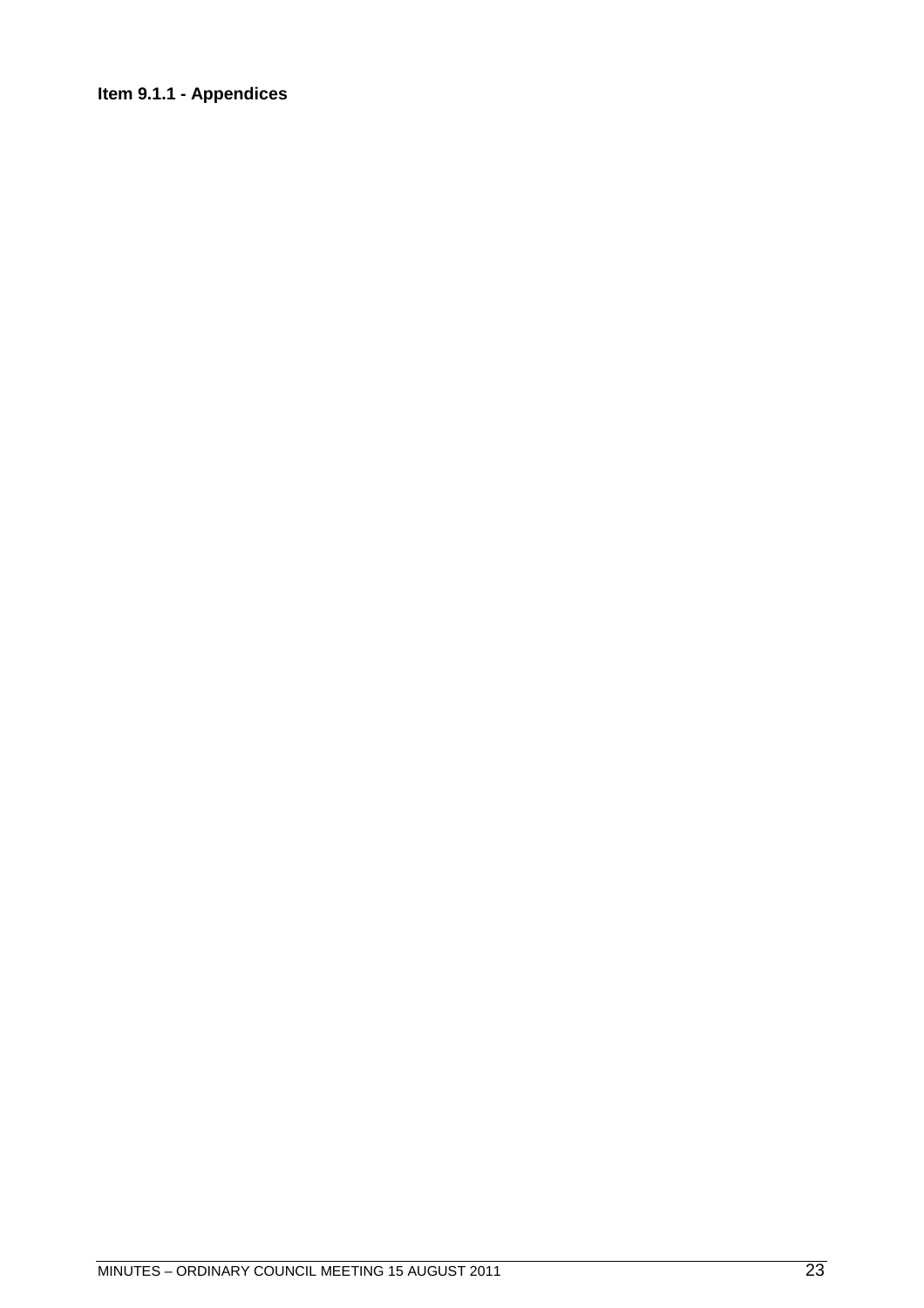**Item 9.1.1 - Appendices**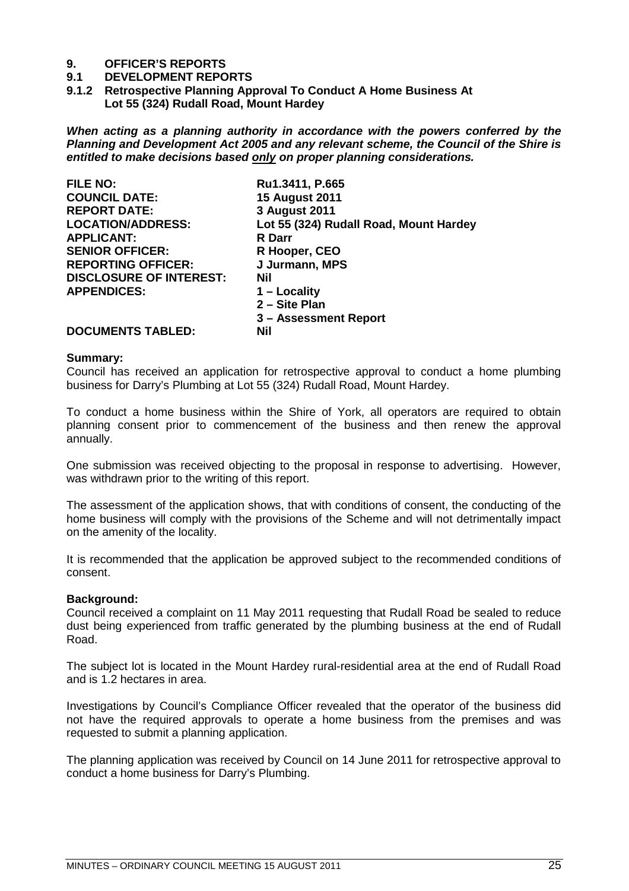# 9. OFFICER'S REPORTS

## 9.1 DEVELOPMENT REPORTS

### 9.1.2 Retrospective Planning Approval To Conduct A Home Business At Lot 55 (324) Rudall Road, Mount Hardey

***When acting as a planning authority in accordance with the powers conferred by the Planning and Development Act 2005 and any relevant scheme, the Council of the Shire is entitled to make decisions based only on proper planning considerations.***

| | |
|---|---|
| **FILE NO:** | **Ru1.3411, P.665** |
| **COUNCIL DATE:** | **15 August 2011** |
| **REPORT DATE:** | **3 August 2011** |
| **LOCATION/ADDRESS:** | **Lot 55 (324) Rudall Road, Mount Hardey** |
| **APPLICANT:** | **R Darr** |
| **SENIOR OFFICER:** | **R Hooper, CEO** |
| **REPORTING OFFICER:** | **J Jurmann, MPS** |
| **DISCLOSURE OF INTEREST:** | **Nil** |
| **APPENDICES:** | **1 – Locality**<br>**2 – Site Plan**<br>**3 – Assessment Report** |
| **DOCUMENTS TABLED:** | **Nil** |

**Summary:**

Council has received an application for retrospective approval to conduct a home plumbing business for Darry's Plumbing at Lot 55 (324) Rudall Road, Mount Hardey.

To conduct a home business within the Shire of York, all operators are required to obtain planning consent prior to commencement of the business and then renew the approval annually.

One submission was received objecting to the proposal in response to advertising. However, was withdrawn prior to the writing of this report.

The assessment of the application shows, that with conditions of consent, the conducting of the home business will comply with the provisions of the Scheme and will not detrimentally impact on the amenity of the locality.

It is recommended that the application be approved subject to the recommended conditions of consent.

**Background:**

Council received a complaint on 11 May 2011 requesting that Rudall Road be sealed to reduce dust being experienced from traffic generated by the plumbing business at the end of Rudall Road.

The subject lot is located in the Mount Hardey rural-residential area at the end of Rudall Road and is 1.2 hectares in area.

Investigations by Council's Compliance Officer revealed that the operator of the business did not have the required approvals to operate a home business from the premises and was requested to submit a planning application.

The planning application was received by Council on 14 June 2011 for retrospective approval to conduct a home business for Darry's Plumbing.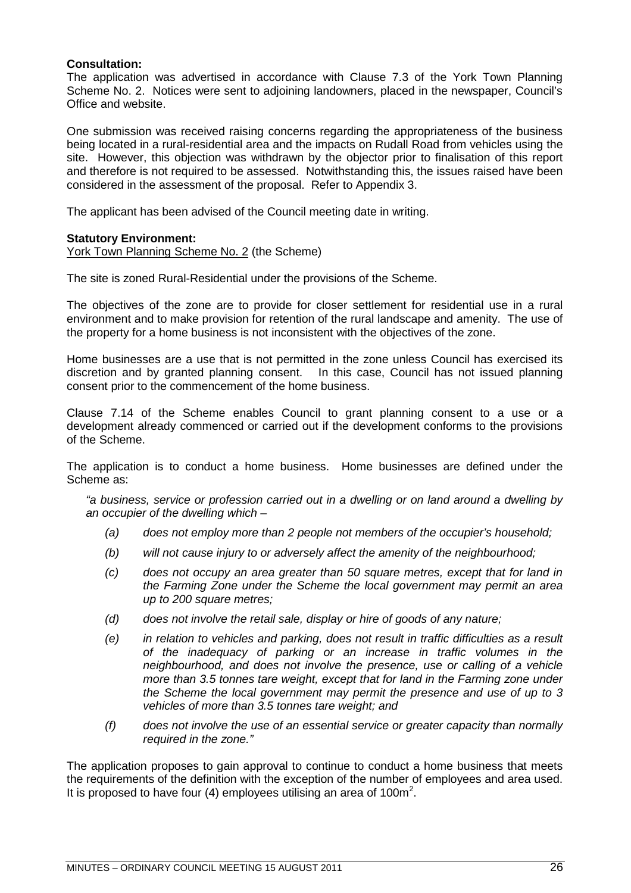**Consultation:**
The application was advertised in accordance with Clause 7.3 of the York Town Planning Scheme No. 2. Notices were sent to adjoining landowners, placed in the newspaper, Council's Office and website.

One submission was received raising concerns regarding the appropriateness of the business being located in a rural-residential area and the impacts on Rudall Road from vehicles using the site. However, this objection was withdrawn by the objector prior to finalisation of this report and therefore is not required to be assessed. Notwithstanding this, the issues raised have been considered in the assessment of the proposal. Refer to Appendix 3.

The applicant has been advised of the Council meeting date in writing.

**Statutory Environment:**
York Town Planning Scheme No. 2 (the Scheme)

The site is zoned Rural-Residential under the provisions of the Scheme.

The objectives of the zone are to provide for closer settlement for residential use in a rural environment and to make provision for retention of the rural landscape and amenity. The use of the property for a home business is not inconsistent with the objectives of the zone.

Home businesses are a use that is not permitted in the zone unless Council has exercised its discretion and by granted planning consent. In this case, Council has not issued planning consent prior to the commencement of the home business.

Clause 7.14 of the Scheme enables Council to grant planning consent to a use or a development already commenced or carried out if the development conforms to the provisions of the Scheme.

The application is to conduct a home business. Home businesses are defined under the Scheme as:

*"a business, service or profession carried out in a dwelling or on land around a dwelling by an occupier of the dwelling which –*

- *(a) does not employ more than 2 people not members of the occupier's household;*
- *(b) will not cause injury to or adversely affect the amenity of the neighbourhood;*
- *(c) does not occupy an area greater than 50 square metres, except that for land in the Farming Zone under the Scheme the local government may permit an area up to 200 square metres;*
- *(d) does not involve the retail sale, display or hire of goods of any nature;*
- *(e) in relation to vehicles and parking, does not result in traffic difficulties as a result of the inadequacy of parking or an increase in traffic volumes in the neighbourhood, and does not involve the presence, use or calling of a vehicle more than 3.5 tonnes tare weight, except that for land in the Farming zone under the Scheme the local government may permit the presence and use of up to 3 vehicles of more than 3.5 tonnes tare weight; and*
- *(f) does not involve the use of an essential service or greater capacity than normally required in the zone."*

The application proposes to gain approval to continue to conduct a home business that meets the requirements of the definition with the exception of the number of employees and area used. It is proposed to have four (4) employees utilising an area of 100m$^2$.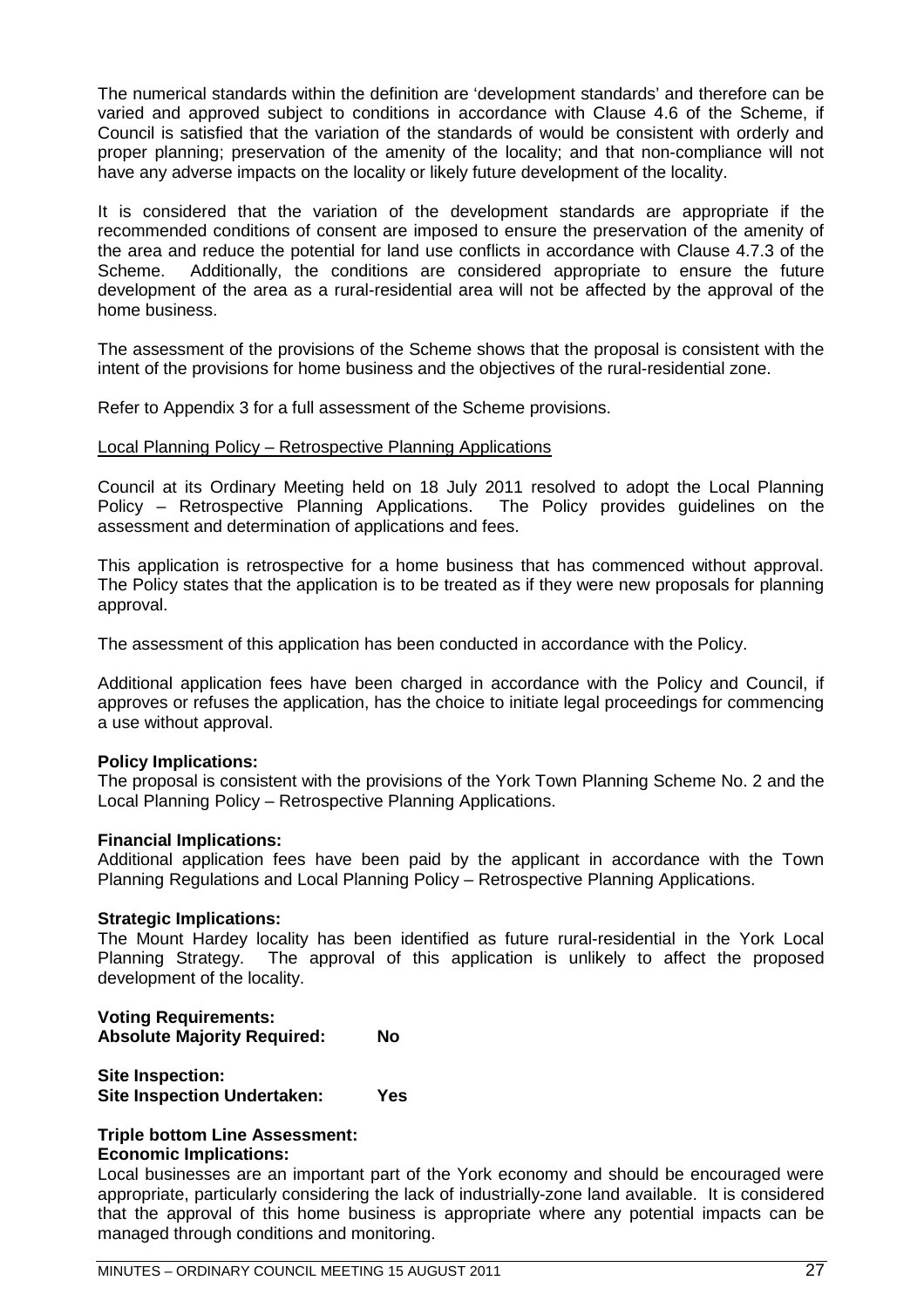The numerical standards within the definition are 'development standards' and therefore can be varied and approved subject to conditions in accordance with Clause 4.6 of the Scheme, if Council is satisfied that the variation of the standards of would be consistent with orderly and proper planning; preservation of the amenity of the locality; and that non-compliance will not have any adverse impacts on the locality or likely future development of the locality.

It is considered that the variation of the development standards are appropriate if the recommended conditions of consent are imposed to ensure the preservation of the amenity of the area and reduce the potential for land use conflicts in accordance with Clause 4.7.3 of the Scheme. Additionally, the conditions are considered appropriate to ensure the future development of the area as a rural-residential area will not be affected by the approval of the home business.

The assessment of the provisions of the Scheme shows that the proposal is consistent with the intent of the provisions for home business and the objectives of the rural-residential zone.

Refer to Appendix 3 for a full assessment of the Scheme provisions.

<u>Local Planning Policy – Retrospective Planning Applications</u>

Council at its Ordinary Meeting held on 18 July 2011 resolved to adopt the Local Planning Policy – Retrospective Planning Applications. The Policy provides guidelines on the assessment and determination of applications and fees.

This application is retrospective for a home business that has commenced without approval. The Policy states that the application is to be treated as if they were new proposals for planning approval.

The assessment of this application has been conducted in accordance with the Policy.

Additional application fees have been charged in accordance with the Policy and Council, if approves or refuses the application, has the choice to initiate legal proceedings for commencing a use without approval.

**Policy Implications:**
The proposal is consistent with the provisions of the York Town Planning Scheme No. 2 and the Local Planning Policy – Retrospective Planning Applications.

**Financial Implications:**
Additional application fees have been paid by the applicant in accordance with the Town Planning Regulations and Local Planning Policy – Retrospective Planning Applications.

**Strategic Implications:**
The Mount Hardey locality has been identified as future rural-residential in the York Local Planning Strategy. The approval of this application is unlikely to affect the proposed development of the locality.

**Voting Requirements:**
**Absolute Majority Required: No**

**Site Inspection:**
**Site Inspection Undertaken: Yes**

**Triple bottom Line Assessment:**
**Economic Implications:**
Local businesses are an important part of the York economy and should be encouraged were appropriate, particularly considering the lack of industrially-zone land available. It is considered that the approval of this home business is appropriate where any potential impacts can be managed through conditions and monitoring.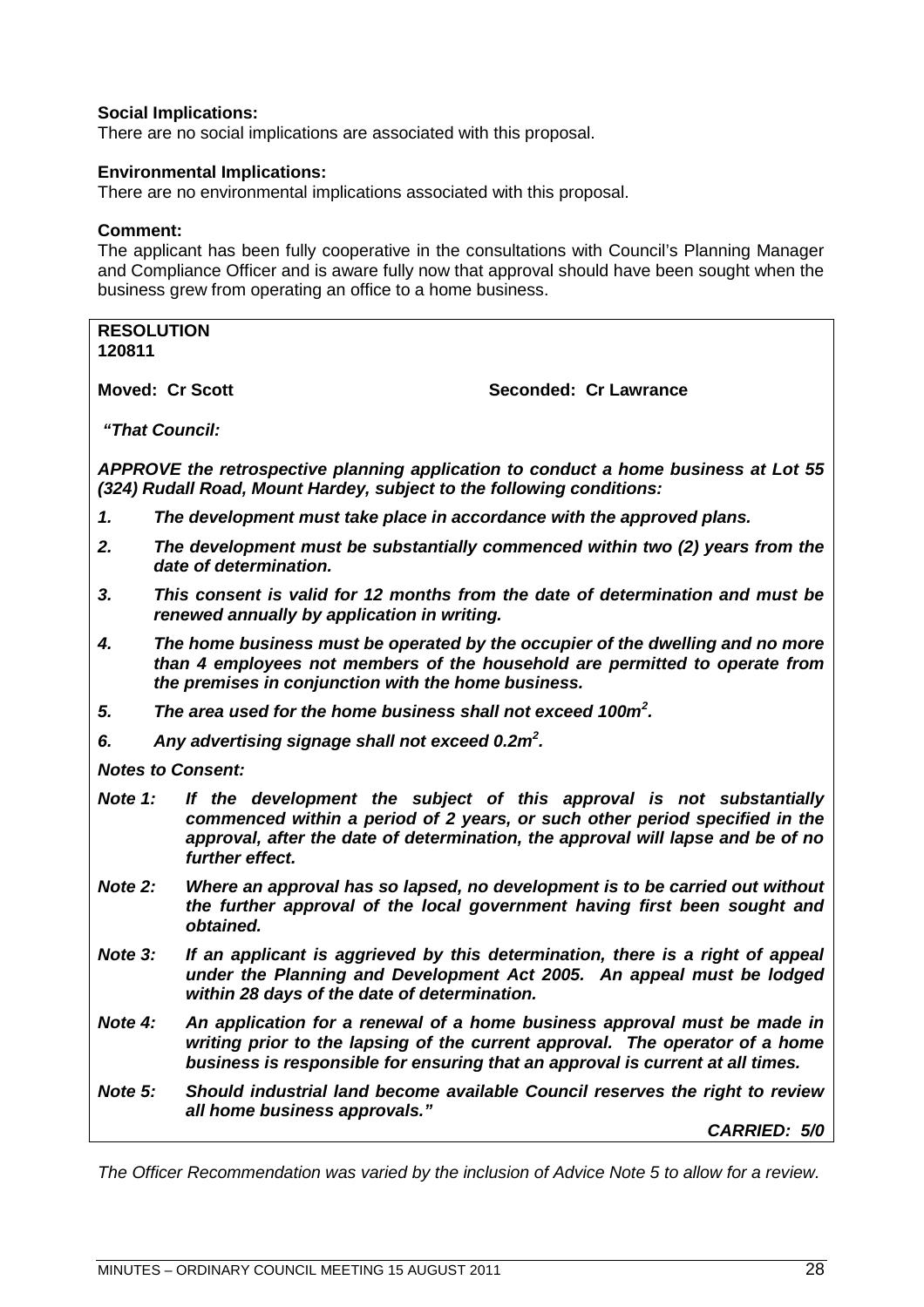**Social Implications:**
There are no social implications are associated with this proposal.

**Environmental Implications:**
There are no environmental implications associated with this proposal.

**Comment:**
The applicant has been fully cooperative in the consultations with Council's Planning Manager and Compliance Officer and is aware fully now that approval should have been sought when the business grew from operating an office to a home business.

**RESOLUTION**
**120811**

**Moved: Cr Scott** **Seconded: Cr Lawrance**

***"That Council:***

***APPROVE the retrospective planning application to conduct a home business at Lot 55 (324) Rudall Road, Mount Hardey, subject to the following conditions:***

***1. The development must take place in accordance with the approved plans.***

***2. The development must be substantially commenced within two (2) years from the date of determination.***

***3. This consent is valid for 12 months from the date of determination and must be renewed annually by application in writing.***

***4. The home business must be operated by the occupier of the dwelling and no more than 4 employees not members of the household are permitted to operate from the premises in conjunction with the home business.***

***5. The area used for the home business shall not exceed 100m$^2$.***

***6. Any advertising signage shall not exceed 0.2m$^2$.***

***Notes to Consent:***

***Note 1: If the development the subject of this approval is not substantially commenced within a period of 2 years, or such other period specified in the approval, after the date of determination, the approval will lapse and be of no further effect.***

***Note 2: Where an approval has so lapsed, no development is to be carried out without the further approval of the local government having first been sought and obtained.***

***Note 3: If an applicant is aggrieved by this determination, there is a right of appeal under the Planning and Development Act 2005. An appeal must be lodged within 28 days of the date of determination.***

***Note 4: An application for a renewal of a home business approval must be made in writing prior to the lapsing of the current approval. The operator of a home business is responsible for ensuring that an approval is current at all times.***

***Note 5: Should industrial land become available Council reserves the right to review all home business approvals."***

***CARRIED: 5/0***

*The Officer Recommendation was varied by the inclusion of Advice Note 5 to allow for a review.*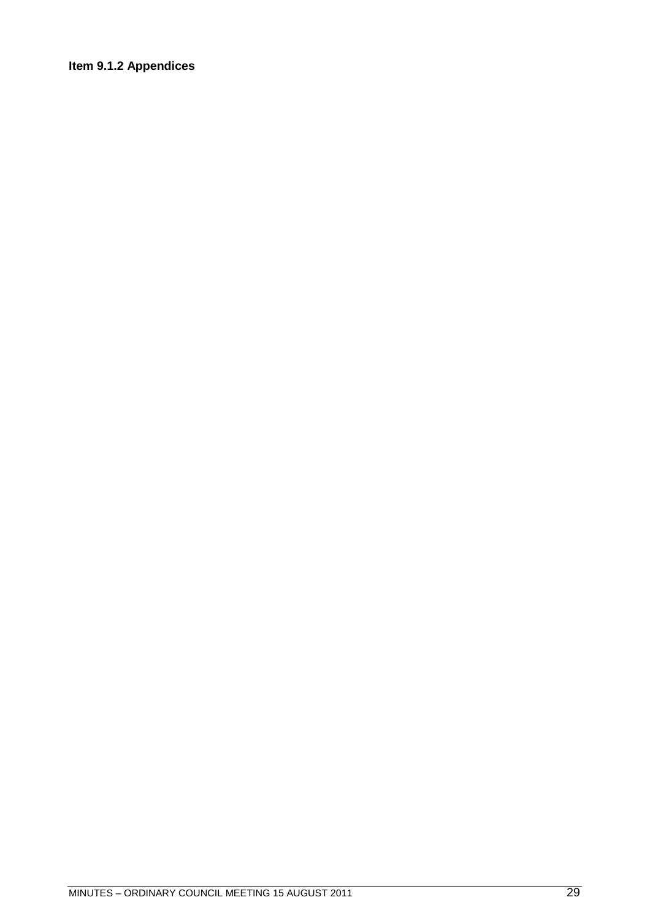**Item 9.1.2 Appendices**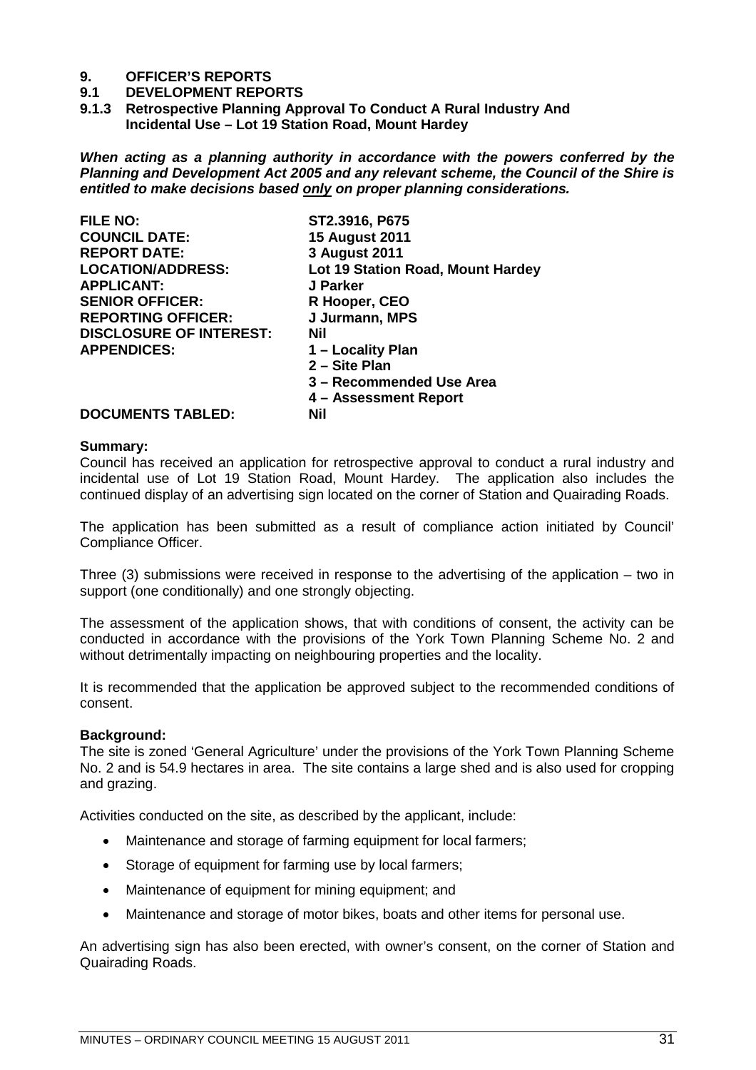## 9. OFFICER'S REPORTS

### 9.1 DEVELOPMENT REPORTS

### 9.1.3 Retrospective Planning Approval To Conduct A Rural Industry And Incidental Use – Lot 19 Station Road, Mount Hardey

***When acting as a planning authority in accordance with the powers conferred by the Planning and Development Act 2005 and any relevant scheme, the Council of the Shire is entitled to make decisions based only on proper planning considerations.***

| | |
|---|---|
| **FILE NO:** | **ST2.3916, P675** |
| **COUNCIL DATE:** | **15 August 2011** |
| **REPORT DATE:** | **3 August 2011** |
| **LOCATION/ADDRESS:** | **Lot 19 Station Road, Mount Hardey** |
| **APPLICANT:** | **J Parker** |
| **SENIOR OFFICER:** | **R Hooper, CEO** |
| **REPORTING OFFICER:** | **J Jurmann, MPS** |
| **DISCLOSURE OF INTEREST:** | **Nil** |
| **APPENDICES:** | **1 – Locality Plan**<br>**2 – Site Plan**<br>**3 – Recommended Use Area**<br>**4 – Assessment Report** |
| **DOCUMENTS TABLED:** | **Nil** |

**Summary:**

Council has received an application for retrospective approval to conduct a rural industry and incidental use of Lot 19 Station Road, Mount Hardey. The application also includes the continued display of an advertising sign located on the corner of Station and Quairading Roads.

The application has been submitted as a result of compliance action initiated by Council' Compliance Officer.

Three (3) submissions were received in response to the advertising of the application – two in support (one conditionally) and one strongly objecting.

The assessment of the application shows, that with conditions of consent, the activity can be conducted in accordance with the provisions of the York Town Planning Scheme No. 2 and without detrimentally impacting on neighbouring properties and the locality.

It is recommended that the application be approved subject to the recommended conditions of consent.

**Background:**

The site is zoned 'General Agriculture' under the provisions of the York Town Planning Scheme No. 2 and is 54.9 hectares in area. The site contains a large shed and is also used for cropping and grazing.

Activities conducted on the site, as described by the applicant, include:

- Maintenance and storage of farming equipment for local farmers;
- Storage of equipment for farming use by local farmers;
- Maintenance of equipment for mining equipment; and
- Maintenance and storage of motor bikes, boats and other items for personal use.

An advertising sign has also been erected, with owner's consent, on the corner of Station and Quairading Roads.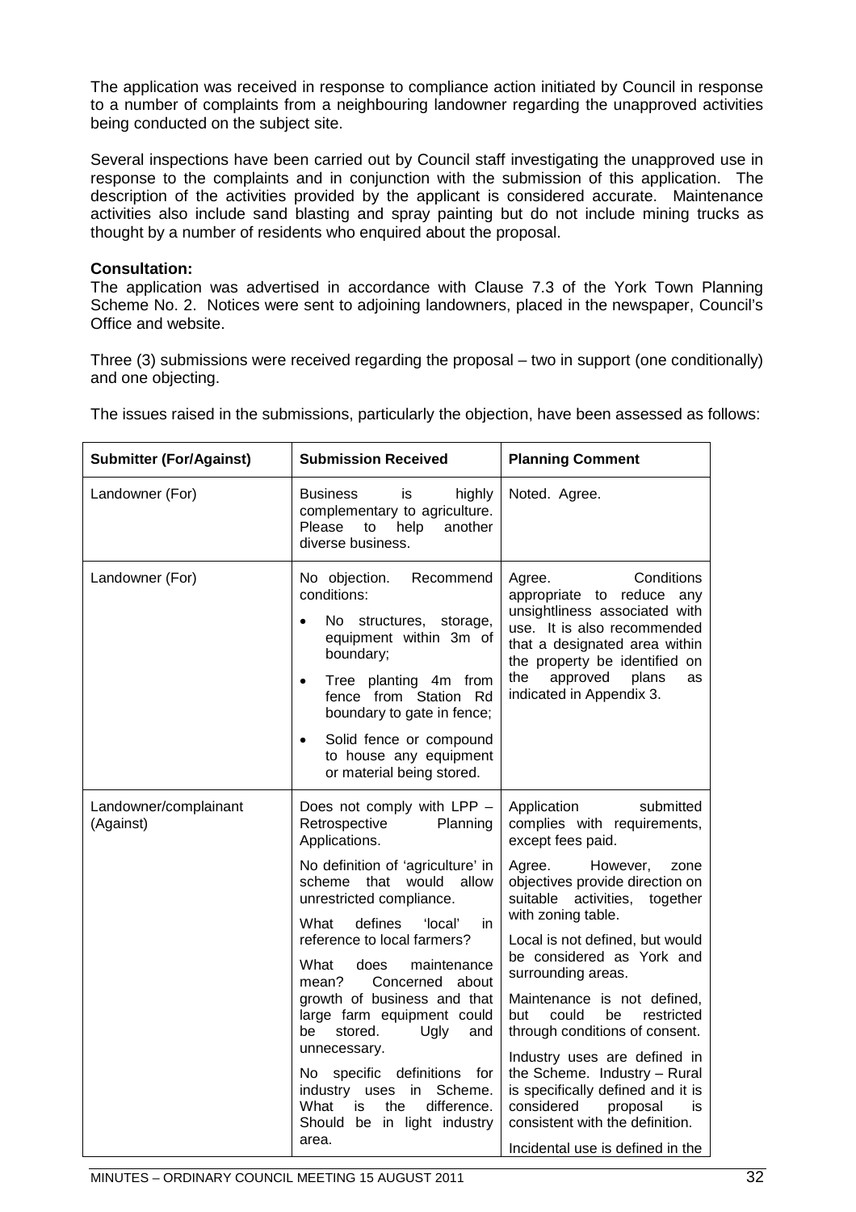The application was received in response to compliance action initiated by Council in response to a number of complaints from a neighbouring landowner regarding the unapproved activities being conducted on the subject site.

Several inspections have been carried out by Council staff investigating the unapproved use in response to the complaints and in conjunction with the submission of this application. The description of the activities provided by the applicant is considered accurate. Maintenance activities also include sand blasting and spray painting but do not include mining trucks as thought by a number of residents who enquired about the proposal.

**Consultation:**
The application was advertised in accordance with Clause 7.3 of the York Town Planning Scheme No. 2. Notices were sent to adjoining landowners, placed in the newspaper, Council's Office and website.

Three (3) submissions were received regarding the proposal – two in support (one conditionally) and one objecting.

The issues raised in the submissions, particularly the objection, have been assessed as follows:

| **Submitter (For/Against)** | **Submission Received** | **Planning Comment** |
|---|---|---|
| Landowner (For) | Business is highly complementary to agriculture. Please to help another diverse business. | Noted. Agree. |
| Landowner (For) | No objection. Recommend conditions:<br>• No structures, storage, equipment within 3m of boundary;<br>• Tree planting 4m from fence from Station Rd boundary to gate in fence;<br>• Solid fence or compound to house any equipment or material being stored. | Agree. Conditions appropriate to reduce any unsightliness associated with use. It is also recommended that a designated area within the property be identified on the approved plans as indicated in Appendix 3. |
| Landowner/complainant (Against) | Does not comply with LPP – Retrospective Planning Applications.<br><br>No definition of 'agriculture' in scheme that would allow unrestricted compliance.<br><br>What defines 'local' in reference to local farmers?<br><br>What does maintenance mean? Concerned about growth of business and that large farm equipment could be stored. Ugly and unnecessary.<br><br>No specific definitions for industry uses in Scheme. What is the difference. Should be in light industry area. | Application submitted complies with requirements, except fees paid.<br><br>Agree. However, zone objectives provide direction on suitable activities, together with zoning table.<br><br>Local is not defined, but would be considered as York and surrounding areas.<br><br>Maintenance is not defined, but could be restricted through conditions of consent.<br><br>Industry uses are defined in the Scheme. Industry – Rural is specifically defined and it is considered proposal is consistent with the definition.<br><br>Incidental use is defined in the |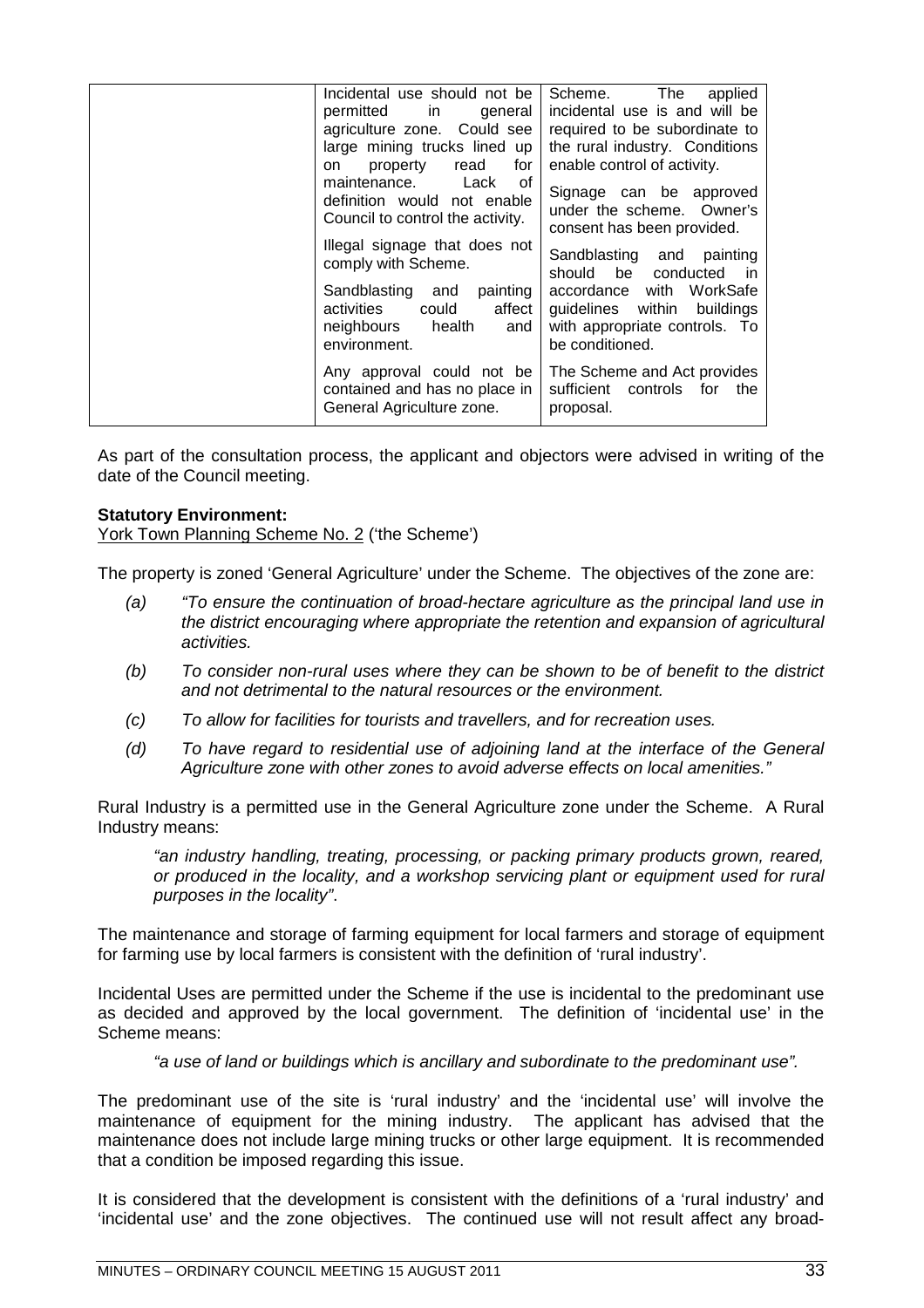| | | |
|---|---|---|
| | Incidental use should not be permitted in general agriculture zone. Could see large mining trucks lined up on property read for maintenance. Lack of definition would not enable Council to control the activity. | Scheme. The applied incidental use is and will be required to be subordinate to the rural industry. Conditions enable control of activity. |
| | Illegal signage that does not comply with Scheme. | Signage can be approved under the scheme. Owner's consent has been provided. |
| | Sandblasting and painting activities could affect neighbours health and environment. | Sandblasting and painting should be conducted in accordance with WorkSafe guidelines within buildings with appropriate controls. To be conditioned. |
| | Any approval could not be contained and has no place in General Agriculture zone. | The Scheme and Act provides sufficient controls for the proposal. |

As part of the consultation process, the applicant and objectors were advised in writing of the date of the Council meeting.

**Statutory Environment:**

York Town Planning Scheme No. 2 ('the Scheme')

The property is zoned 'General Agriculture' under the Scheme. The objectives of the zone are:

- *(a) "To ensure the continuation of broad-hectare agriculture as the principal land use in the district encouraging where appropriate the retention and expansion of agricultural activities.*
- *(b) To consider non-rural uses where they can be shown to be of benefit to the district and not detrimental to the natural resources or the environment.*
- *(c) To allow for facilities for tourists and travellers, and for recreation uses.*
- *(d) To have regard to residential use of adjoining land at the interface of the General Agriculture zone with other zones to avoid adverse effects on local amenities."*

Rural Industry is a permitted use in the General Agriculture zone under the Scheme. A Rural Industry means:

> *"an industry handling, treating, processing, or packing primary products grown, reared, or produced in the locality, and a workshop servicing plant or equipment used for rural purposes in the locality".*

The maintenance and storage of farming equipment for local farmers and storage of equipment for farming use by local farmers is consistent with the definition of 'rural industry'.

Incidental Uses are permitted under the Scheme if the use is incidental to the predominant use as decided and approved by the local government. The definition of 'incidental use' in the Scheme means:

> *"a use of land or buildings which is ancillary and subordinate to the predominant use".*

The predominant use of the site is 'rural industry' and the 'incidental use' will involve the maintenance of equipment for the mining industry. The applicant has advised that the maintenance does not include large mining trucks or other large equipment. It is recommended that a condition be imposed regarding this issue.

It is considered that the development is consistent with the definitions of a 'rural industry' and 'incidental use' and the zone objectives. The continued use will not result affect any broad-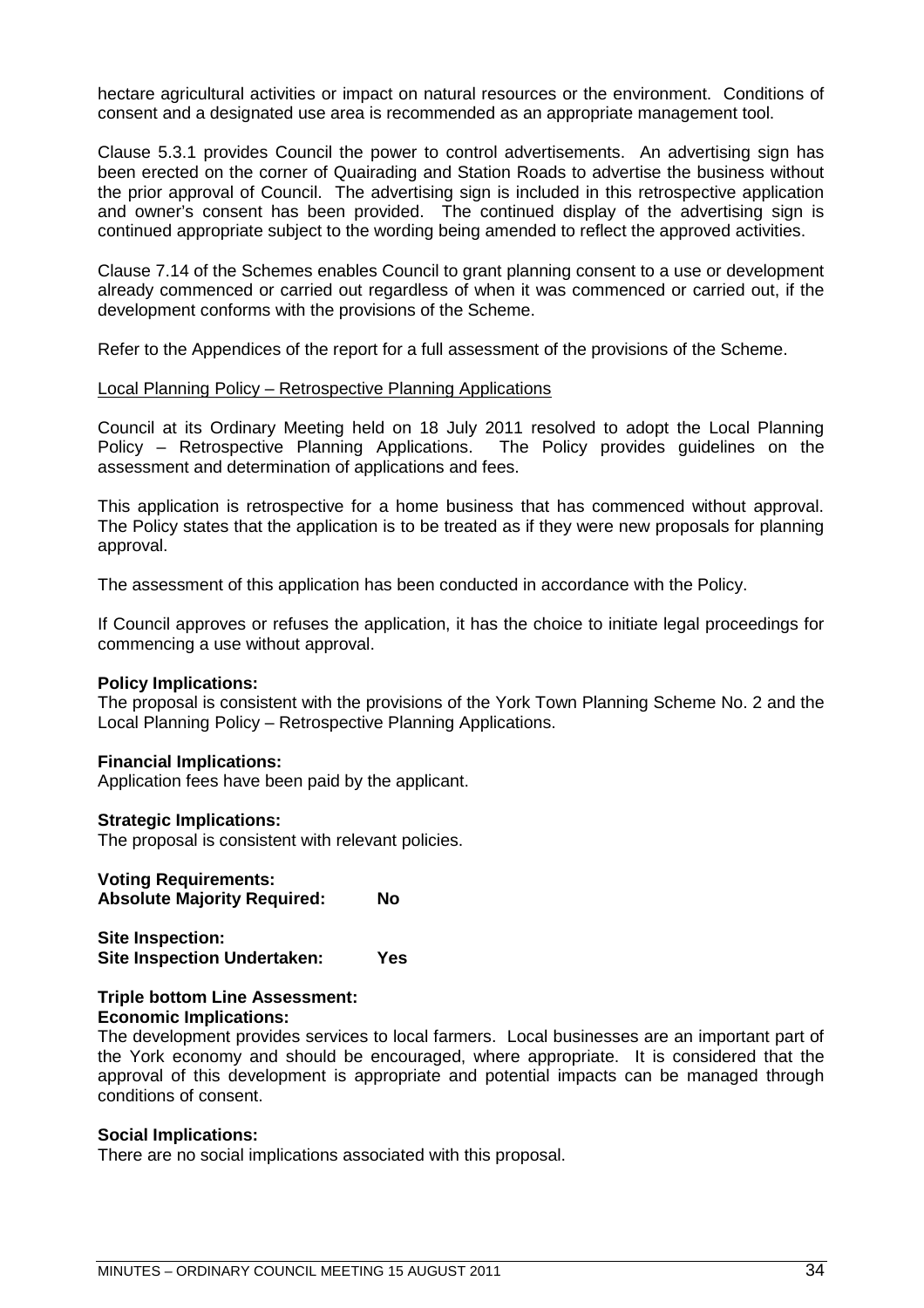hectare agricultural activities or impact on natural resources or the environment. Conditions of consent and a designated use area is recommended as an appropriate management tool.

Clause 5.3.1 provides Council the power to control advertisements. An advertising sign has been erected on the corner of Quairading and Station Roads to advertise the business without the prior approval of Council. The advertising sign is included in this retrospective application and owner's consent has been provided. The continued display of the advertising sign is continued appropriate subject to the wording being amended to reflect the approved activities.

Clause 7.14 of the Schemes enables Council to grant planning consent to a use or development already commenced or carried out regardless of when it was commenced or carried out, if the development conforms with the provisions of the Scheme.

Refer to the Appendices of the report for a full assessment of the provisions of the Scheme.

Local Planning Policy – Retrospective Planning Applications

Council at its Ordinary Meeting held on 18 July 2011 resolved to adopt the Local Planning Policy – Retrospective Planning Applications. The Policy provides guidelines on the assessment and determination of applications and fees.

This application is retrospective for a home business that has commenced without approval. The Policy states that the application is to be treated as if they were new proposals for planning approval.

The assessment of this application has been conducted in accordance with the Policy.

If Council approves or refuses the application, it has the choice to initiate legal proceedings for commencing a use without approval.

**Policy Implications:**
The proposal is consistent with the provisions of the York Town Planning Scheme No. 2 and the Local Planning Policy – Retrospective Planning Applications.

**Financial Implications:**
Application fees have been paid by the applicant.

**Strategic Implications:**
The proposal is consistent with relevant policies.

**Voting Requirements:**
**Absolute Majority Required: No**

**Site Inspection:**
**Site Inspection Undertaken: Yes**

**Triple bottom Line Assessment:**
**Economic Implications:**
The development provides services to local farmers. Local businesses are an important part of the York economy and should be encouraged, where appropriate. It is considered that the approval of this development is appropriate and potential impacts can be managed through conditions of consent.

**Social Implications:**
There are no social implications associated with this proposal.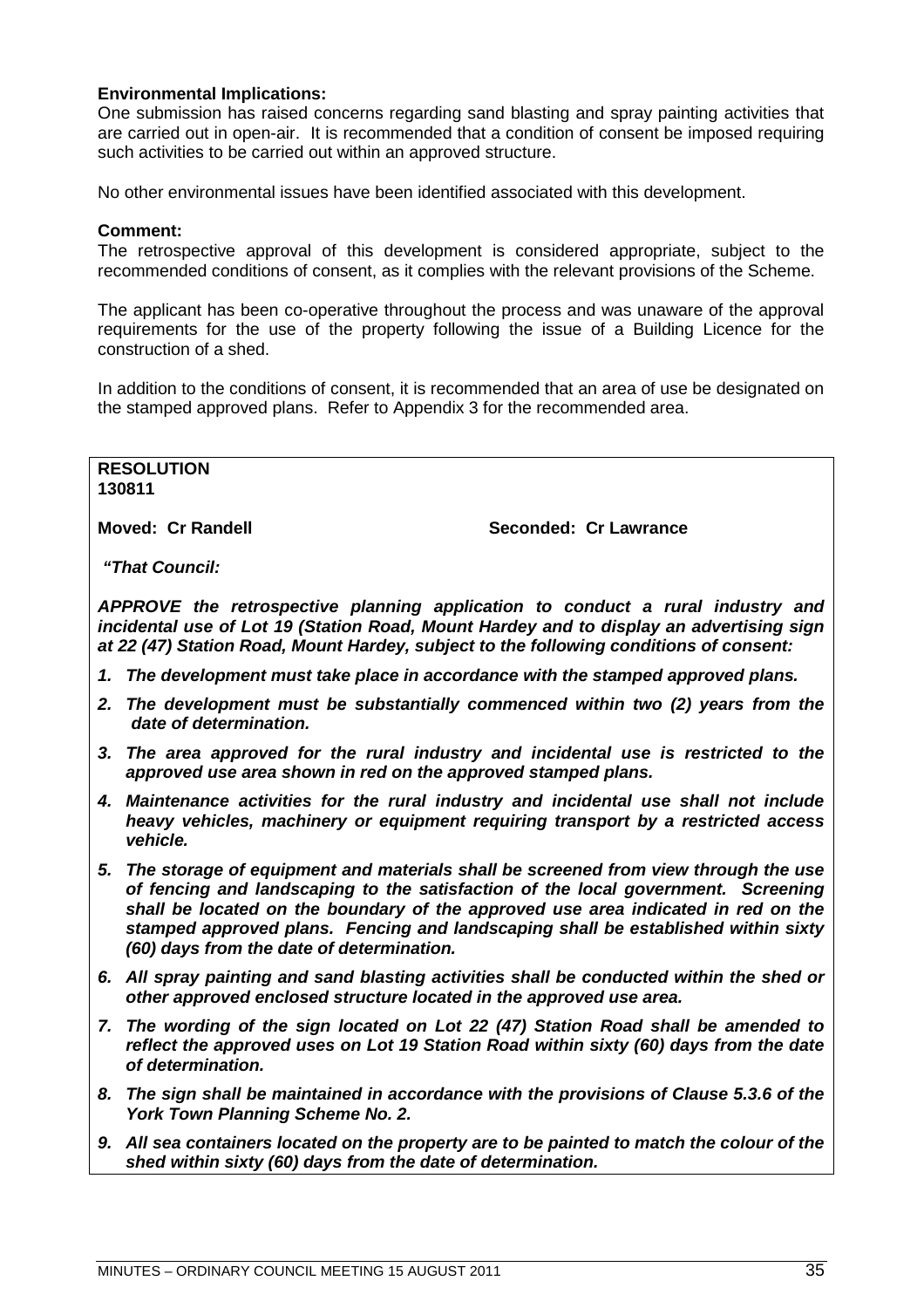**Environmental Implications:**
One submission has raised concerns regarding sand blasting and spray painting activities that are carried out in open-air. It is recommended that a condition of consent be imposed requiring such activities to be carried out within an approved structure.

No other environmental issues have been identified associated with this development.

**Comment:**
The retrospective approval of this development is considered appropriate, subject to the recommended conditions of consent, as it complies with the relevant provisions of the Scheme.

The applicant has been co-operative throughout the process and was unaware of the approval requirements for the use of the property following the issue of a Building Licence for the construction of a shed.

In addition to the conditions of consent, it is recommended that an area of use be designated on the stamped approved plans. Refer to Appendix 3 for the recommended area.

**RESOLUTION**
**130811**

**Moved: Cr Randell** **Seconded: Cr Lawrance**

***"That Council:***

***APPROVE the retrospective planning application to conduct a rural industry and incidental use of Lot 19 (Station Road, Mount Hardey and to display an advertising sign at 22 (47) Station Road, Mount Hardey, subject to the following conditions of consent:***

1. ***The development must take place in accordance with the stamped approved plans.***
2. ***The development must be substantially commenced within two (2) years from the date of determination.***
3. ***The area approved for the rural industry and incidental use is restricted to the approved use area shown in red on the approved stamped plans.***
4. ***Maintenance activities for the rural industry and incidental use shall not include heavy vehicles, machinery or equipment requiring transport by a restricted access vehicle.***
5. ***The storage of equipment and materials shall be screened from view through the use of fencing and landscaping to the satisfaction of the local government. Screening shall be located on the boundary of the approved use area indicated in red on the stamped approved plans. Fencing and landscaping shall be established within sixty (60) days from the date of determination.***
6. ***All spray painting and sand blasting activities shall be conducted within the shed or other approved enclosed structure located in the approved use area.***
7. ***The wording of the sign located on Lot 22 (47) Station Road shall be amended to reflect the approved uses on Lot 19 Station Road within sixty (60) days from the date of determination.***
8. ***The sign shall be maintained in accordance with the provisions of Clause 5.3.6 of the York Town Planning Scheme No. 2.***
9. ***All sea containers located on the property are to be painted to match the colour of the shed within sixty (60) days from the date of determination.***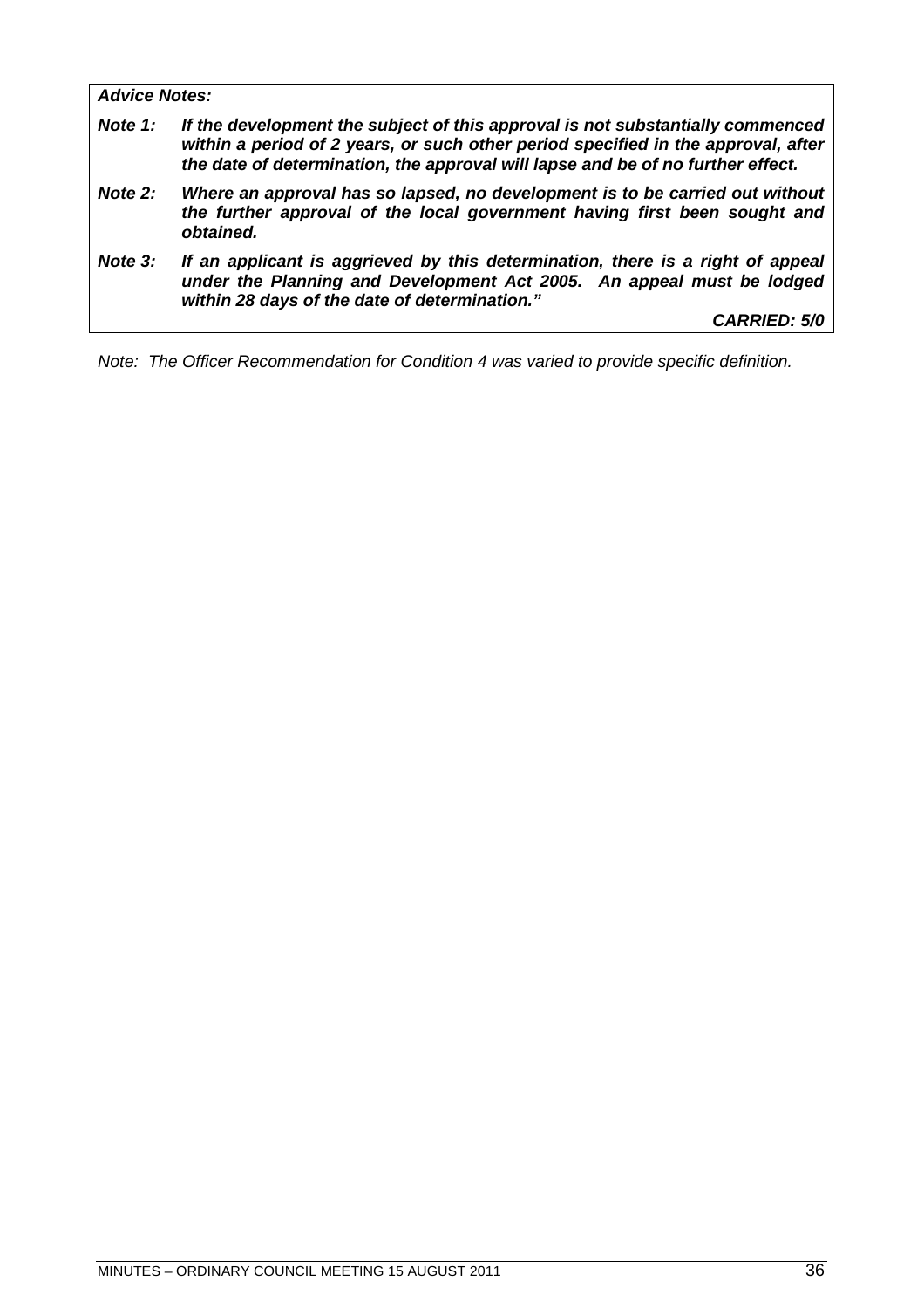***Advice Notes:***

***Note 1:*** ***If the development the subject of this approval is not substantially commenced within a period of 2 years, or such other period specified in the approval, after the date of determination, the approval will lapse and be of no further effect.***

***Note 2:*** ***Where an approval has so lapsed, no development is to be carried out without the further approval of the local government having first been sought and obtained.***

***Note 3:*** ***If an applicant is aggrieved by this determination, there is a right of appeal under the Planning and Development Act 2005. An appeal must be lodged within 28 days of the date of determination."***

***CARRIED: 5/0***

*Note: The Officer Recommendation for Condition 4 was varied to provide specific definition.*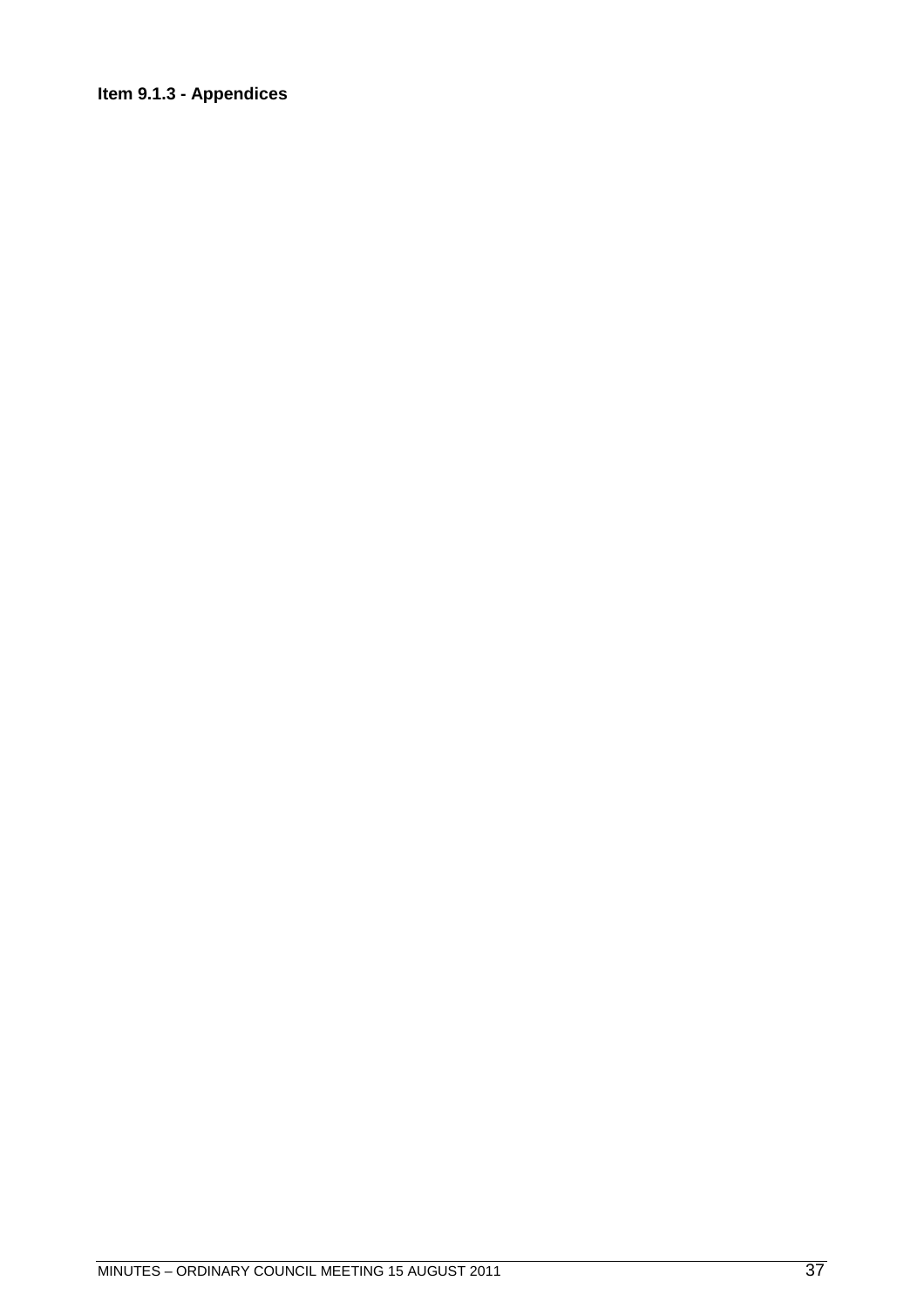**Item 9.1.3 - Appendices**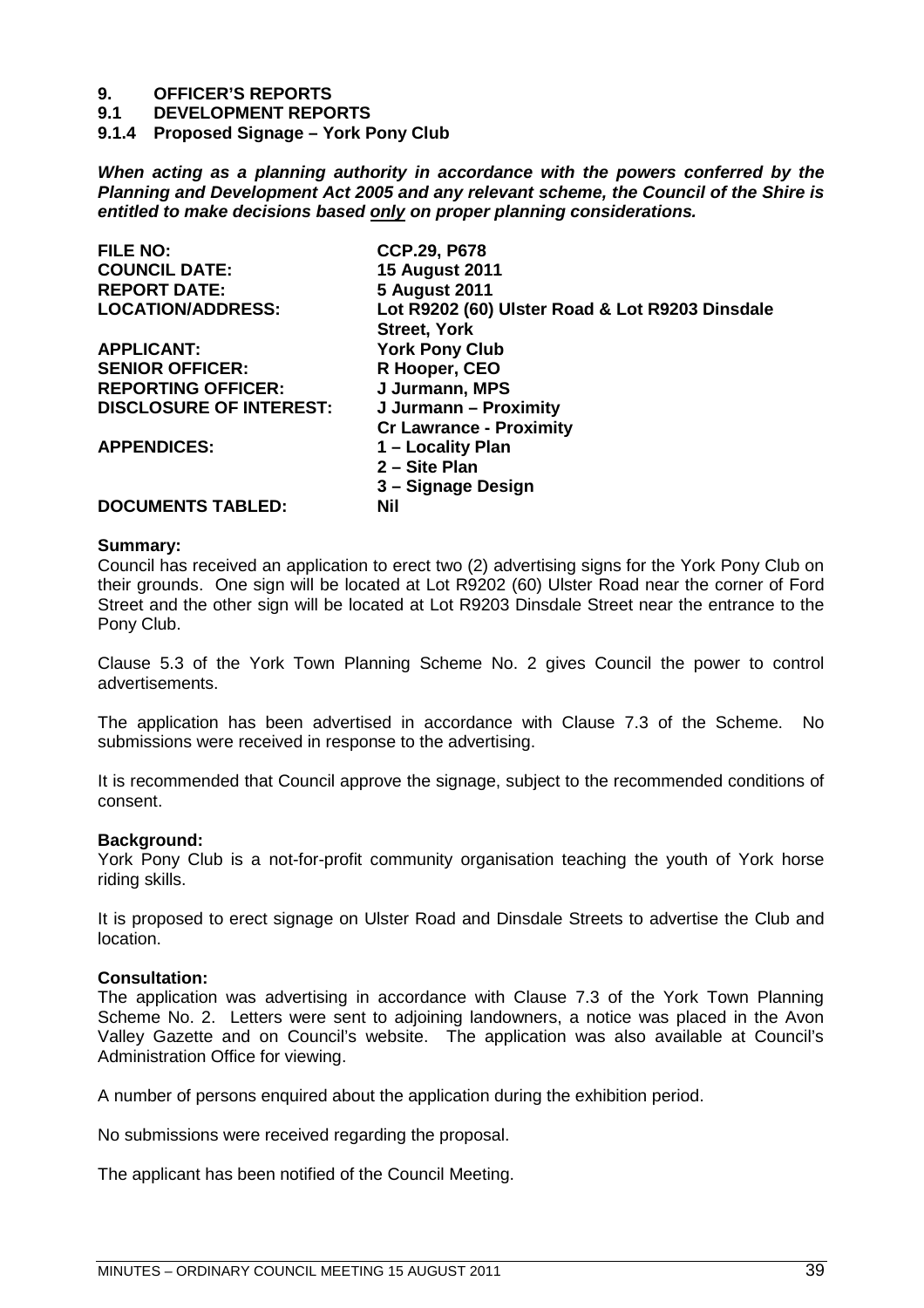# 9. OFFICER'S REPORTS

## 9.1 DEVELOPMENT REPORTS

### 9.1.4 Proposed Signage – York Pony Club

***When acting as a planning authority in accordance with the powers conferred by the Planning and Development Act 2005 and any relevant scheme, the Council of the Shire is entitled to make decisions based <u>only</u> on proper planning considerations.***

| | |
|---|---|
| **FILE NO:** | **CCP.29, P678** |
| **COUNCIL DATE:** | **15 August 2011** |
| **REPORT DATE:** | **5 August 2011** |
| **LOCATION/ADDRESS:** | **Lot R9202 (60) Ulster Road & Lot R9203 Dinsdale Street, York** |
| **APPLICANT:** | **York Pony Club** |
| **SENIOR OFFICER:** | **R Hooper, CEO** |
| **REPORTING OFFICER:** | **J Jurmann, MPS** |
| **DISCLOSURE OF INTEREST:** | **J Jurmann – Proximity**<br>**Cr Lawrance - Proximity** |
| **APPENDICES:** | **1 – Locality Plan**<br>**2 – Site Plan**<br>**3 – Signage Design** |
| **DOCUMENTS TABLED:** | **Nil** |

**Summary:**

Council has received an application to erect two (2) advertising signs for the York Pony Club on their grounds. One sign will be located at Lot R9202 (60) Ulster Road near the corner of Ford Street and the other sign will be located at Lot R9203 Dinsdale Street near the entrance to the Pony Club.

Clause 5.3 of the York Town Planning Scheme No. 2 gives Council the power to control advertisements.

The application has been advertised in accordance with Clause 7.3 of the Scheme. No submissions were received in response to the advertising.

It is recommended that Council approve the signage, subject to the recommended conditions of consent.

**Background:**

York Pony Club is a not-for-profit community organisation teaching the youth of York horse riding skills.

It is proposed to erect signage on Ulster Road and Dinsdale Streets to advertise the Club and location.

**Consultation:**

The application was advertising in accordance with Clause 7.3 of the York Town Planning Scheme No. 2. Letters were sent to adjoining landowners, a notice was placed in the Avon Valley Gazette and on Council's website. The application was also available at Council's Administration Office for viewing.

A number of persons enquired about the application during the exhibition period.

No submissions were received regarding the proposal.

The applicant has been notified of the Council Meeting.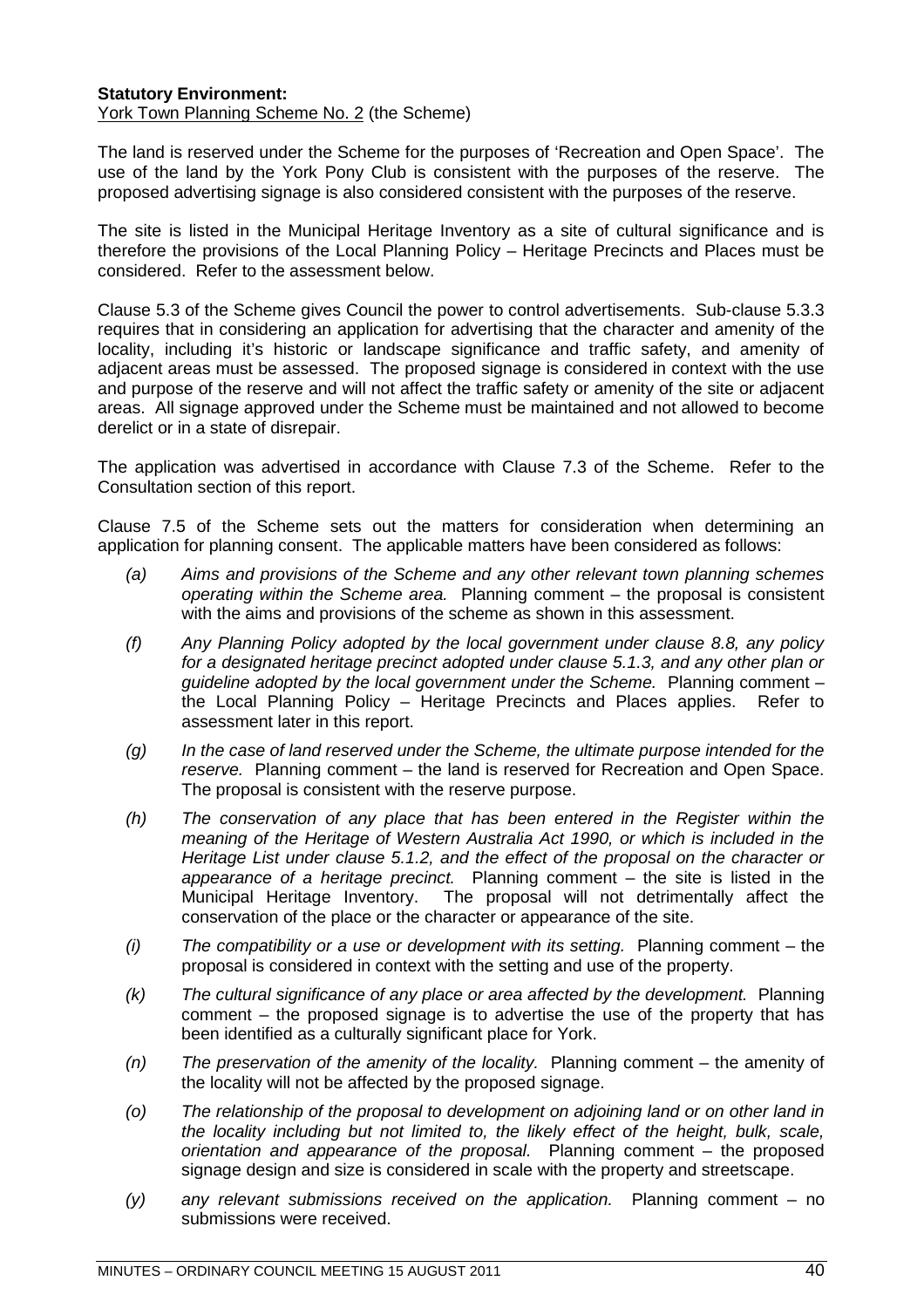**Statutory Environment:**
York Town Planning Scheme No. 2 (the Scheme)

The land is reserved under the Scheme for the purposes of 'Recreation and Open Space'. The use of the land by the York Pony Club is consistent with the purposes of the reserve. The proposed advertising signage is also considered consistent with the purposes of the reserve.

The site is listed in the Municipal Heritage Inventory as a site of cultural significance and is therefore the provisions of the Local Planning Policy – Heritage Precincts and Places must be considered. Refer to the assessment below.

Clause 5.3 of the Scheme gives Council the power to control advertisements. Sub-clause 5.3.3 requires that in considering an application for advertising that the character and amenity of the locality, including it's historic or landscape significance and traffic safety, and amenity of adjacent areas must be assessed. The proposed signage is considered in context with the use and purpose of the reserve and will not affect the traffic safety or amenity of the site or adjacent areas. All signage approved under the Scheme must be maintained and not allowed to become derelict or in a state of disrepair.

The application was advertised in accordance with Clause 7.3 of the Scheme. Refer to the Consultation section of this report.

Clause 7.5 of the Scheme sets out the matters for consideration when determining an application for planning consent. The applicable matters have been considered as follows:

- *(a) Aims and provisions of the Scheme and any other relevant town planning schemes operating within the Scheme area.* Planning comment – the proposal is consistent with the aims and provisions of the scheme as shown in this assessment.
- *(f) Any Planning Policy adopted by the local government under clause 8.8, any policy for a designated heritage precinct adopted under clause 5.1.3, and any other plan or guideline adopted by the local government under the Scheme.* Planning comment – the Local Planning Policy – Heritage Precincts and Places applies. Refer to assessment later in this report.
- *(g) In the case of land reserved under the Scheme, the ultimate purpose intended for the reserve.* Planning comment – the land is reserved for Recreation and Open Space. The proposal is consistent with the reserve purpose.
- *(h) The conservation of any place that has been entered in the Register within the meaning of the Heritage of Western Australia Act 1990, or which is included in the Heritage List under clause 5.1.2, and the effect of the proposal on the character or appearance of a heritage precinct.* Planning comment – the site is listed in the Municipal Heritage Inventory. The proposal will not detrimentally affect the conservation of the place or the character or appearance of the site.
- *(i) The compatibility or a use or development with its setting.* Planning comment – the proposal is considered in context with the setting and use of the property.
- *(k) The cultural significance of any place or area affected by the development.* Planning comment – the proposed signage is to advertise the use of the property that has been identified as a culturally significant place for York.
- *(n) The preservation of the amenity of the locality.* Planning comment – the amenity of the locality will not be affected by the proposed signage.
- *(o) The relationship of the proposal to development on adjoining land or on other land in the locality including but not limited to, the likely effect of the height, bulk, scale, orientation and appearance of the proposal.* Planning comment – the proposed signage design and size is considered in scale with the property and streetscape.
- *(y) any relevant submissions received on the application.* Planning comment – no submissions were received.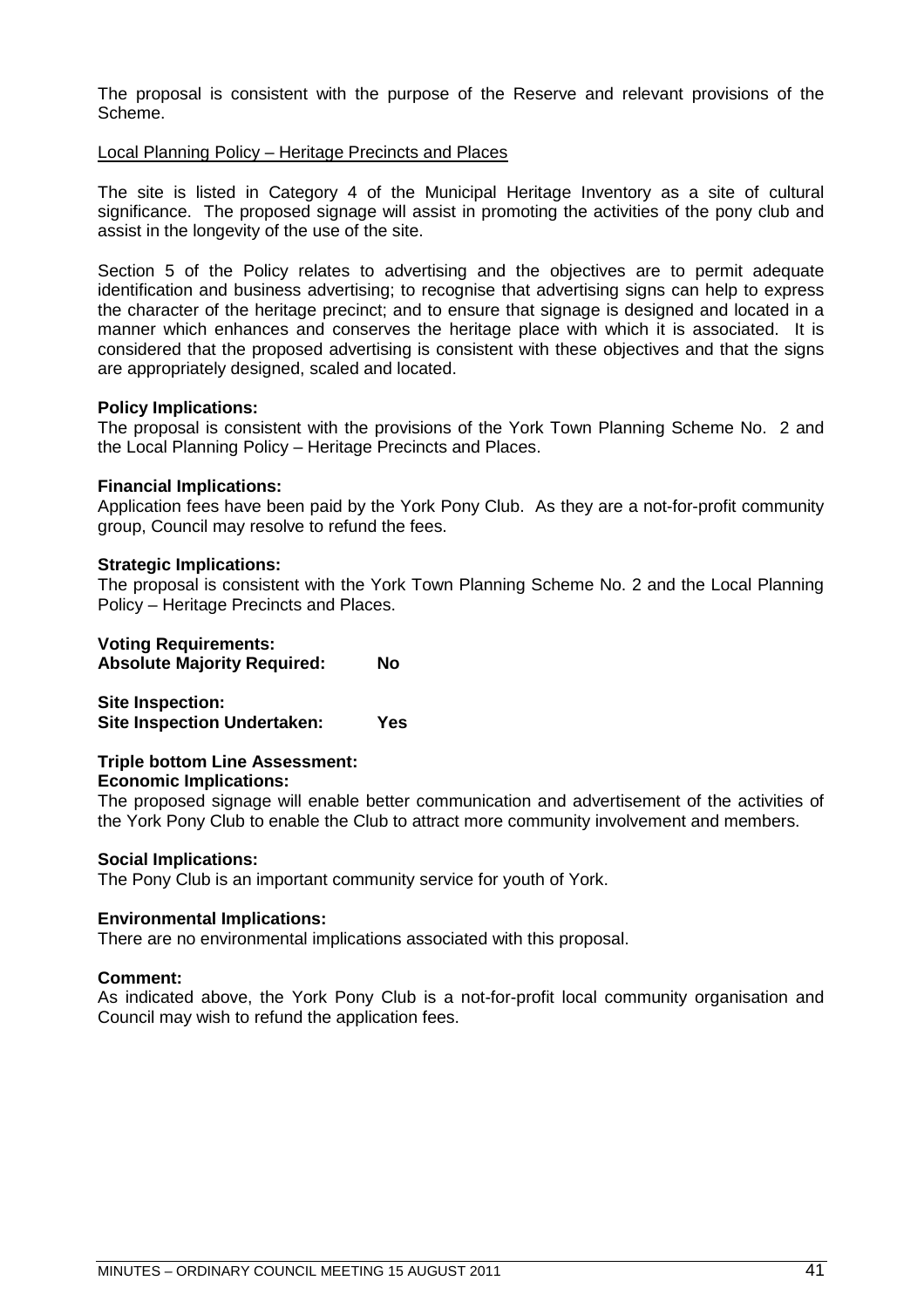The proposal is consistent with the purpose of the Reserve and relevant provisions of the Scheme.

<u>Local Planning Policy – Heritage Precincts and Places</u>

The site is listed in Category 4 of the Municipal Heritage Inventory as a site of cultural significance. The proposed signage will assist in promoting the activities of the pony club and assist in the longevity of the use of the site.

Section 5 of the Policy relates to advertising and the objectives are to permit adequate identification and business advertising; to recognise that advertising signs can help to express the character of the heritage precinct; and to ensure that signage is designed and located in a manner which enhances and conserves the heritage place with which it is associated. It is considered that the proposed advertising is consistent with these objectives and that the signs are appropriately designed, scaled and located.

**Policy Implications:**
The proposal is consistent with the provisions of the York Town Planning Scheme No. 2 and the Local Planning Policy – Heritage Precincts and Places.

**Financial Implications:**
Application fees have been paid by the York Pony Club. As they are a not-for-profit community group, Council may resolve to refund the fees.

**Strategic Implications:**
The proposal is consistent with the York Town Planning Scheme No. 2 and the Local Planning Policy – Heritage Precincts and Places.

**Voting Requirements:**
**Absolute Majority Required: No**

**Site Inspection:**
**Site Inspection Undertaken: Yes**

**Triple bottom Line Assessment:**
**Economic Implications:**
The proposed signage will enable better communication and advertisement of the activities of the York Pony Club to enable the Club to attract more community involvement and members.

**Social Implications:**
The Pony Club is an important community service for youth of York.

**Environmental Implications:**
There are no environmental implications associated with this proposal.

**Comment:**
As indicated above, the York Pony Club is a not-for-profit local community organisation and Council may wish to refund the application fees.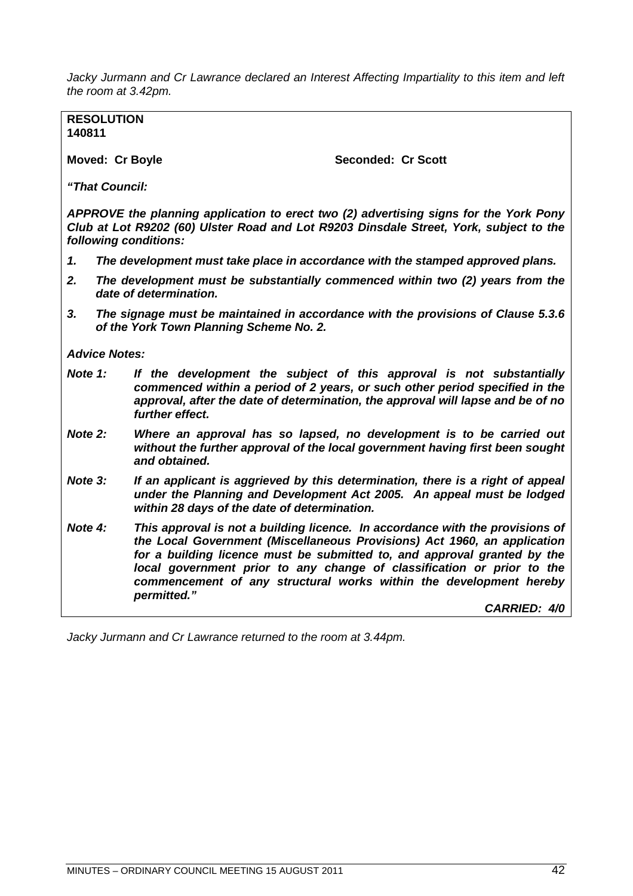*Jacky Jurmann and Cr Lawrance declared an Interest Affecting Impartiality to this item and left the room at 3.42pm.*

**RESOLUTION**
**140811**

**Moved: Cr Boyle** **Seconded: Cr Scott**

***"That Council:***

***APPROVE the planning application to erect two (2) advertising signs for the York Pony Club at Lot R9202 (60) Ulster Road and Lot R9203 Dinsdale Street, York, subject to the following conditions:***

1. ***The development must take place in accordance with the stamped approved plans.***
2. ***The development must be substantially commenced within two (2) years from the date of determination.***
3. ***The signage must be maintained in accordance with the provisions of Clause 5.3.6 of the York Town Planning Scheme No. 2.***

***Advice Notes:***

***Note 1:*** ***If the development the subject of this approval is not substantially commenced within a period of 2 years, or such other period specified in the approval, after the date of determination, the approval will lapse and be of no further effect.***

***Note 2:*** ***Where an approval has so lapsed, no development is to be carried out without the further approval of the local government having first been sought and obtained.***

***Note 3:*** ***If an applicant is aggrieved by this determination, there is a right of appeal under the Planning and Development Act 2005. An appeal must be lodged within 28 days of the date of determination.***

***Note 4:*** ***This approval is not a building licence. In accordance with the provisions of the Local Government (Miscellaneous Provisions) Act 1960, an application for a building licence must be submitted to, and approval granted by the local government prior to any change of classification or prior to the commencement of any structural works within the development hereby permitted."***

***CARRIED: 4/0***

*Jacky Jurmann and Cr Lawrance returned to the room at 3.44pm.*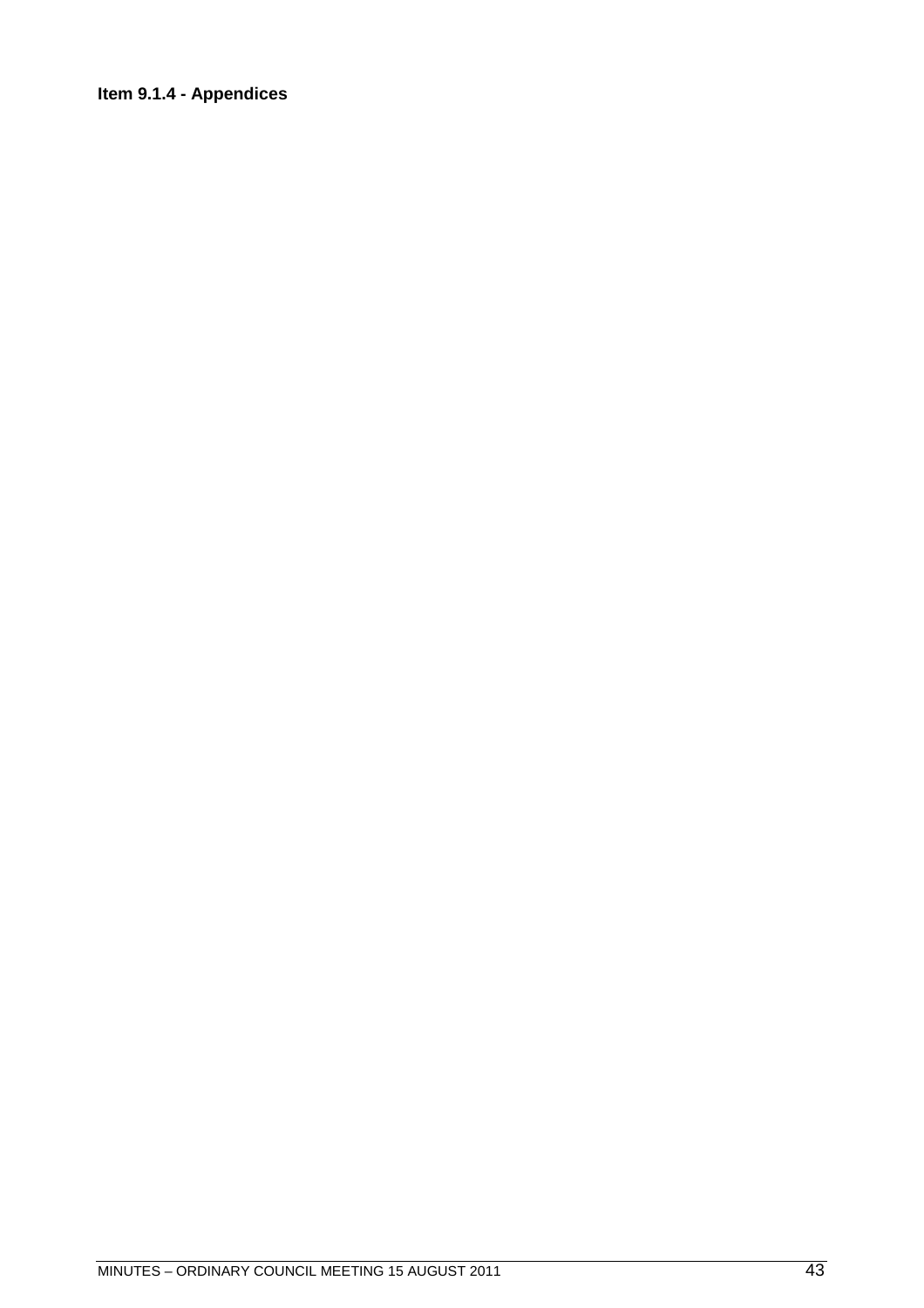**Item 9.1.4 - Appendices**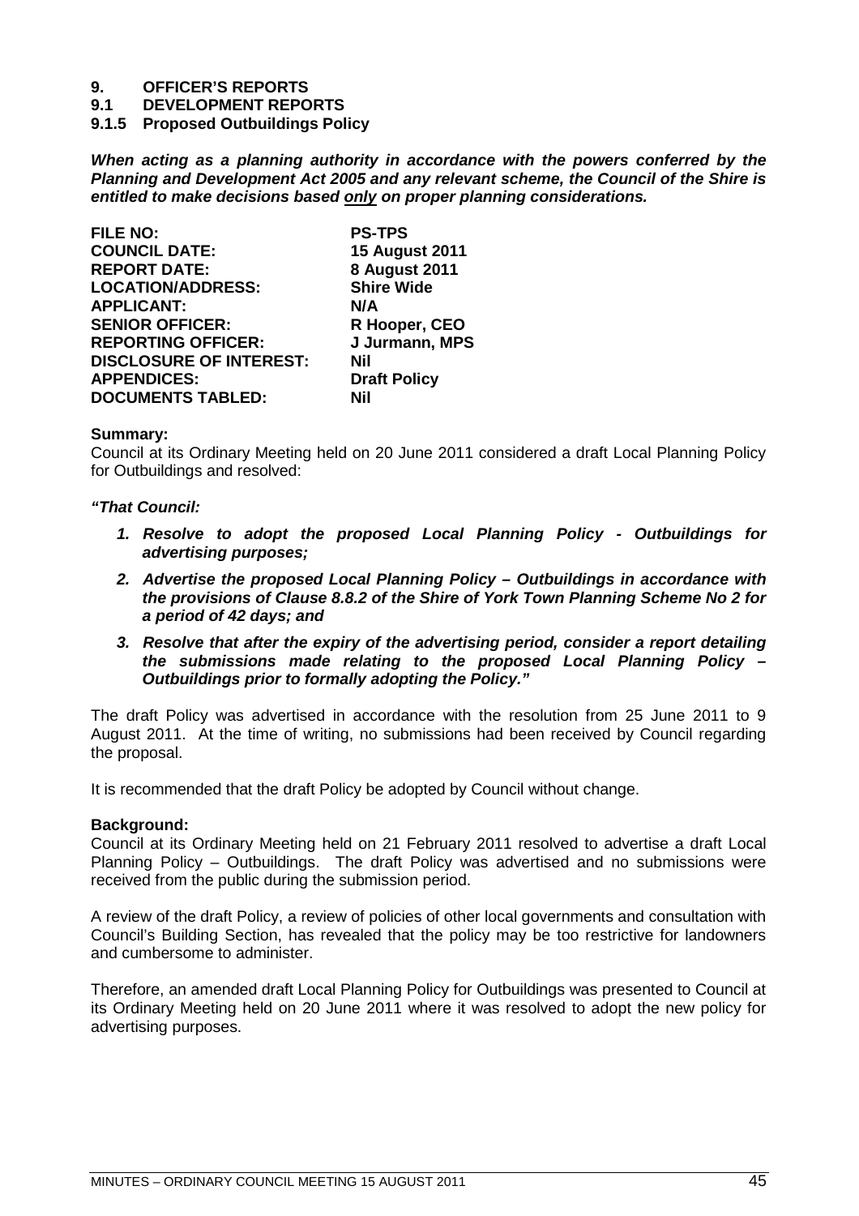# 9. OFFICER'S REPORTS

## 9.1 DEVELOPMENT REPORTS

### 9.1.5 Proposed Outbuildings Policy

***When acting as a planning authority in accordance with the powers conferred by the Planning and Development Act 2005 and any relevant scheme, the Council of the Shire is entitled to make decisions based only on proper planning considerations.***

| | |
|---|---|
| **FILE NO:** | **PS-TPS** |
| **COUNCIL DATE:** | **15 August 2011** |
| **REPORT DATE:** | **8 August 2011** |
| **LOCATION/ADDRESS:** | **Shire Wide** |
| **APPLICANT:** | **N/A** |
| **SENIOR OFFICER:** | **R Hooper, CEO** |
| **REPORTING OFFICER:** | **J Jurmann, MPS** |
| **DISCLOSURE OF INTEREST:** | **Nil** |
| **APPENDICES:** | **Draft Policy** |
| **DOCUMENTS TABLED:** | **Nil** |

**Summary:**

Council at its Ordinary Meeting held on 20 June 2011 considered a draft Local Planning Policy for Outbuildings and resolved:

***"That Council:***

1. ***Resolve to adopt the proposed Local Planning Policy - Outbuildings for advertising purposes;***
2. ***Advertise the proposed Local Planning Policy – Outbuildings in accordance with the provisions of Clause 8.8.2 of the Shire of York Town Planning Scheme No 2 for a period of 42 days; and***
3. ***Resolve that after the expiry of the advertising period, consider a report detailing the submissions made relating to the proposed Local Planning Policy – Outbuildings prior to formally adopting the Policy."***

The draft Policy was advertised in accordance with the resolution from 25 June 2011 to 9 August 2011. At the time of writing, no submissions had been received by Council regarding the proposal.

It is recommended that the draft Policy be adopted by Council without change.

**Background:**

Council at its Ordinary Meeting held on 21 February 2011 resolved to advertise a draft Local Planning Policy – Outbuildings. The draft Policy was advertised and no submissions were received from the public during the submission period.

A review of the draft Policy, a review of policies of other local governments and consultation with Council's Building Section, has revealed that the policy may be too restrictive for landowners and cumbersome to administer.

Therefore, an amended draft Local Planning Policy for Outbuildings was presented to Council at its Ordinary Meeting held on 20 June 2011 where it was resolved to adopt the new policy for advertising purposes.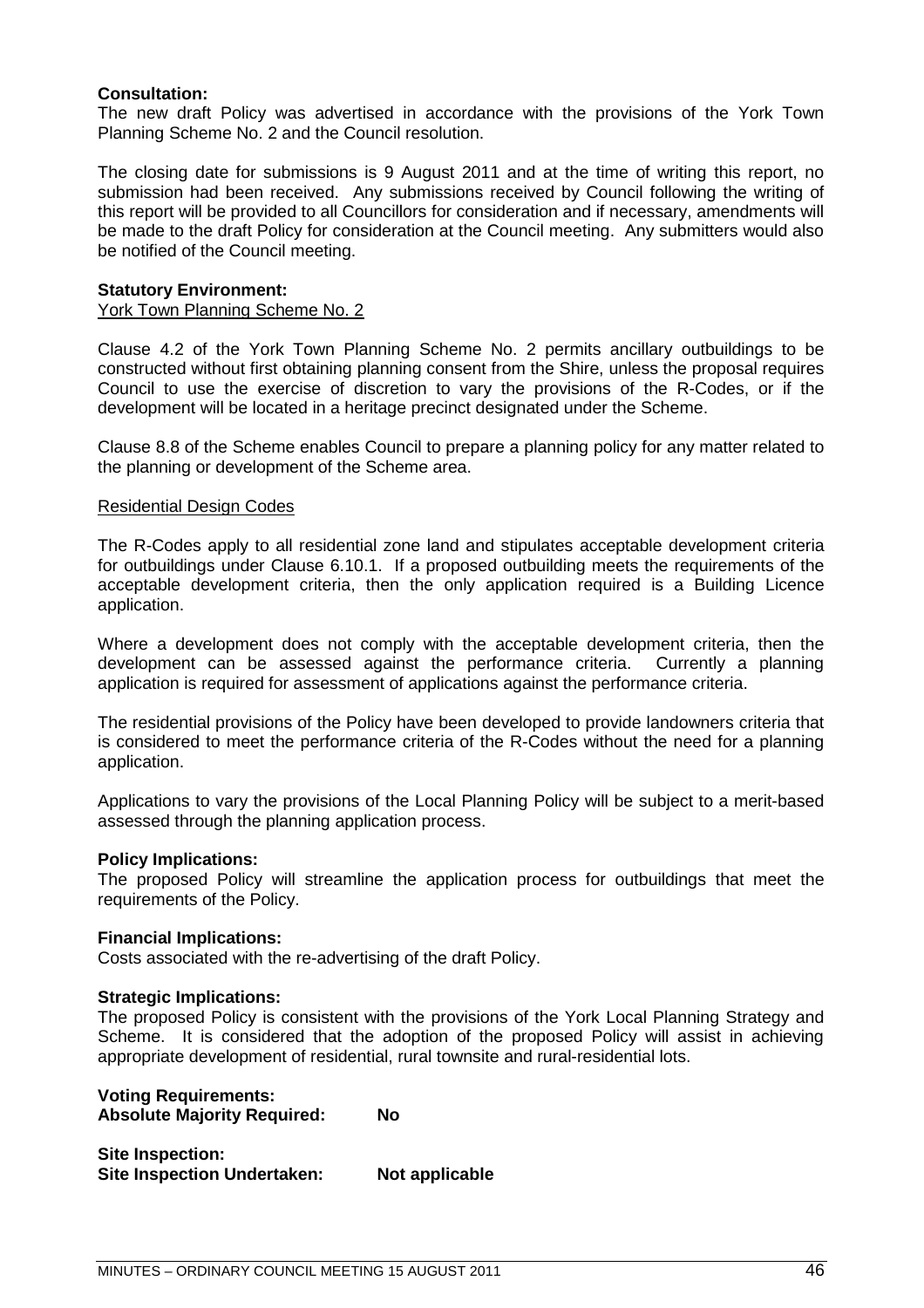**Consultation:**
The new draft Policy was advertised in accordance with the provisions of the York Town Planning Scheme No. 2 and the Council resolution.

The closing date for submissions is 9 August 2011 and at the time of writing this report, no submission had been received. Any submissions received by Council following the writing of this report will be provided to all Councillors for consideration and if necessary, amendments will be made to the draft Policy for consideration at the Council meeting. Any submitters would also be notified of the Council meeting.

**Statutory Environment:**
York Town Planning Scheme No. 2

Clause 4.2 of the York Town Planning Scheme No. 2 permits ancillary outbuildings to be constructed without first obtaining planning consent from the Shire, unless the proposal requires Council to use the exercise of discretion to vary the provisions of the R-Codes, or if the development will be located in a heritage precinct designated under the Scheme.

Clause 8.8 of the Scheme enables Council to prepare a planning policy for any matter related to the planning or development of the Scheme area.

Residential Design Codes

The R-Codes apply to all residential zone land and stipulates acceptable development criteria for outbuildings under Clause 6.10.1. If a proposed outbuilding meets the requirements of the acceptable development criteria, then the only application required is a Building Licence application.

Where a development does not comply with the acceptable development criteria, then the development can be assessed against the performance criteria. Currently a planning application is required for assessment of applications against the performance criteria.

The residential provisions of the Policy have been developed to provide landowners criteria that is considered to meet the performance criteria of the R-Codes without the need for a planning application.

Applications to vary the provisions of the Local Planning Policy will be subject to a merit-based assessed through the planning application process.

**Policy Implications:**
The proposed Policy will streamline the application process for outbuildings that meet the requirements of the Policy.

**Financial Implications:**
Costs associated with the re-advertising of the draft Policy.

**Strategic Implications:**
The proposed Policy is consistent with the provisions of the York Local Planning Strategy and Scheme. It is considered that the adoption of the proposed Policy will assist in achieving appropriate development of residential, rural townsite and rural-residential lots.

**Voting Requirements:**
**Absolute Majority Required:** **No**

**Site Inspection:**
**Site Inspection Undertaken:** **Not applicable**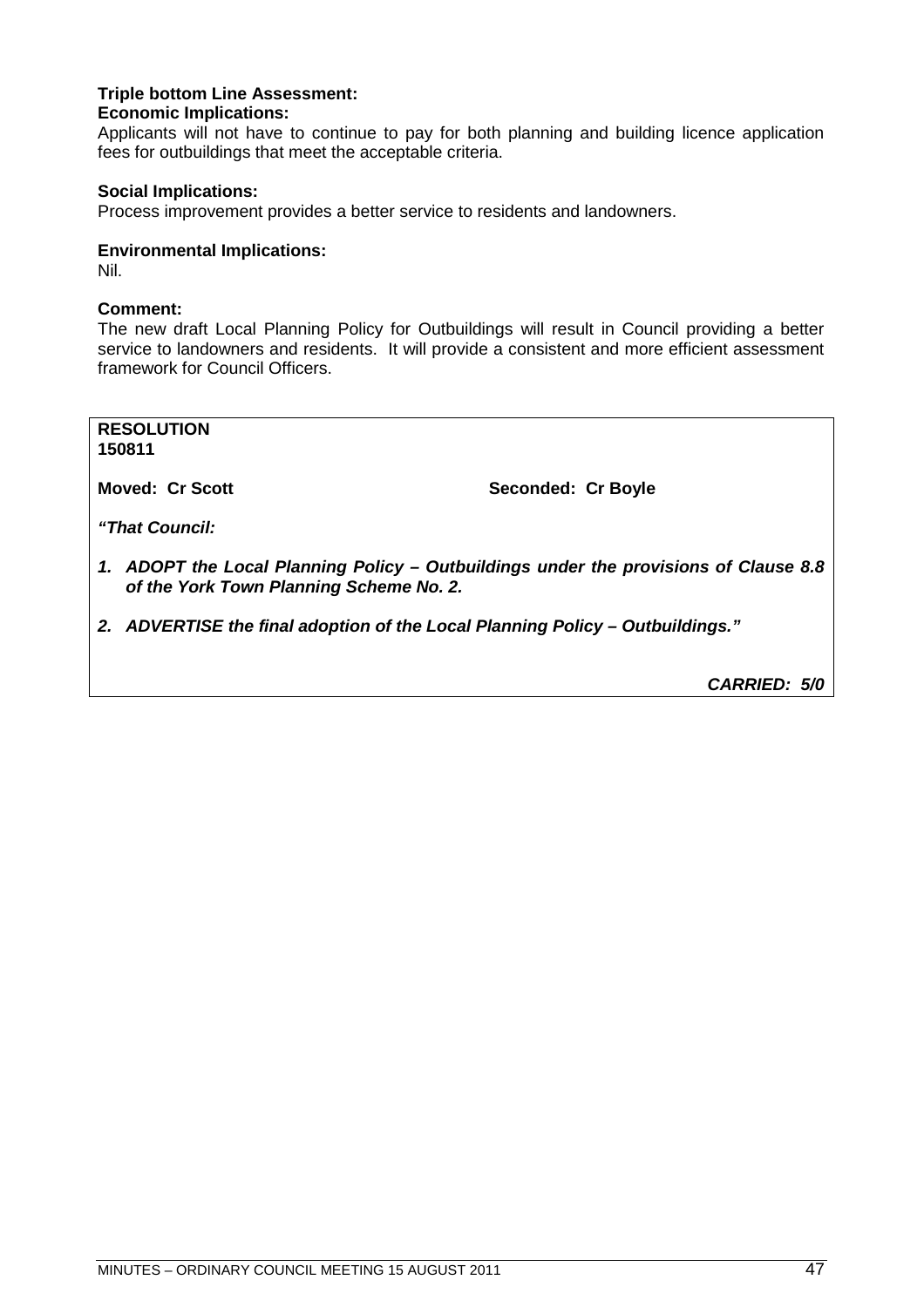**Triple bottom Line Assessment:**

**Economic Implications:**

Applicants will not have to continue to pay for both planning and building licence application fees for outbuildings that meet the acceptable criteria.

**Social Implications:**

Process improvement provides a better service to residents and landowners.

**Environmental Implications:**

Nil.

**Comment:**

The new draft Local Planning Policy for Outbuildings will result in Council providing a better service to landowners and residents. It will provide a consistent and more efficient assessment framework for Council Officers.

**RESOLUTION**
**150811**

**Moved: Cr Scott** **Seconded: Cr Boyle**

***"That Council:***

1. ***ADOPT the Local Planning Policy – Outbuildings under the provisions of Clause 8.8 of the York Town Planning Scheme No. 2.***

2. ***ADVERTISE the final adoption of the Local Planning Policy – Outbuildings."***

***CARRIED: 5/0***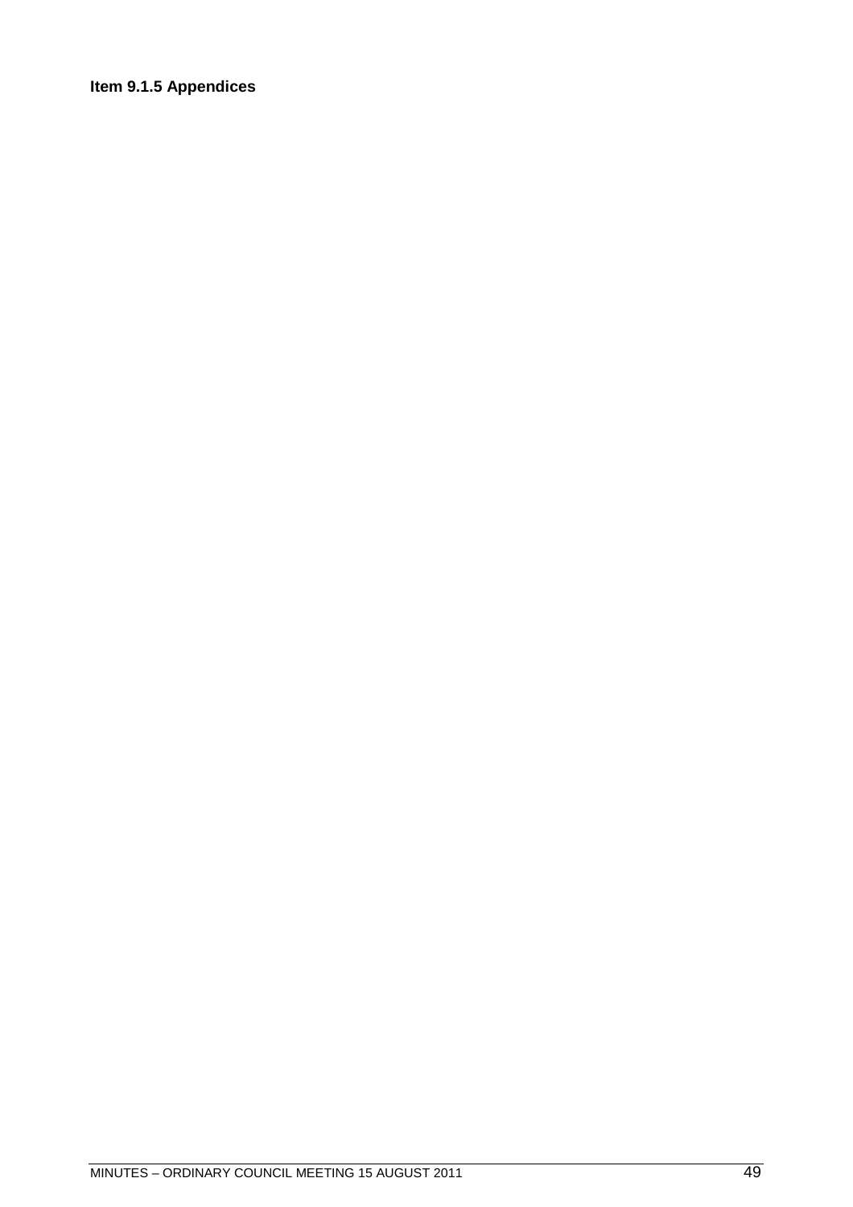**Item 9.1.5 Appendices**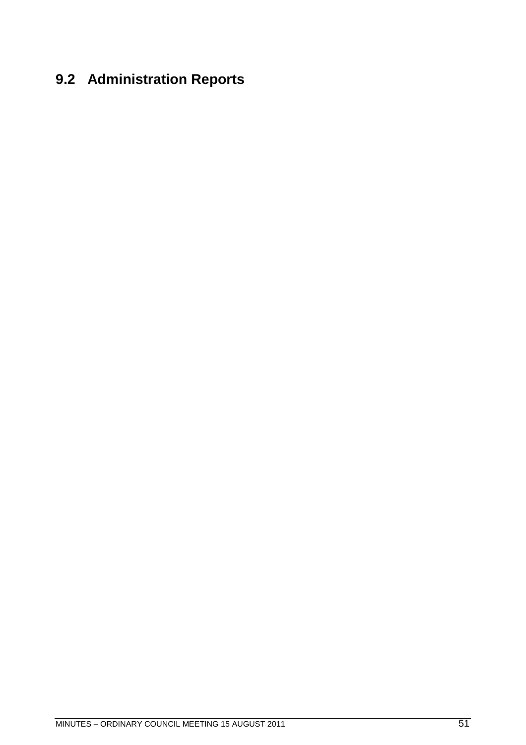## 9.2 Administration Reports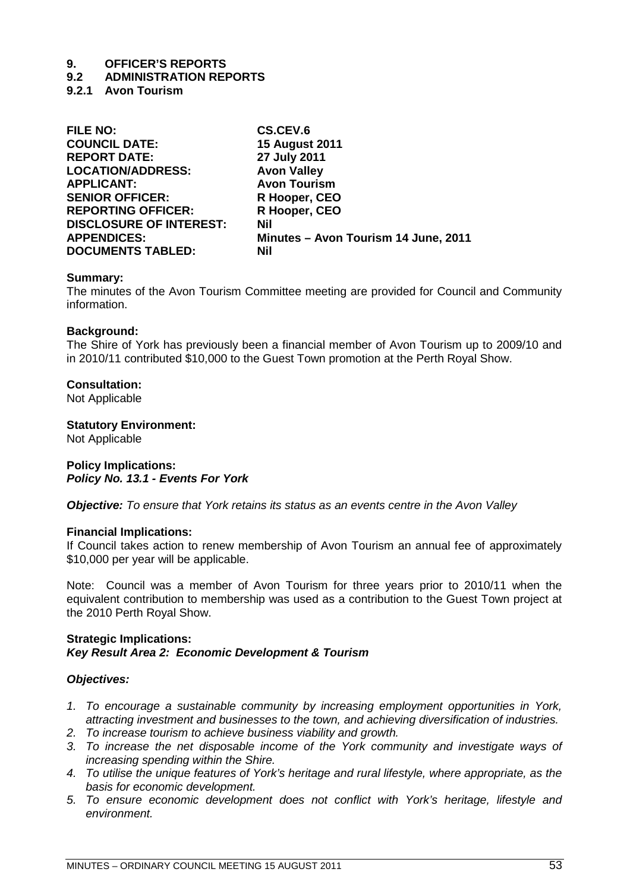# 9. OFFICER'S REPORTS

## 9.2 ADMINISTRATION REPORTS

### 9.2.1 Avon Tourism

| | |
|---|---|
| **FILE NO:** | **CS.CEV.6** |
| **COUNCIL DATE:** | **15 August 2011** |
| **REPORT DATE:** | **27 July 2011** |
| **LOCATION/ADDRESS:** | **Avon Valley** |
| **APPLICANT:** | **Avon Tourism** |
| **SENIOR OFFICER:** | **R Hooper, CEO** |
| **REPORTING OFFICER:** | **R Hooper, CEO** |
| **DISCLOSURE OF INTEREST:** | **Nil** |
| **APPENDICES:** | **Minutes – Avon Tourism 14 June, 2011** |
| **DOCUMENTS TABLED:** | **Nil** |

**Summary:**
The minutes of the Avon Tourism Committee meeting are provided for Council and Community information.

**Background:**
The Shire of York has previously been a financial member of Avon Tourism up to 2009/10 and in 2010/11 contributed $10,000 to the Guest Town promotion at the Perth Royal Show.

**Consultation:**
Not Applicable

**Statutory Environment:**
Not Applicable

**Policy Implications:**
***Policy No. 13.1 - Events For York***

***Objective:*** *To ensure that York retains its status as an events centre in the Avon Valley*

**Financial Implications:**
If Council takes action to renew membership of Avon Tourism an annual fee of approximately $10,000 per year will be applicable.

Note: Council was a member of Avon Tourism for three years prior to 2010/11 when the equivalent contribution to membership was used as a contribution to the Guest Town project at the 2010 Perth Royal Show.

**Strategic Implications:**
***Key Result Area 2: Economic Development & Tourism***

***Objectives:***

1. *To encourage a sustainable community by increasing employment opportunities in York, attracting investment and businesses to the town, and achieving diversification of industries.*
2. *To increase tourism to achieve business viability and growth.*
3. *To increase the net disposable income of the York community and investigate ways of increasing spending within the Shire.*
4. *To utilise the unique features of York's heritage and rural lifestyle, where appropriate, as the basis for economic development.*
5. *To ensure economic development does not conflict with York's heritage, lifestyle and environment.*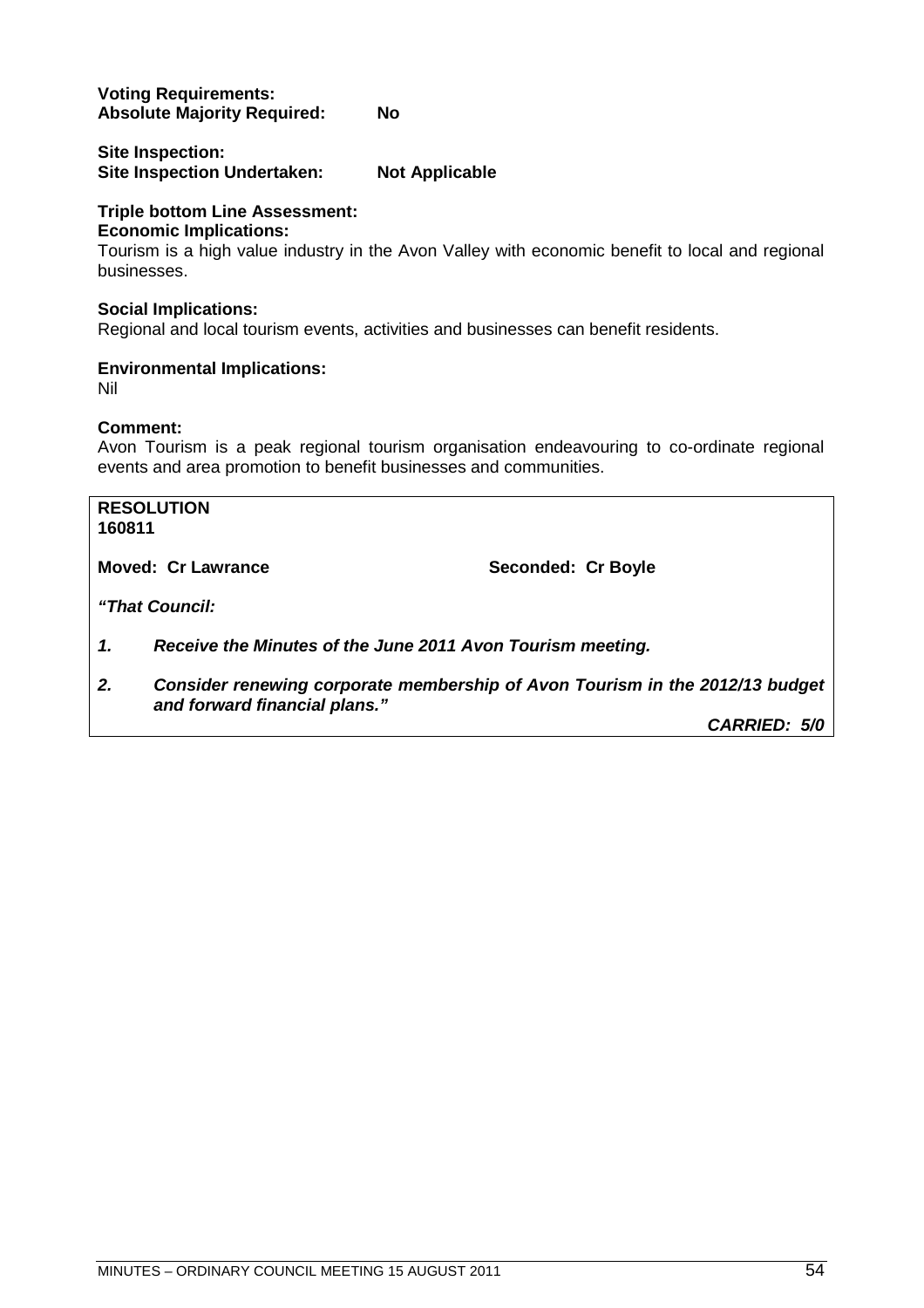**Voting Requirements:**
**Absolute Majority Required:** **No**

**Site Inspection:**
**Site Inspection Undertaken:** **Not Applicable**

**Triple bottom Line Assessment:**
**Economic Implications:**
Tourism is a high value industry in the Avon Valley with economic benefit to local and regional businesses.

**Social Implications:**
Regional and local tourism events, activities and businesses can benefit residents.

**Environmental Implications:**
Nil

**Comment:**
Avon Tourism is a peak regional tourism organisation endeavouring to co-ordinate regional events and area promotion to benefit businesses and communities.

**RESOLUTION**
**160811**

**Moved: Cr Lawrance** **Seconded: Cr Boyle**

***"That Council:***

1. ***Receive the Minutes of the June 2011 Avon Tourism meeting.***
2. ***Consider renewing corporate membership of Avon Tourism in the 2012/13 budget and forward financial plans."***

***CARRIED: 5/0***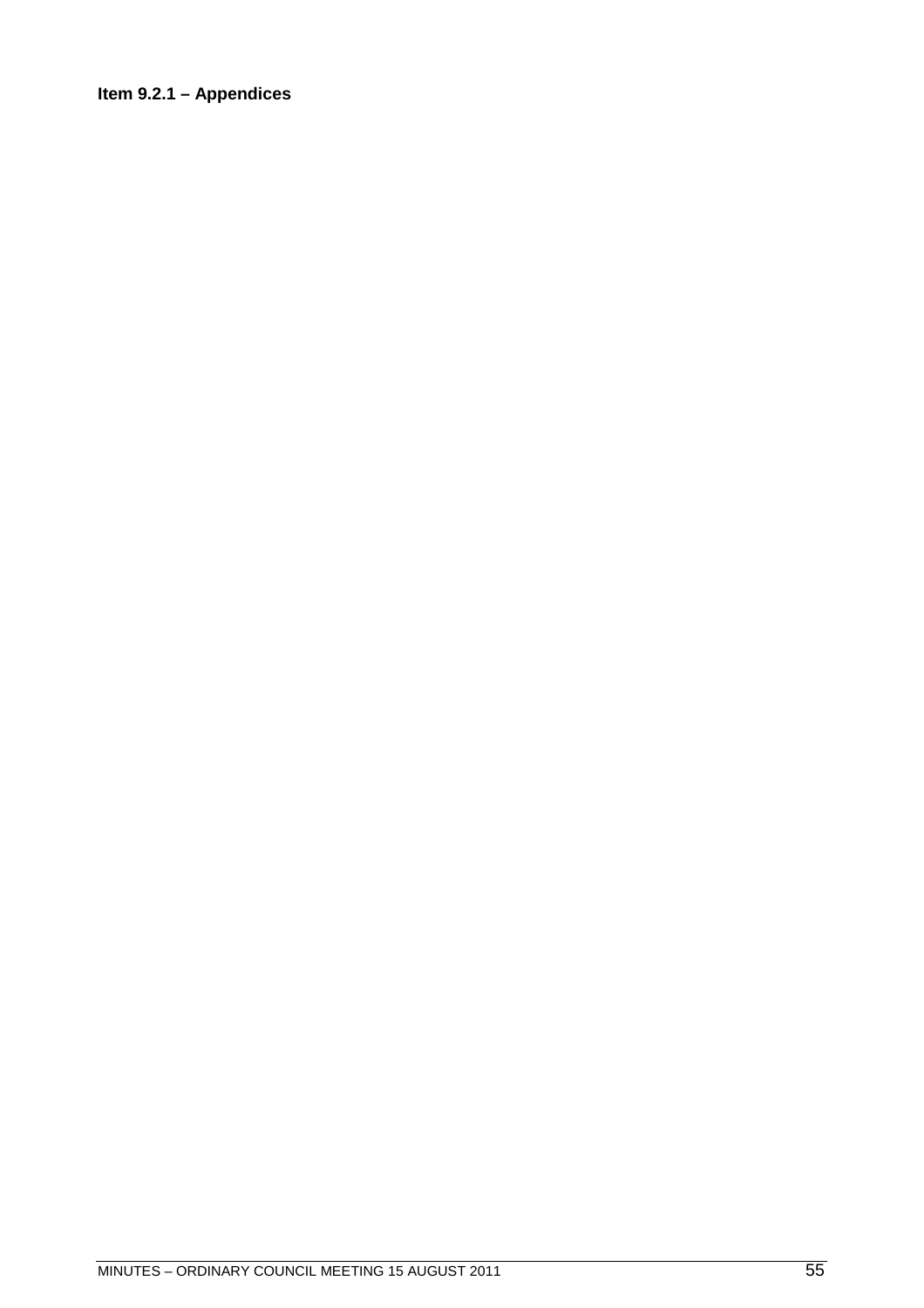**Item 9.2.1 – Appendices**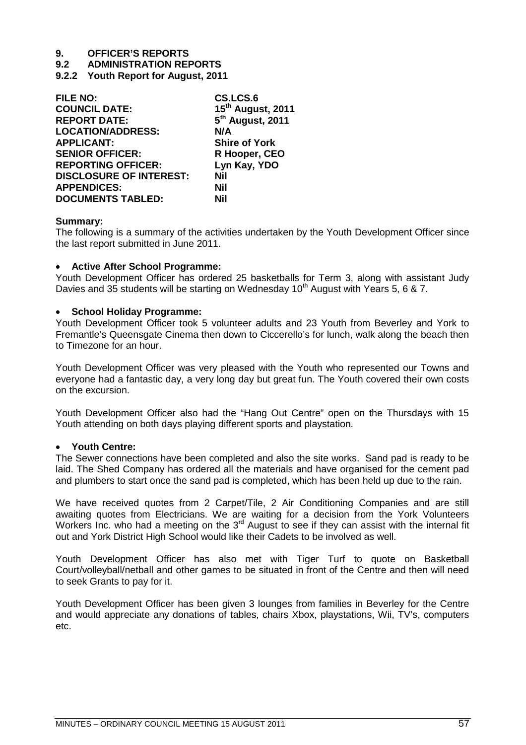# 9. OFFICER'S REPORTS

## 9.2 ADMINISTRATION REPORTS

### 9.2.2 Youth Report for August, 2011

| | |
|---|---|
| **FILE NO:** | **CS.LCS.6** |
| **COUNCIL DATE:** | **15th August, 2011** |
| **REPORT DATE:** | **5th August, 2011** |
| **LOCATION/ADDRESS:** | **N/A** |
| **APPLICANT:** | **Shire of York** |
| **SENIOR OFFICER:** | **R Hooper, CEO** |
| **REPORTING OFFICER:** | **Lyn Kay, YDO** |
| **DISCLOSURE OF INTEREST:** | **Nil** |
| **APPENDICES:** | **Nil** |
| **DOCUMENTS TABLED:** | **Nil** |

**Summary:**
The following is a summary of the activities undertaken by the Youth Development Officer since the last report submitted in June 2011.

- **Active After School Programme:**

Youth Development Officer has ordered 25 basketballs for Term 3, along with assistant Judy Davies and 35 students will be starting on Wednesday 10th August with Years 5, 6 & 7.

- **School Holiday Programme:**

Youth Development Officer took 5 volunteer adults and 23 Youth from Beverley and York to Fremantle's Queensgate Cinema then down to Ciccerello's for lunch, walk along the beach then to Timezone for an hour.

Youth Development Officer was very pleased with the Youth who represented our Towns and everyone had a fantastic day, a very long day but great fun. The Youth covered their own costs on the excursion.

Youth Development Officer also had the "Hang Out Centre" open on the Thursdays with 15 Youth attending on both days playing different sports and playstation.

- **Youth Centre:**

The Sewer connections have been completed and also the site works. Sand pad is ready to be laid. The Shed Company has ordered all the materials and have organised for the cement pad and plumbers to start once the sand pad is completed, which has been held up due to the rain.

We have received quotes from 2 Carpet/Tile, 2 Air Conditioning Companies and are still awaiting quotes from Electricians. We are waiting for a decision from the York Volunteers Workers Inc. who had a meeting on the 3rd August to see if they can assist with the internal fit out and York District High School would like their Cadets to be involved as well.

Youth Development Officer has also met with Tiger Turf to quote on Basketball Court/volleyball/netball and other games to be situated in front of the Centre and then will need to seek Grants to pay for it.

Youth Development Officer has been given 3 lounges from families in Beverley for the Centre and would appreciate any donations of tables, chairs Xbox, playstations, Wii, TV's, computers etc.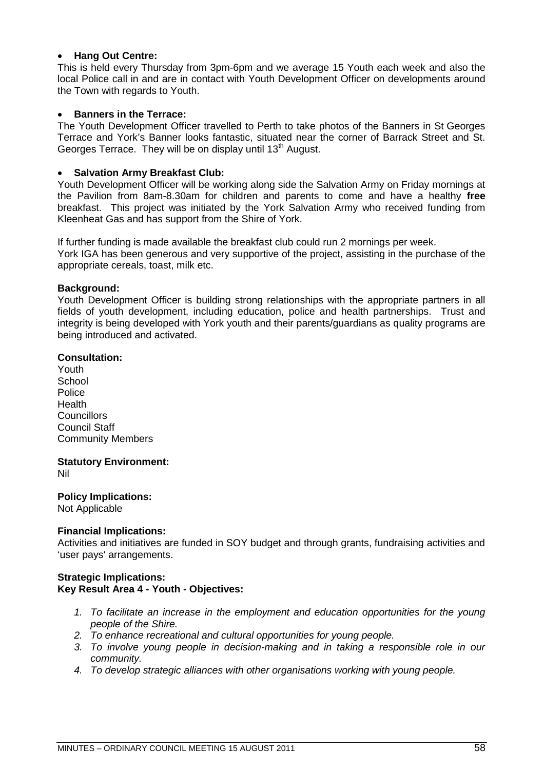- **Hang Out Centre:**

This is held every Thursday from 3pm-6pm and we average 15 Youth each week and also the local Police call in and are in contact with Youth Development Officer on developments around the Town with regards to Youth.

- **Banners in the Terrace:**

The Youth Development Officer travelled to Perth to take photos of the Banners in St Georges Terrace and York's Banner looks fantastic, situated near the corner of Barrack Street and St. Georges Terrace. They will be on display until 13th August.

- **Salvation Army Breakfast Club:**

Youth Development Officer will be working along side the Salvation Army on Friday mornings at the Pavilion from 8am-8.30am for children and parents to come and have a healthy **free** breakfast. This project was initiated by the York Salvation Army who received funding from Kleenheat Gas and has support from the Shire of York.

If further funding is made available the breakfast club could run 2 mornings per week.
York IGA has been generous and very supportive of the project, assisting in the purchase of the appropriate cereals, toast, milk etc.

**Background:**
Youth Development Officer is building strong relationships with the appropriate partners in all fields of youth development, including education, police and health partnerships. Trust and integrity is being developed with York youth and their parents/guardians as quality programs are being introduced and activated.

**Consultation:**
Youth
School
Police
Health
Councillors
Council Staff
Community Members

**Statutory Environment:**
Nil

**Policy Implications:**
Not Applicable

**Financial Implications:**
Activities and initiatives are funded in SOY budget and through grants, fundraising activities and 'user pays' arrangements.

**Strategic Implications:**
**Key Result Area 4 - Youth - Objectives:**

1. *To facilitate an increase in the employment and education opportunities for the young people of the Shire.*
2. *To enhance recreational and cultural opportunities for young people.*
3. *To involve young people in decision-making and in taking a responsible role in our community.*
4. *To develop strategic alliances with other organisations working with young people.*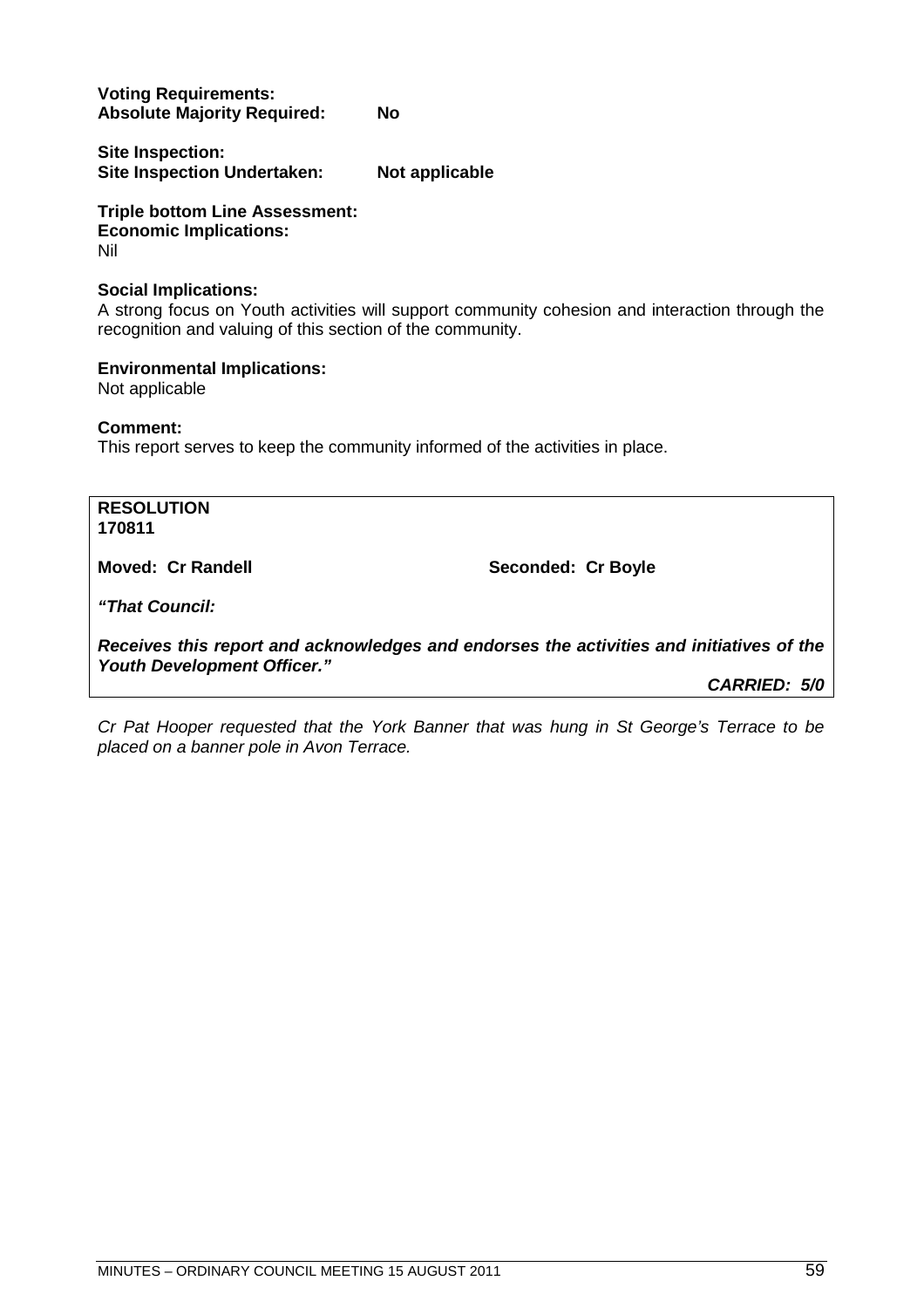**Voting Requirements:**
**Absolute Majority Required: No**

**Site Inspection:**
**Site Inspection Undertaken: Not applicable**

**Triple bottom Line Assessment:**
**Economic Implications:**
Nil

**Social Implications:**
A strong focus on Youth activities will support community cohesion and interaction through the recognition and valuing of this section of the community.

**Environmental Implications:**
Not applicable

**Comment:**
This report serves to keep the community informed of the activities in place.

**RESOLUTION**
**170811**

**Moved: Cr Randell** **Seconded: Cr Boyle**

***"That Council:***

***Receives this report and acknowledges and endorses the activities and initiatives of the Youth Development Officer."***

***CARRIED: 5/0***

*Cr Pat Hooper requested that the York Banner that was hung in St George's Terrace to be placed on a banner pole in Avon Terrace.*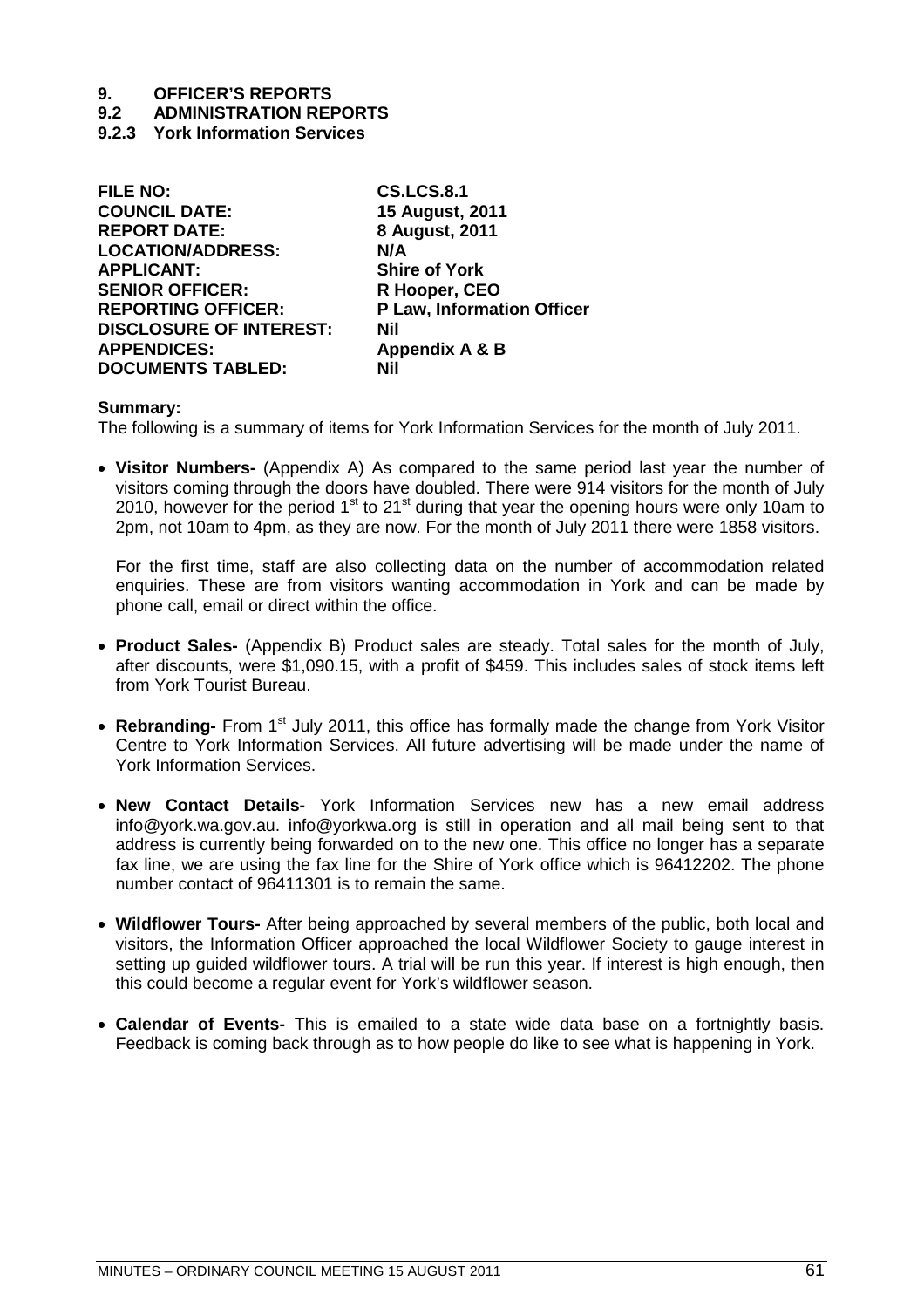# 9. OFFICER'S REPORTS

## 9.2 ADMINISTRATION REPORTS

### 9.2.3 York Information Services

| | |
|---|---|
| **FILE NO:** | **CS.LCS.8.1** |
| **COUNCIL DATE:** | **15 August, 2011** |
| **REPORT DATE:** | **8 August, 2011** |
| **LOCATION/ADDRESS:** | **N/A** |
| **APPLICANT:** | **Shire of York** |
| **SENIOR OFFICER:** | **R Hooper, CEO** |
| **REPORTING OFFICER:** | **P Law, Information Officer** |
| **DISCLOSURE OF INTEREST:** | **Nil** |
| **APPENDICES:** | **Appendix A & B** |
| **DOCUMENTS TABLED:** | **Nil** |

**Summary:**
The following is a summary of items for York Information Services for the month of July 2011.

- **Visitor Numbers-** (Appendix A) As compared to the same period last year the number of visitors coming through the doors have doubled. There were 914 visitors for the month of July 2010, however for the period 1st to 21st during that year the opening hours were only 10am to 2pm, not 10am to 4pm, as they are now. For the month of July 2011 there were 1858 visitors.

  For the first time, staff are also collecting data on the number of accommodation related enquiries. These are from visitors wanting accommodation in York and can be made by phone call, email or direct within the office.

- **Product Sales-** (Appendix B) Product sales are steady. Total sales for the month of July, after discounts, were $1,090.15, with a profit of $459. This includes sales of stock items left from York Tourist Bureau.

- **Rebranding-** From 1st July 2011, this office has formally made the change from York Visitor Centre to York Information Services. All future advertising will be made under the name of York Information Services.

- **New Contact Details-** York Information Services new has a new email address info@york.wa.gov.au. info@yorkwa.org is still in operation and all mail being sent to that address is currently being forwarded on to the new one. This office no longer has a separate fax line, we are using the fax line for the Shire of York office which is 96412202. The phone number contact of 96411301 is to remain the same.

- **Wildflower Tours-** After being approached by several members of the public, both local and visitors, the Information Officer approached the local Wildflower Society to gauge interest in setting up guided wildflower tours. A trial will be run this year. If interest is high enough, then this could become a regular event for York's wildflower season.

- **Calendar of Events-** This is emailed to a state wide data base on a fortnightly basis. Feedback is coming back through as to how people do like to see what is happening in York.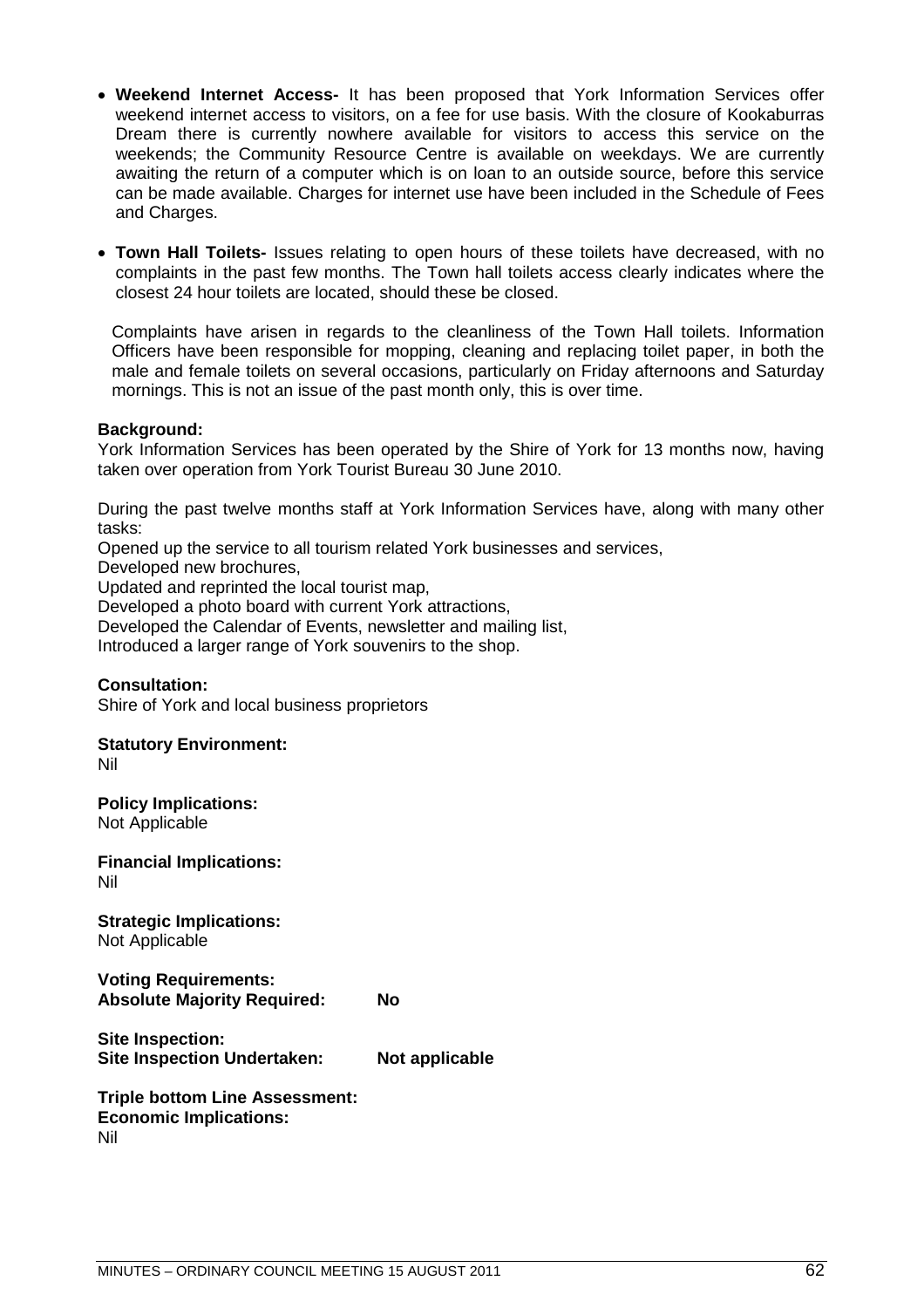- **Weekend Internet Access-** It has been proposed that York Information Services offer weekend internet access to visitors, on a fee for use basis. With the closure of Kookaburras Dream there is currently nowhere available for visitors to access this service on the weekends; the Community Resource Centre is available on weekdays. We are currently awaiting the return of a computer which is on loan to an outside source, before this service can be made available. Charges for internet use have been included in the Schedule of Fees and Charges.

- **Town Hall Toilets-** Issues relating to open hours of these toilets have decreased, with no complaints in the past few months. The Town hall toilets access clearly indicates where the closest 24 hour toilets are located, should these be closed.

  Complaints have arisen in regards to the cleanliness of the Town Hall toilets. Information Officers have been responsible for mopping, cleaning and replacing toilet paper, in both the male and female toilets on several occasions, particularly on Friday afternoons and Saturday mornings. This is not an issue of the past month only, this is over time.

**Background:**
York Information Services has been operated by the Shire of York for 13 months now, having taken over operation from York Tourist Bureau 30 June 2010.

During the past twelve months staff at York Information Services have, along with many other tasks:
Opened up the service to all tourism related York businesses and services,
Developed new brochures,
Updated and reprinted the local tourist map,
Developed a photo board with current York attractions,
Developed the Calendar of Events, newsletter and mailing list,
Introduced a larger range of York souvenirs to the shop.

**Consultation:**
Shire of York and local business proprietors

**Statutory Environment:**
Nil

**Policy Implications:**
Not Applicable

**Financial Implications:**
Nil

**Strategic Implications:**
Not Applicable

**Voting Requirements:**
**Absolute Majority Required: No**

**Site Inspection:**
**Site Inspection Undertaken: Not applicable**

**Triple bottom Line Assessment:**
**Economic Implications:**
Nil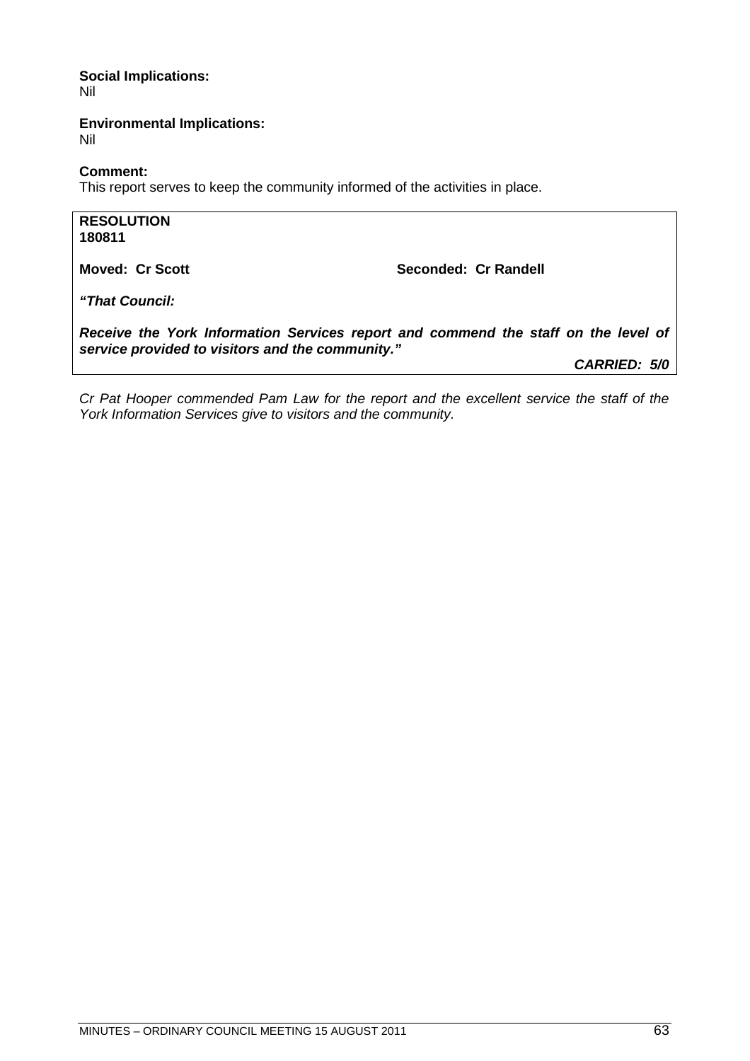**Social Implications:**
Nil

**Environmental Implications:**
Nil

**Comment:**
This report serves to keep the community informed of the activities in place.

**RESOLUTION**
**180811**

**Moved: Cr Scott** **Seconded: Cr Randell**

***"That Council:***

***Receive the York Information Services report and commend the staff on the level of service provided to visitors and the community."***

***CARRIED: 5/0***

*Cr Pat Hooper commended Pam Law for the report and the excellent service the staff of the York Information Services give to visitors and the community.*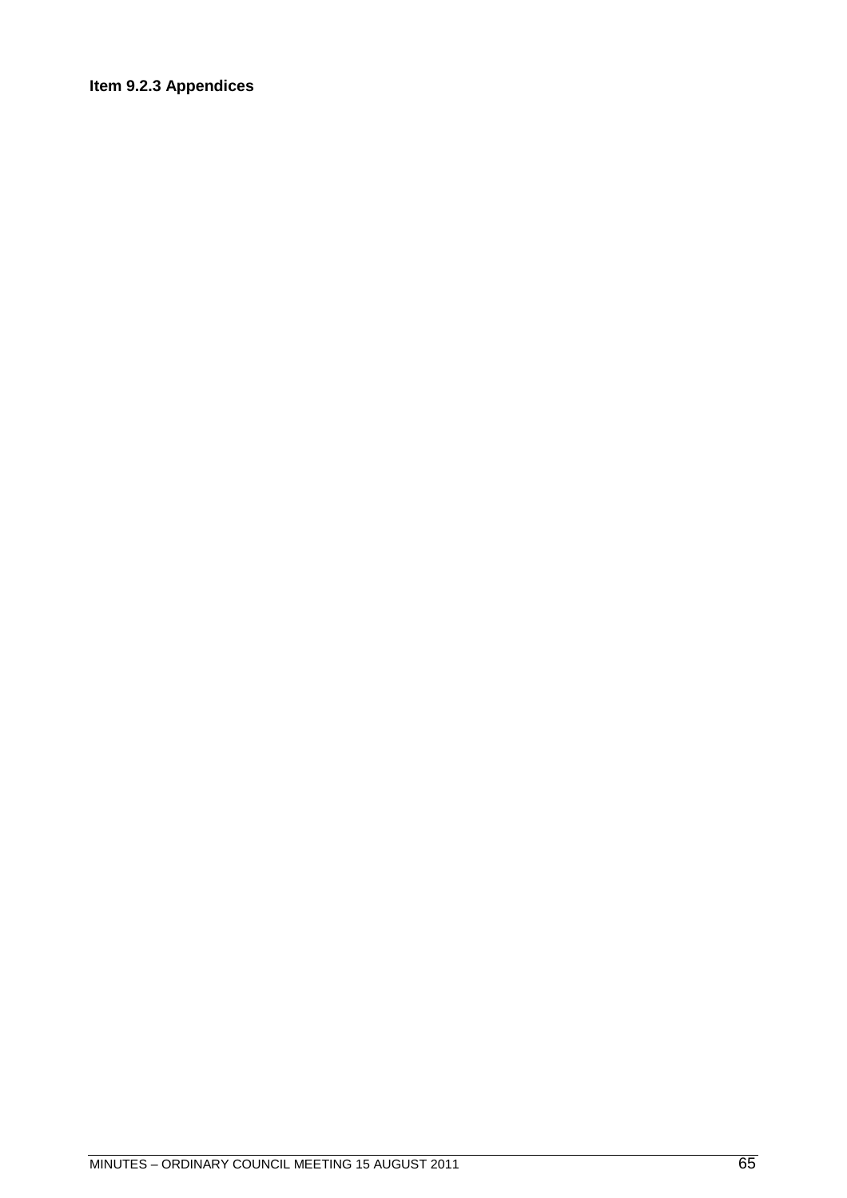**Item 9.2.3 Appendices**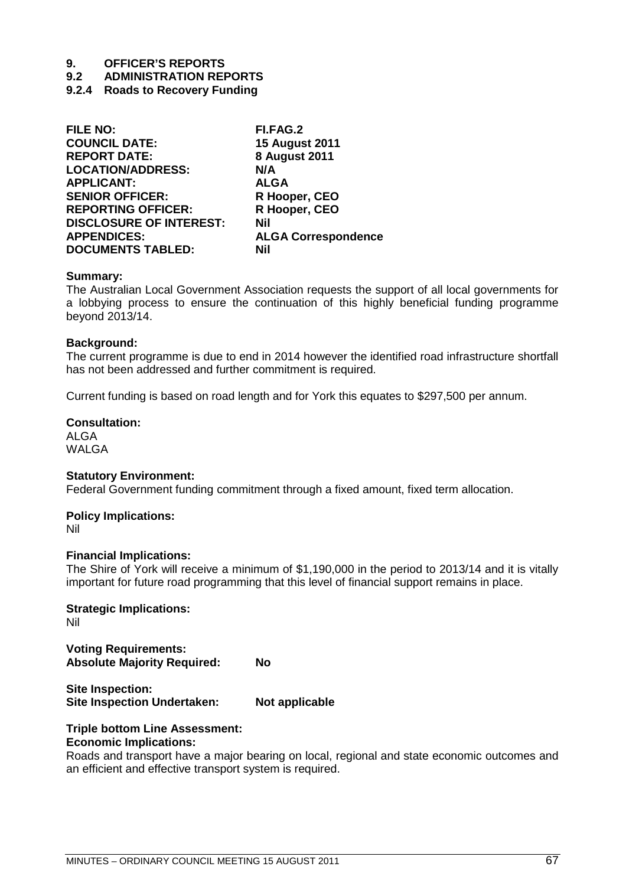# 9. OFFICER'S REPORTS

## 9.2 ADMINISTRATION REPORTS

### 9.2.4 Roads to Recovery Funding

| | |
|---|---|
| **FILE NO:** | **FI.FAG.2** |
| **COUNCIL DATE:** | **15 August 2011** |
| **REPORT DATE:** | **8 August 2011** |
| **LOCATION/ADDRESS:** | **N/A** |
| **APPLICANT:** | **ALGA** |
| **SENIOR OFFICER:** | **R Hooper, CEO** |
| **REPORTING OFFICER:** | **R Hooper, CEO** |
| **DISCLOSURE OF INTEREST:** | **Nil** |
| **APPENDICES:** | **ALGA Correspondence** |
| **DOCUMENTS TABLED:** | **Nil** |

**Summary:**
The Australian Local Government Association requests the support of all local governments for a lobbying process to ensure the continuation of this highly beneficial funding programme beyond 2013/14.

**Background:**
The current programme is due to end in 2014 however the identified road infrastructure shortfall has not been addressed and further commitment is required.

Current funding is based on road length and for York this equates to $297,500 per annum.

**Consultation:**
ALGA
WALGA

**Statutory Environment:**
Federal Government funding commitment through a fixed amount, fixed term allocation.

**Policy Implications:**
Nil

**Financial Implications:**
The Shire of York will receive a minimum of $1,190,000 in the period to 2013/14 and it is vitally important for future road programming that this level of financial support remains in place.

**Strategic Implications:**
Nil

**Voting Requirements:**
**Absolute Majority Required: No**

**Site Inspection:**
**Site Inspection Undertaken: Not applicable**

**Triple bottom Line Assessment:**
**Economic Implications:**
Roads and transport have a major bearing on local, regional and state economic outcomes and an efficient and effective transport system is required.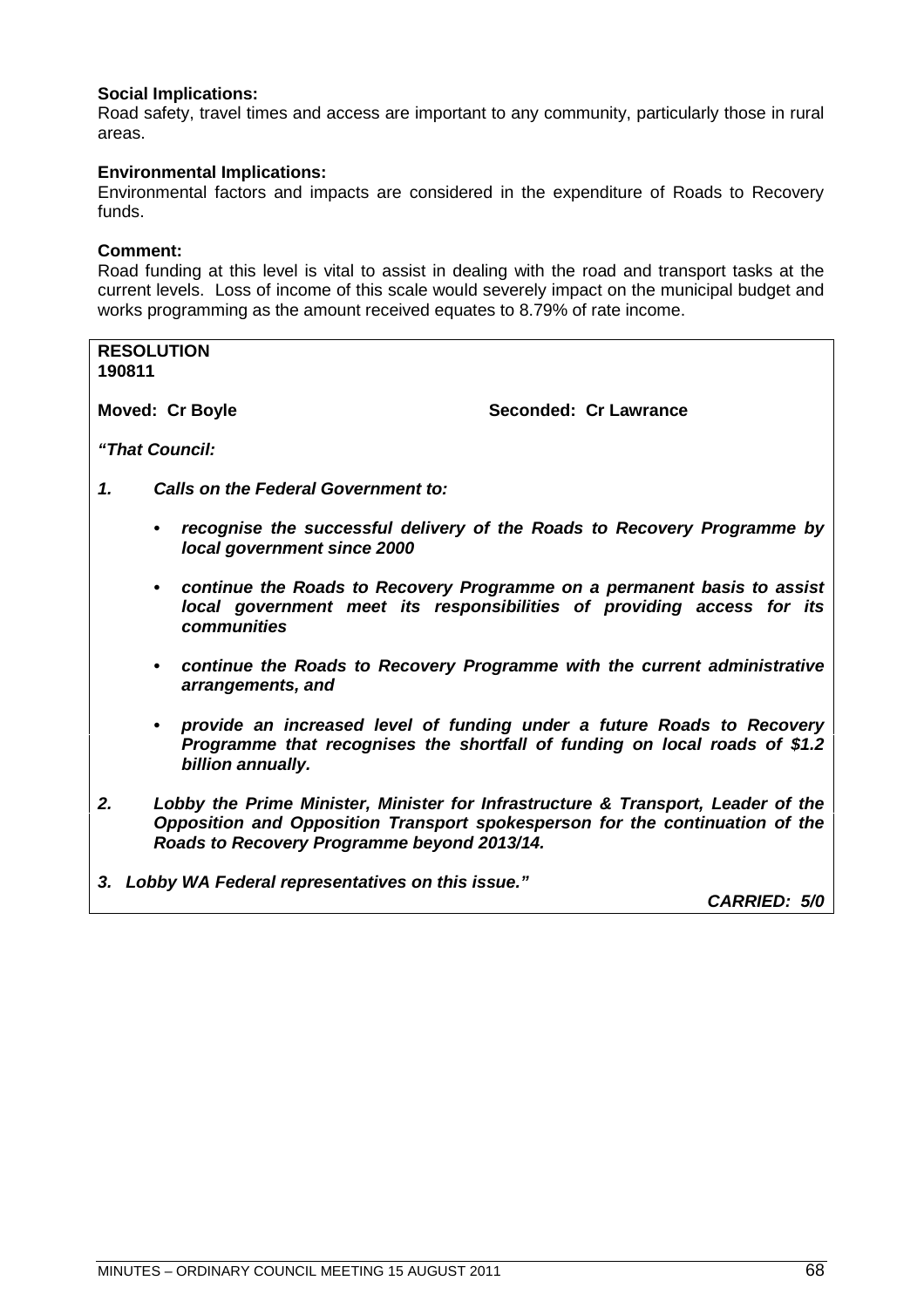**Social Implications:**
Road safety, travel times and access are important to any community, particularly those in rural areas.

**Environmental Implications:**
Environmental factors and impacts are considered in the expenditure of Roads to Recovery funds.

**Comment:**
Road funding at this level is vital to assist in dealing with the road and transport tasks at the current levels. Loss of income of this scale would severely impact on the municipal budget and works programming as the amount received equates to 8.79% of rate income.

**RESOLUTION**
**190811**

**Moved: Cr Boyle** **Seconded: Cr Lawrance**

***"That Council:***

***1. Calls on the Federal Government to:***

- ***recognise the successful delivery of the Roads to Recovery Programme by local government since 2000***
- ***continue the Roads to Recovery Programme on a permanent basis to assist local government meet its responsibilities of providing access for its communities***
- ***continue the Roads to Recovery Programme with the current administrative arrangements, and***
- ***provide an increased level of funding under a future Roads to Recovery Programme that recognises the shortfall of funding on local roads of $1.2 billion annually.***

***2. Lobby the Prime Minister, Minister for Infrastructure & Transport, Leader of the Opposition and Opposition Transport spokesperson for the continuation of the Roads to Recovery Programme beyond 2013/14.***

***3. Lobby WA Federal representatives on this issue."***

***CARRIED: 5/0***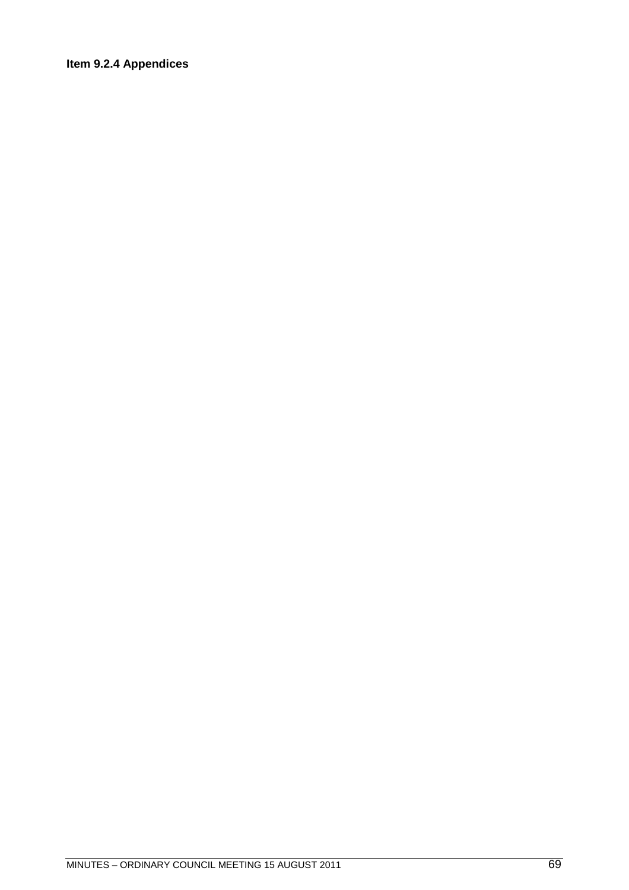**Item 9.2.4 Appendices**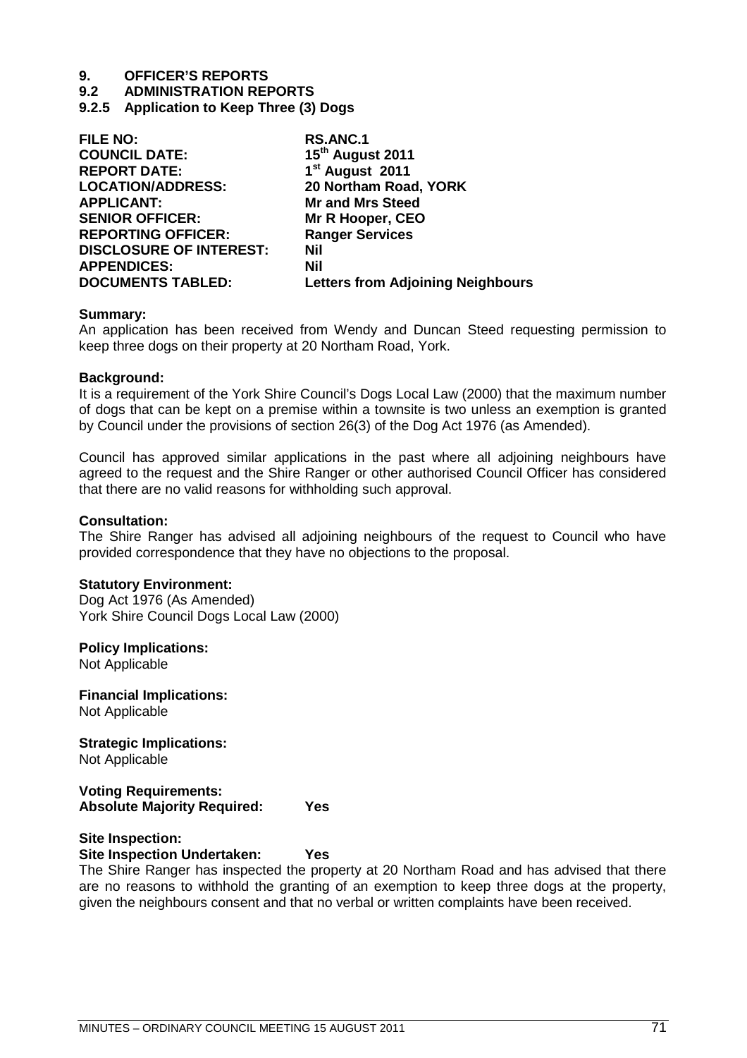# 9. OFFICER'S REPORTS

## 9.2 ADMINISTRATION REPORTS

### 9.2.5 Application to Keep Three (3) Dogs

| | |
|---|---|
| **FILE NO:** | **RS.ANC.1** |
| **COUNCIL DATE:** | **15th August 2011** |
| **REPORT DATE:** | **1st August 2011** |
| **LOCATION/ADDRESS:** | **20 Northam Road, YORK** |
| **APPLICANT:** | **Mr and Mrs Steed** |
| **SENIOR OFFICER:** | **Mr R Hooper, CEO** |
| **REPORTING OFFICER:** | **Ranger Services** |
| **DISCLOSURE OF INTEREST:** | **Nil** |
| **APPENDICES:** | **Nil** |
| **DOCUMENTS TABLED:** | **Letters from Adjoining Neighbours** |

**Summary:**
An application has been received from Wendy and Duncan Steed requesting permission to keep three dogs on their property at 20 Northam Road, York.

**Background:**
It is a requirement of the York Shire Council's Dogs Local Law (2000) that the maximum number of dogs that can be kept on a premise within a townsite is two unless an exemption is granted by Council under the provisions of section 26(3) of the Dog Act 1976 (as Amended).

Council has approved similar applications in the past where all adjoining neighbours have agreed to the request and the Shire Ranger or other authorised Council Officer has considered that there are no valid reasons for withholding such approval.

**Consultation:**
The Shire Ranger has advised all adjoining neighbours of the request to Council who have provided correspondence that they have no objections to the proposal.

**Statutory Environment:**
Dog Act 1976 (As Amended)
York Shire Council Dogs Local Law (2000)

**Policy Implications:**
Not Applicable

**Financial Implications:**
Not Applicable

**Strategic Implications:**
Not Applicable

**Voting Requirements:**
**Absolute Majority Required: Yes**

**Site Inspection:**
**Site Inspection Undertaken: Yes**
The Shire Ranger has inspected the property at 20 Northam Road and has advised that there are no reasons to withhold the granting of an exemption to keep three dogs at the property, given the neighbours consent and that no verbal or written complaints have been received.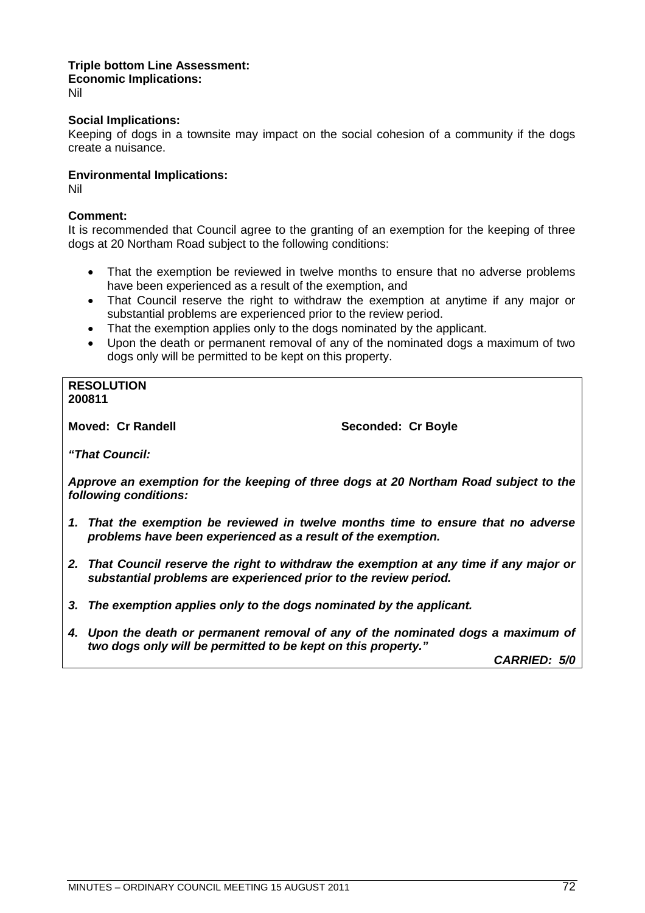**Triple bottom Line Assessment:**
**Economic Implications:**
Nil

**Social Implications:**
Keeping of dogs in a townsite may impact on the social cohesion of a community if the dogs create a nuisance.

**Environmental Implications:**
Nil

**Comment:**
It is recommended that Council agree to the granting of an exemption for the keeping of three dogs at 20 Northam Road subject to the following conditions:

- That the exemption be reviewed in twelve months to ensure that no adverse problems have been experienced as a result of the exemption, and
- That Council reserve the right to withdraw the exemption at anytime if any major or substantial problems are experienced prior to the review period.
- That the exemption applies only to the dogs nominated by the applicant.
- Upon the death or permanent removal of any of the nominated dogs a maximum of two dogs only will be permitted to be kept on this property.

**RESOLUTION**
**200811**

**Moved: Cr Randell** **Seconded: Cr Boyle**

***"That Council:***

***Approve an exemption for the keeping of three dogs at 20 Northam Road subject to the following conditions:***

1. ***That the exemption be reviewed in twelve months time to ensure that no adverse problems have been experienced as a result of the exemption.***
2. ***That Council reserve the right to withdraw the exemption at any time if any major or substantial problems are experienced prior to the review period.***
3. ***The exemption applies only to the dogs nominated by the applicant.***
4. ***Upon the death or permanent removal of any of the nominated dogs a maximum of two dogs only will be permitted to be kept on this property."***

***CARRIED: 5/0***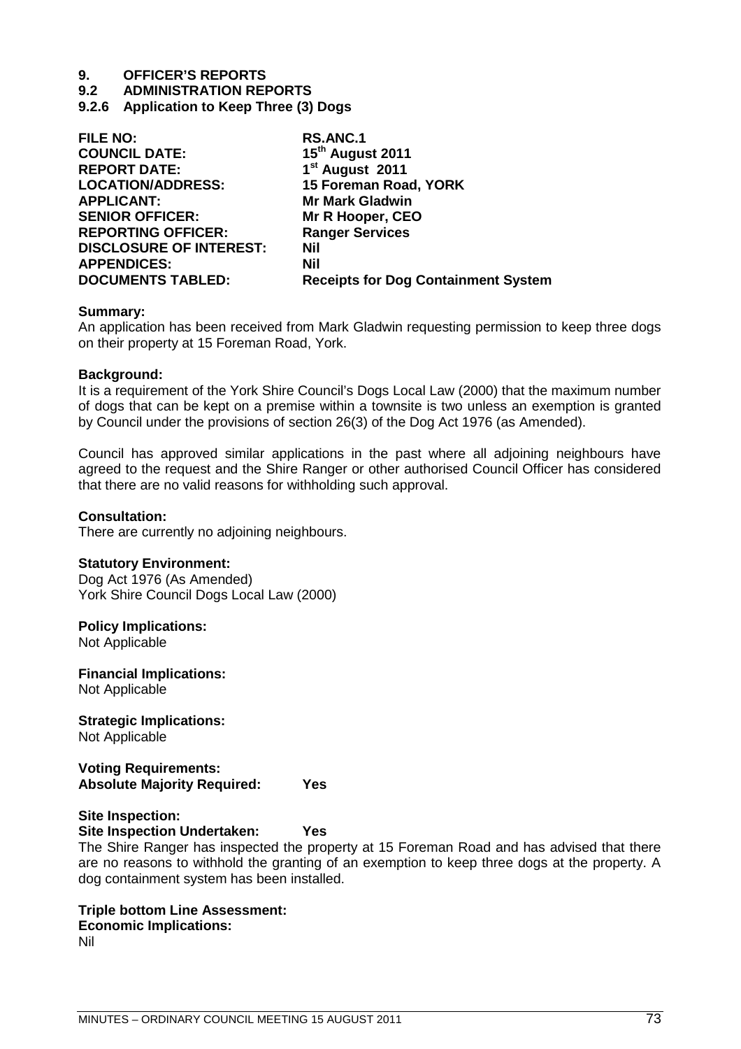# 9. OFFICER'S REPORTS
## 9.2 ADMINISTRATION REPORTS
### 9.2.6 Application to Keep Three (3) Dogs

| | |
|---|---|
| **FILE NO:** | **RS.ANC.1** |
| **COUNCIL DATE:** | **15th August 2011** |
| **REPORT DATE:** | **1st August 2011** |
| **LOCATION/ADDRESS:** | **15 Foreman Road, YORK** |
| **APPLICANT:** | **Mr Mark Gladwin** |
| **SENIOR OFFICER:** | **Mr R Hooper, CEO** |
| **REPORTING OFFICER:** | **Ranger Services** |
| **DISCLOSURE OF INTEREST:** | **Nil** |
| **APPENDICES:** | **Nil** |
| **DOCUMENTS TABLED:** | **Receipts for Dog Containment System** |

**Summary:**
An application has been received from Mark Gladwin requesting permission to keep three dogs on their property at 15 Foreman Road, York.

**Background:**
It is a requirement of the York Shire Council's Dogs Local Law (2000) that the maximum number of dogs that can be kept on a premise within a townsite is two unless an exemption is granted by Council under the provisions of section 26(3) of the Dog Act 1976 (as Amended).

Council has approved similar applications in the past where all adjoining neighbours have agreed to the request and the Shire Ranger or other authorised Council Officer has considered that there are no valid reasons for withholding such approval.

**Consultation:**
There are currently no adjoining neighbours.

**Statutory Environment:**
Dog Act 1976 (As Amended)
York Shire Council Dogs Local Law (2000)

**Policy Implications:**
Not Applicable

**Financial Implications:**
Not Applicable

**Strategic Implications:**
Not Applicable

**Voting Requirements:**
**Absolute Majority Required: Yes**

**Site Inspection:**
**Site Inspection Undertaken: Yes**
The Shire Ranger has inspected the property at 15 Foreman Road and has advised that there are no reasons to withhold the granting of an exemption to keep three dogs at the property. A dog containment system has been installed.

**Triple bottom Line Assessment:**
**Economic Implications:**
Nil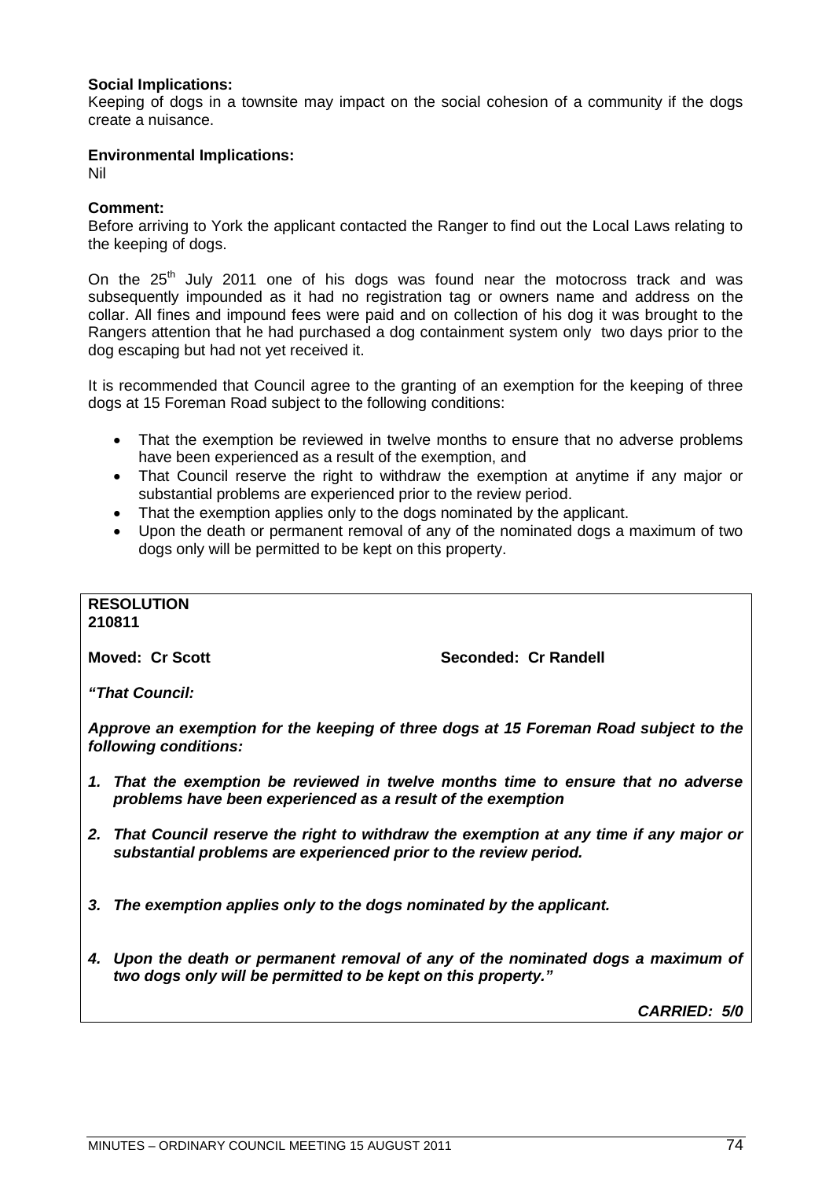**Social Implications:**
Keeping of dogs in a townsite may impact on the social cohesion of a community if the dogs create a nuisance.

**Environmental Implications:**
Nil

**Comment:**
Before arriving to York the applicant contacted the Ranger to find out the Local Laws relating to the keeping of dogs.

On the 25th July 2011 one of his dogs was found near the motocross track and was subsequently impounded as it had no registration tag or owners name and address on the collar. All fines and impound fees were paid and on collection of his dog it was brought to the Rangers attention that he had purchased a dog containment system only two days prior to the dog escaping but had not yet received it.

It is recommended that Council agree to the granting of an exemption for the keeping of three dogs at 15 Foreman Road subject to the following conditions:

- That the exemption be reviewed in twelve months to ensure that no adverse problems have been experienced as a result of the exemption, and
- That Council reserve the right to withdraw the exemption at anytime if any major or substantial problems are experienced prior to the review period.
- That the exemption applies only to the dogs nominated by the applicant.
- Upon the death or permanent removal of any of the nominated dogs a maximum of two dogs only will be permitted to be kept on this property.

**RESOLUTION**
**210811**

**Moved: Cr Scott** **Seconded: Cr Randell**

***"That Council:***

***Approve an exemption for the keeping of three dogs at 15 Foreman Road subject to the following conditions:***

1. ***That the exemption be reviewed in twelve months time to ensure that no adverse problems have been experienced as a result of the exemption***

2. ***That Council reserve the right to withdraw the exemption at any time if any major or substantial problems are experienced prior to the review period.***

3. ***The exemption applies only to the dogs nominated by the applicant.***

4. ***Upon the death or permanent removal of any of the nominated dogs a maximum of two dogs only will be permitted to be kept on this property."***

***CARRIED: 5/0***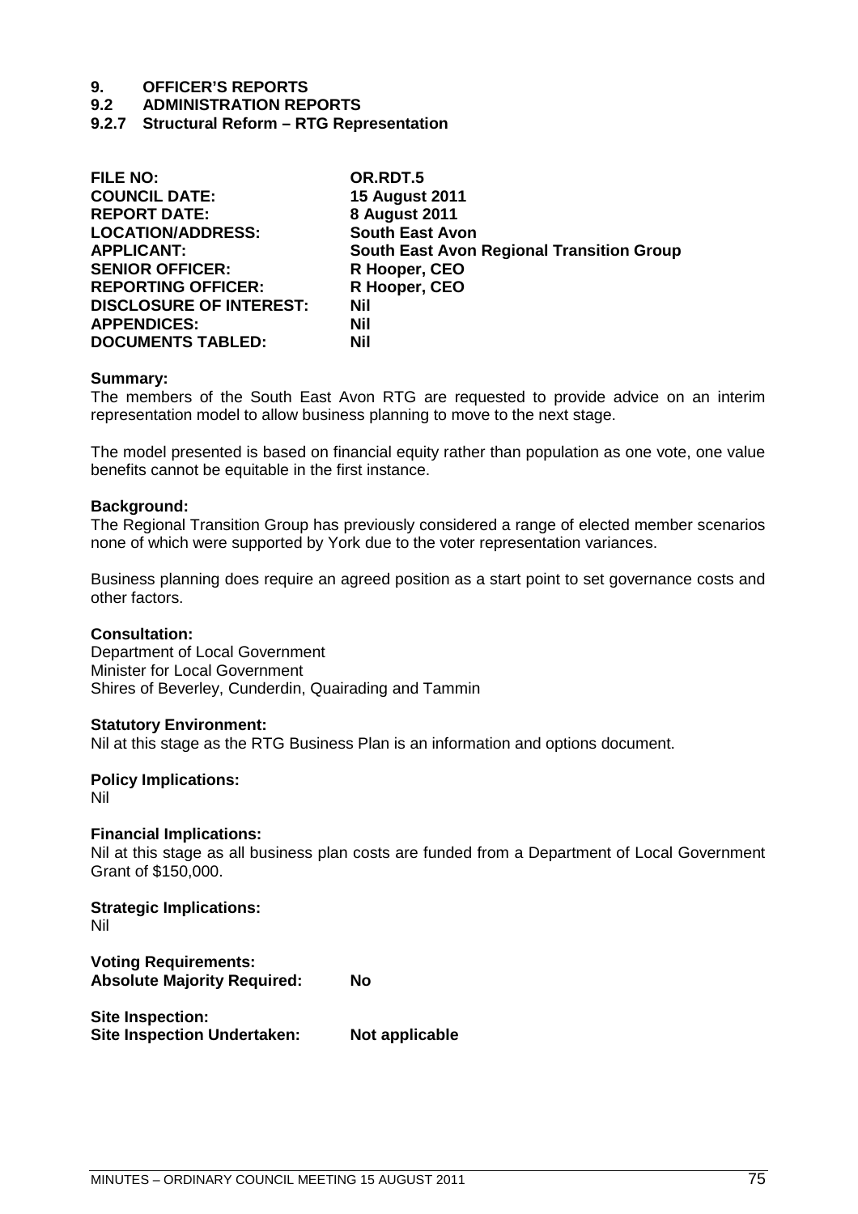# 9. OFFICER'S REPORTS

## 9.2 ADMINISTRATION REPORTS

### 9.2.7 Structural Reform – RTG Representation

| | |
|---|---|
| **FILE NO:** | **OR.RDT.5** |
| **COUNCIL DATE:** | **15 August 2011** |
| **REPORT DATE:** | **8 August 2011** |
| **LOCATION/ADDRESS:** | **South East Avon** |
| **APPLICANT:** | **South East Avon Regional Transition Group** |
| **SENIOR OFFICER:** | **R Hooper, CEO** |
| **REPORTING OFFICER:** | **R Hooper, CEO** |
| **DISCLOSURE OF INTEREST:** | **Nil** |
| **APPENDICES:** | **Nil** |
| **DOCUMENTS TABLED:** | **Nil** |

**Summary:**
The members of the South East Avon RTG are requested to provide advice on an interim representation model to allow business planning to move to the next stage.

The model presented is based on financial equity rather than population as one vote, one value benefits cannot be equitable in the first instance.

**Background:**
The Regional Transition Group has previously considered a range of elected member scenarios none of which were supported by York due to the voter representation variances.

Business planning does require an agreed position as a start point to set governance costs and other factors.

**Consultation:**
Department of Local Government
Minister for Local Government
Shires of Beverley, Cunderdin, Quairading and Tammin

**Statutory Environment:**
Nil at this stage as the RTG Business Plan is an information and options document.

**Policy Implications:**
Nil

**Financial Implications:**
Nil at this stage as all business plan costs are funded from a Department of Local Government Grant of $150,000.

**Strategic Implications:**
Nil

**Voting Requirements:**
**Absolute Majority Required:** **No**

**Site Inspection:**
**Site Inspection Undertaken:** **Not applicable**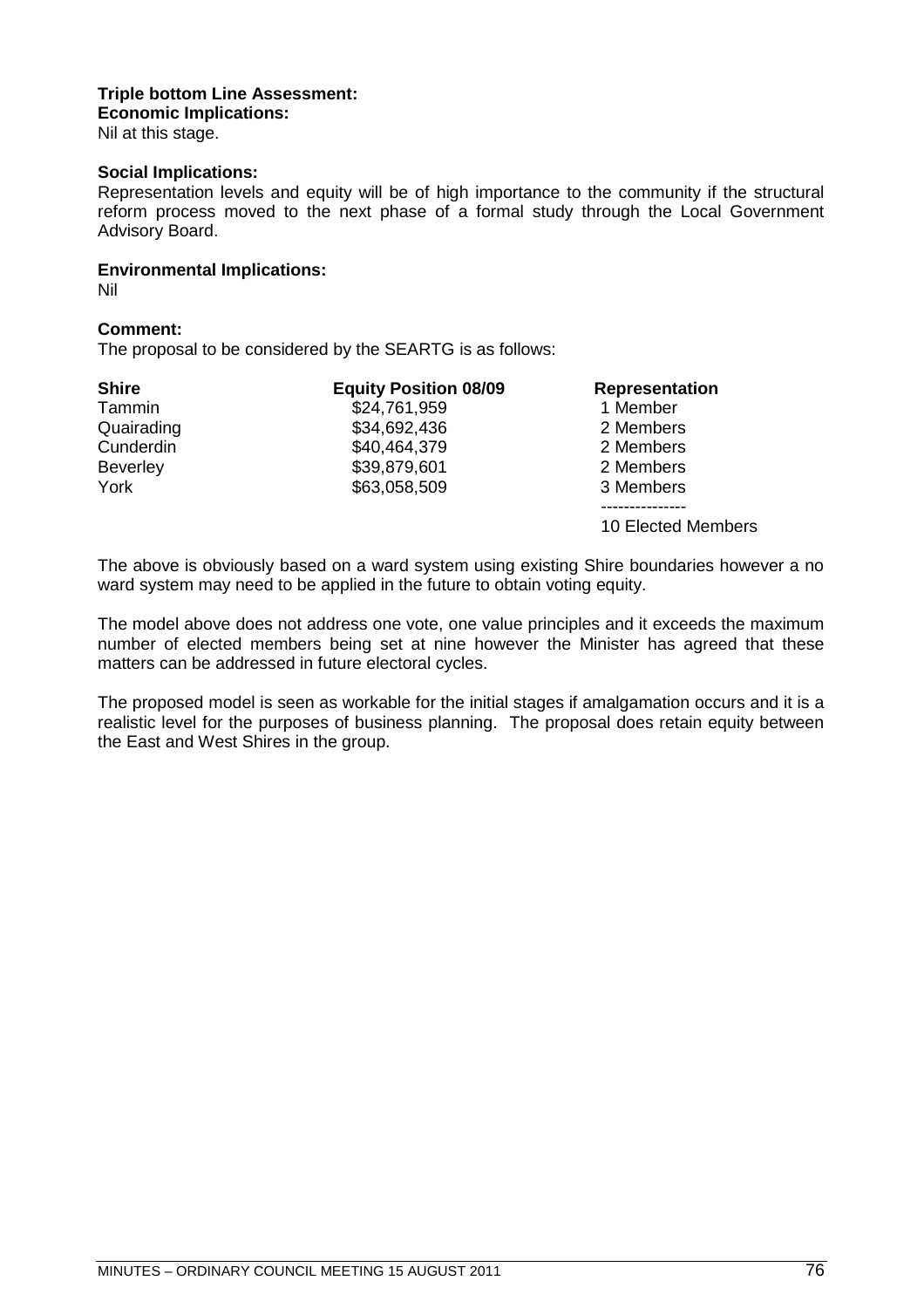**Triple bottom Line Assessment:**
**Economic Implications:**
Nil at this stage.

**Social Implications:**
Representation levels and equity will be of high importance to the community if the structural reform process moved to the next phase of a formal study through the Local Government Advisory Board.

**Environmental Implications:**
Nil

**Comment:**
The proposal to be considered by the SEARTG is as follows:

| Shire | Equity Position 08/09 | Representation |
|---|---|---|
| Tammin | $24,761,959 | 1 Member |
| Quairading | $34,692,436 | 2 Members |
| Cunderdin | $40,464,379 | 2 Members |
| Beverley | $39,879,601 | 2 Members |
| York | $63,058,509 | 3 Members |
| | | --------------- |
| | | 10 Elected Members |

The above is obviously based on a ward system using existing Shire boundaries however a no ward system may need to be applied in the future to obtain voting equity.

The model above does not address one vote, one value principles and it exceeds the maximum number of elected members being set at nine however the Minister has agreed that these matters can be addressed in future electoral cycles.

The proposed model is seen as workable for the initial stages if amalgamation occurs and it is a realistic level for the purposes of business planning. The proposal does retain equity between the East and West Shires in the group.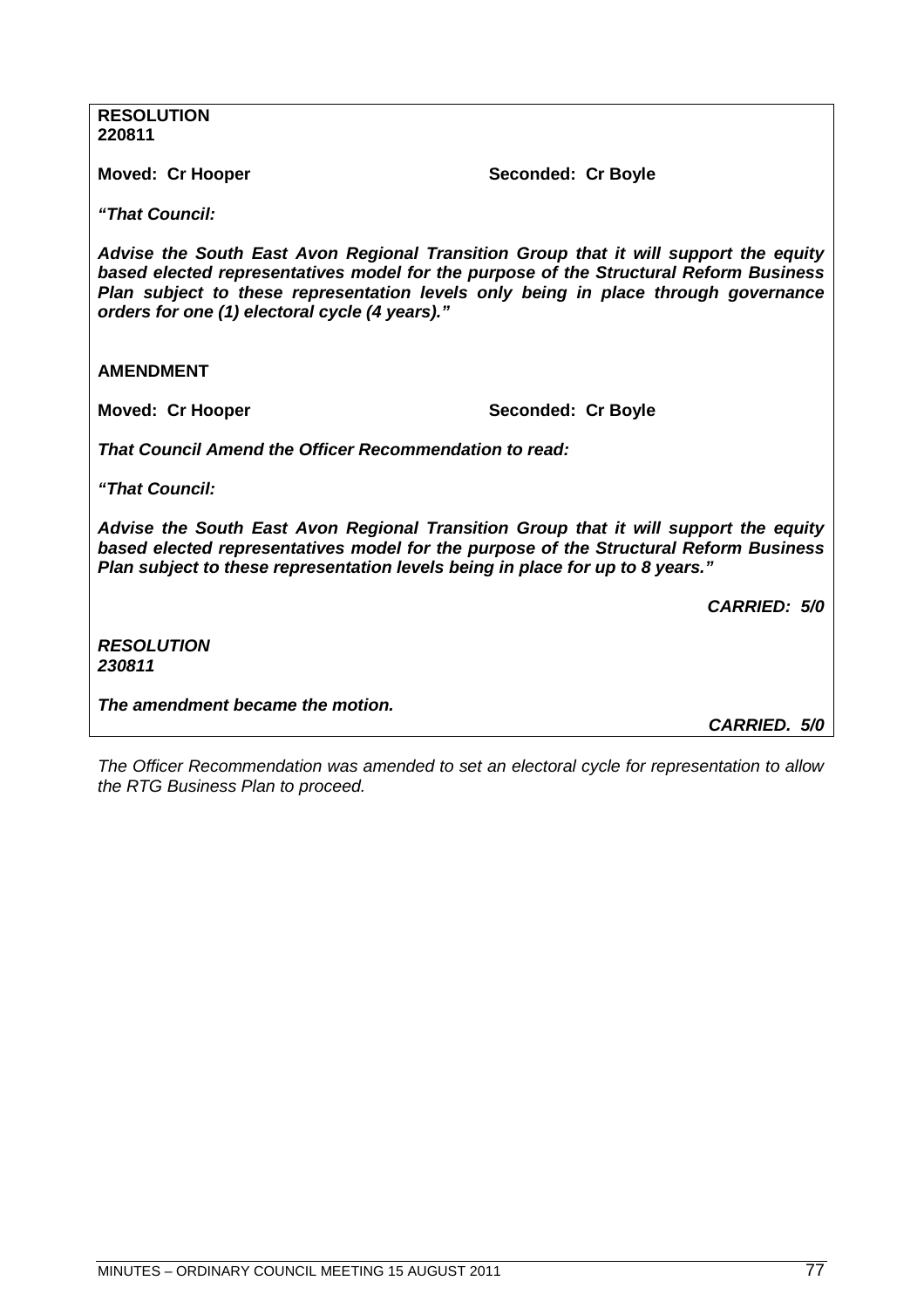**RESOLUTION**
**220811**

**Moved: Cr Hooper** **Seconded: Cr Boyle**

***"That Council:***

***Advise the South East Avon Regional Transition Group that it will support the equity based elected representatives model for the purpose of the Structural Reform Business Plan subject to these representation levels only being in place through governance orders for one (1) electoral cycle (4 years)."***

**AMENDMENT**

**Moved: Cr Hooper** **Seconded: Cr Boyle**

***That Council Amend the Officer Recommendation to read:***

***"That Council:***

***Advise the South East Avon Regional Transition Group that it will support the equity based elected representatives model for the purpose of the Structural Reform Business Plan subject to these representation levels being in place for up to 8 years."***

***CARRIED: 5/0***

***RESOLUTION***
***230811***

***The amendment became the motion.***

***CARRIED. 5/0***

*The Officer Recommendation was amended to set an electoral cycle for representation to allow the RTG Business Plan to proceed.*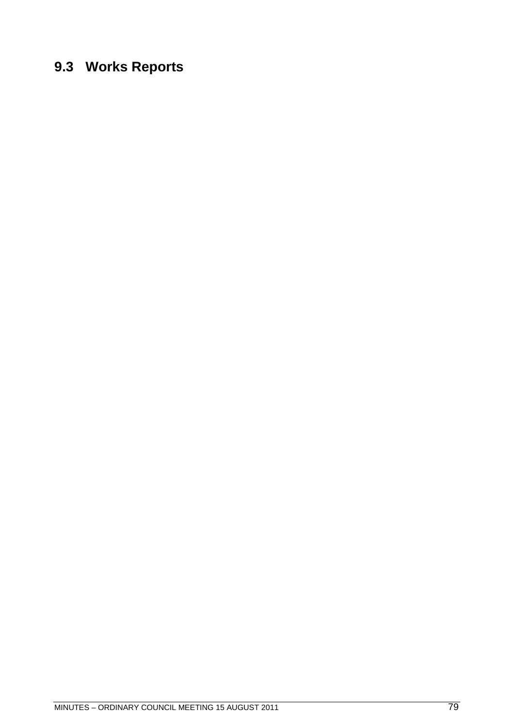## 9.3 Works Reports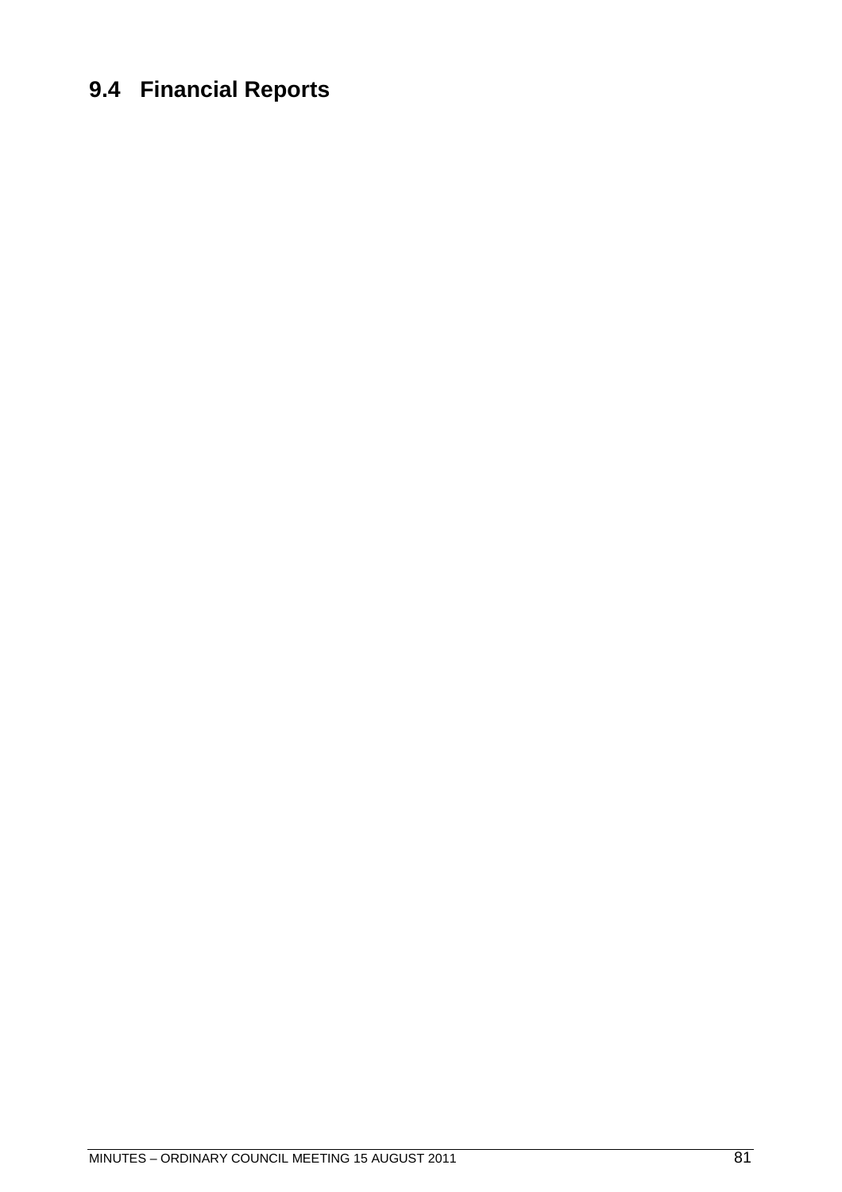# 9.4 Financial Reports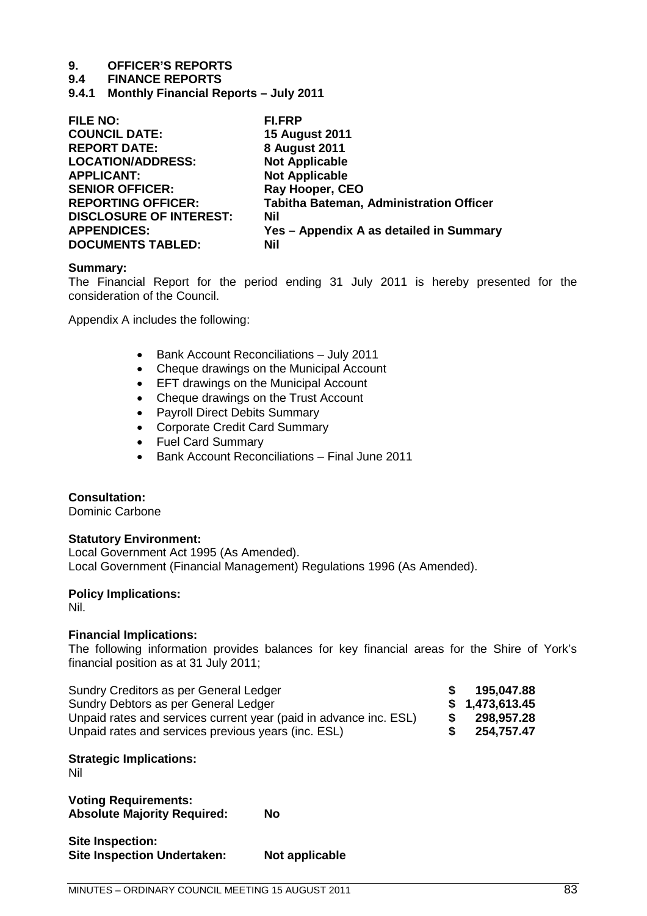# 9. OFFICER'S REPORTS

## 9.4 FINANCE REPORTS

### 9.4.1 Monthly Financial Reports – July 2011

| | |
|---|---|
| **FILE NO:** | **FI.FRP** |
| **COUNCIL DATE:** | **15 August 2011** |
| **REPORT DATE:** | **8 August 2011** |
| **LOCATION/ADDRESS:** | **Not Applicable** |
| **APPLICANT:** | **Not Applicable** |
| **SENIOR OFFICER:** | **Ray Hooper, CEO** |
| **REPORTING OFFICER:** | **Tabitha Bateman, Administration Officer** |
| **DISCLOSURE OF INTEREST:** | **Nil** |
| **APPENDICES:** | **Yes – Appendix A as detailed in Summary** |
| **DOCUMENTS TABLED:** | **Nil** |

**Summary:**
The Financial Report for the period ending 31 July 2011 is hereby presented for the consideration of the Council.

Appendix A includes the following:

- Bank Account Reconciliations – July 2011
- Cheque drawings on the Municipal Account
- EFT drawings on the Municipal Account
- Cheque drawings on the Trust Account
- Payroll Direct Debits Summary
- Corporate Credit Card Summary
- Fuel Card Summary
- Bank Account Reconciliations – Final June 2011

**Consultation:**
Dominic Carbone

**Statutory Environment:**
Local Government Act 1995 (As Amended).
Local Government (Financial Management) Regulations 1996 (As Amended).

**Policy Implications:**
Nil.

**Financial Implications:**
The following information provides balances for key financial areas for the Shire of York's financial position as at 31 July 2011;

| | | |
|---|---|---|
| Sundry Creditors as per General Ledger | **$** | **195,047.88** |
| Sundry Debtors as per General Ledger | **$** | **1,473,613.45** |
| Unpaid rates and services current year (paid in advance inc. ESL) | **$** | **298,957.28** |
| Unpaid rates and services previous years (inc. ESL) | **$** | **254,757.47** |

**Strategic Implications:**
Nil

**Voting Requirements:**
**Absolute Majority Required:** **No**

**Site Inspection:**
**Site Inspection Undertaken:** **Not applicable**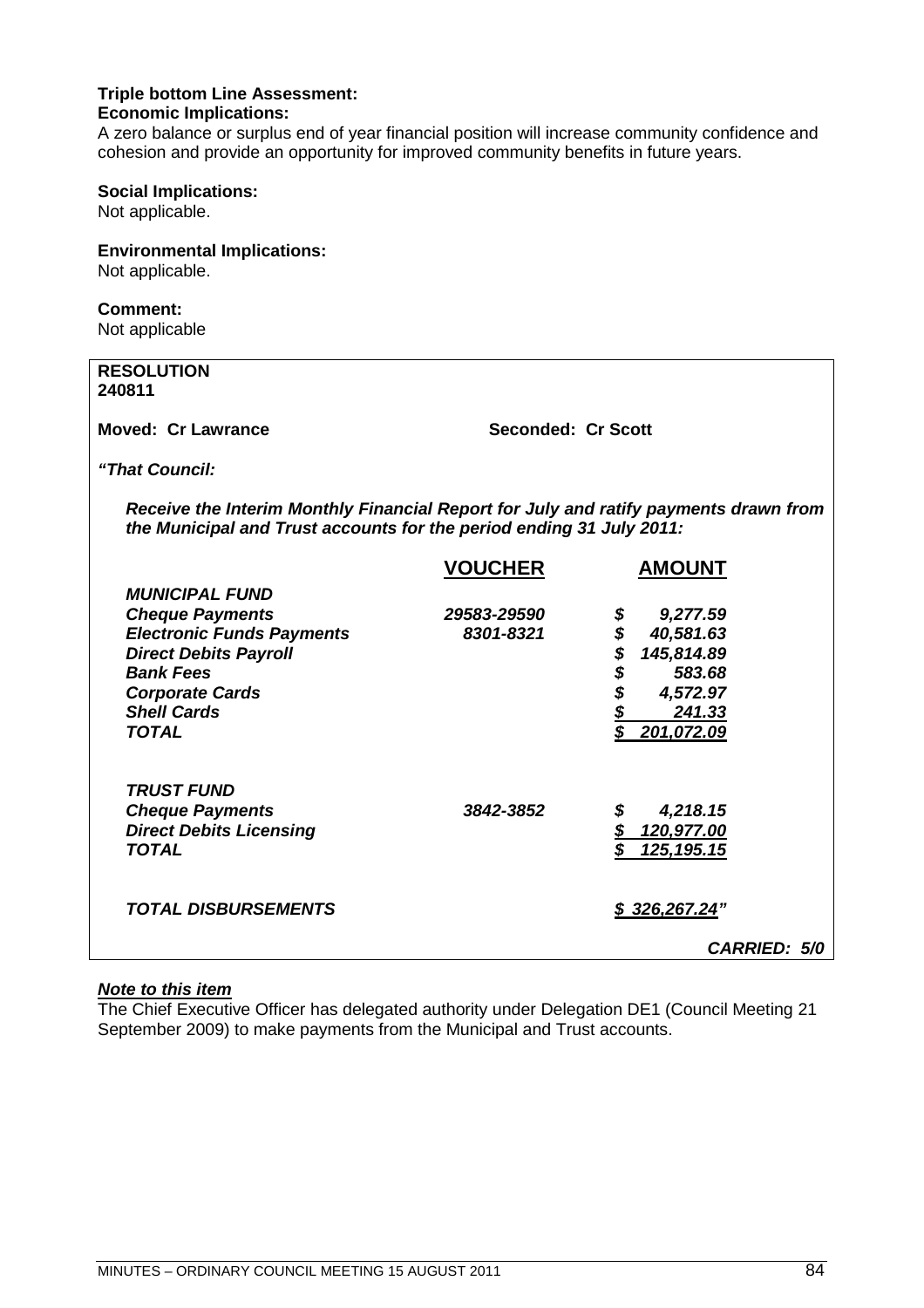**Triple bottom Line Assessment:**
**Economic Implications:**
A zero balance or surplus end of year financial position will increase community confidence and cohesion and provide an opportunity for improved community benefits in future years.

**Social Implications:**
Not applicable.

**Environmental Implications:**
Not applicable.

**Comment:**
Not applicable

**RESOLUTION**
**240811**

**Moved: Cr Lawrance** **Seconded: Cr Scott**

***"That Council:***

***Receive the Interim Monthly Financial Report for July and ratify payments drawn from the Municipal and Trust accounts for the period ending 31 July 2011:***

| | **VOUCHER** | **AMOUNT** |
|---|---|---|
| ***MUNICIPAL FUND*** | | |
| ***Cheque Payments*** | ***29583-29590*** | ***$ 9,277.59*** |
| ***Electronic Funds Payments*** | ***8301-8321*** | ***$ 40,581.63*** |
| ***Direct Debits Payroll*** | | ***$ 145,814.89*** |
| ***Bank Fees*** | | ***$ 583.68*** |
| ***Corporate Cards*** | | ***$ 4,572.97*** |
| ***Shell Cards*** | | ***$ 241.33*** |
| ***TOTAL*** | | ***$ 201,072.09*** |
| | | |
| ***TRUST FUND*** | | |
| ***Cheque Payments*** | ***3842-3852*** | ***$ 4,218.15*** |
| ***Direct Debits Licensing*** | | ***$ 120,977.00*** |
| ***TOTAL*** | | ***$ 125,195.15*** |
| | | |
| ***TOTAL DISBURSEMENTS*** | | ***$ 326,267.24"*** |

***CARRIED: 5/0***

***Note to this item***
The Chief Executive Officer has delegated authority under Delegation DE1 (Council Meeting 21 September 2009) to make payments from the Municipal and Trust accounts.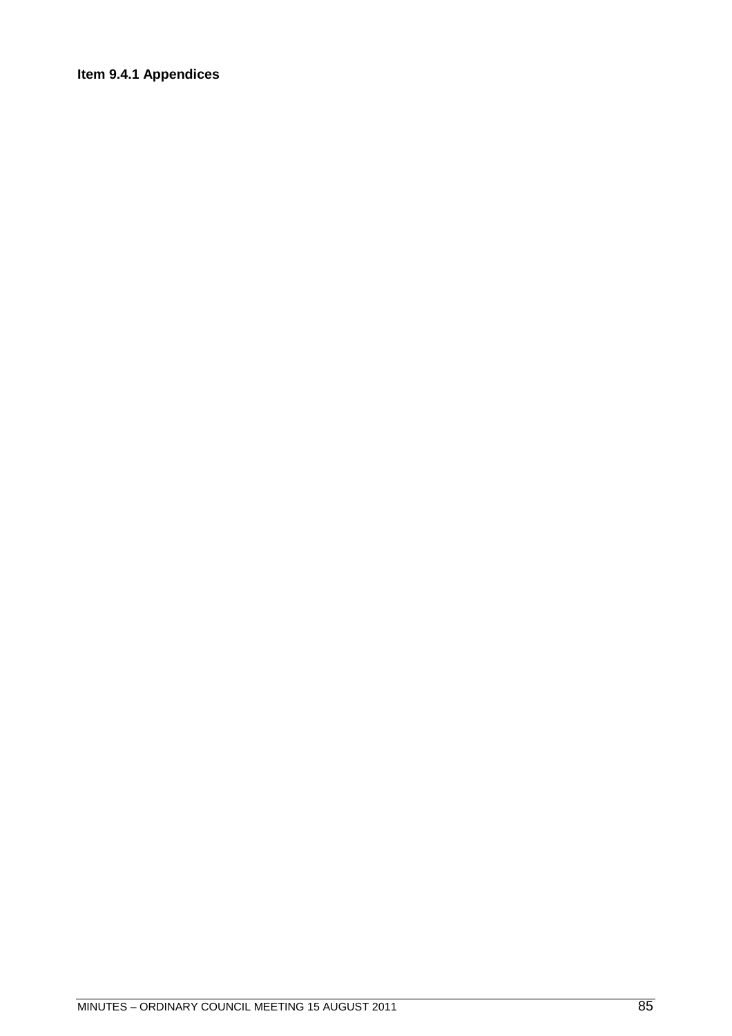**Item 9.4.1 Appendices**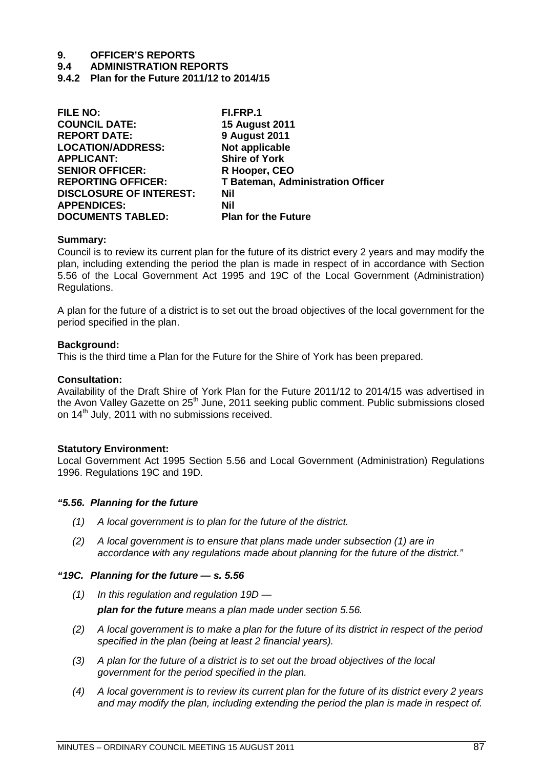# 9. OFFICER'S REPORTS

## 9.4 ADMINISTRATION REPORTS

### 9.4.2 Plan for the Future 2011/12 to 2014/15

| | |
|---|---|
| **FILE NO:** | **FI.FRP.1** |
| **COUNCIL DATE:** | **15 August 2011** |
| **REPORT DATE:** | **9 August 2011** |
| **LOCATION/ADDRESS:** | **Not applicable** |
| **APPLICANT:** | **Shire of York** |
| **SENIOR OFFICER:** | **R Hooper, CEO** |
| **REPORTING OFFICER:** | **T Bateman, Administration Officer** |
| **DISCLOSURE OF INTEREST:** | **Nil** |
| **APPENDICES:** | **Nil** |
| **DOCUMENTS TABLED:** | **Plan for the Future** |

**Summary:**

Council is to review its current plan for the future of its district every 2 years and may modify the plan, including extending the period the plan is made in respect of in accordance with Section 5.56 of the Local Government Act 1995 and 19C of the Local Government (Administration) Regulations.

A plan for the future of a district is to set out the broad objectives of the local government for the period specified in the plan.

**Background:**

This is the third time a Plan for the Future for the Shire of York has been prepared.

**Consultation:**

Availability of the Draft Shire of York Plan for the Future 2011/12 to 2014/15 was advertised in the Avon Valley Gazette on 25th June, 2011 seeking public comment. Public submissions closed on 14th July, 2011 with no submissions received.

**Statutory Environment:**

Local Government Act 1995 Section 5.56 and Local Government (Administration) Regulations 1996. Regulations 19C and 19D.

***"5.56. Planning for the future***

*(1) A local government is to plan for the future of the district.*

*(2) A local government is to ensure that plans made under subsection (1) are in accordance with any regulations made about planning for the future of the district."*

***"19C. Planning for the future — s. 5.56***

*(1) In this regulation and regulation 19D —*

***plan for the future*** *means a plan made under section 5.56.*

*(2) A local government is to make a plan for the future of its district in respect of the period specified in the plan (being at least 2 financial years).*

*(3) A plan for the future of a district is to set out the broad objectives of the local government for the period specified in the plan.*

*(4) A local government is to review its current plan for the future of its district every 2 years and may modify the plan, including extending the period the plan is made in respect of.*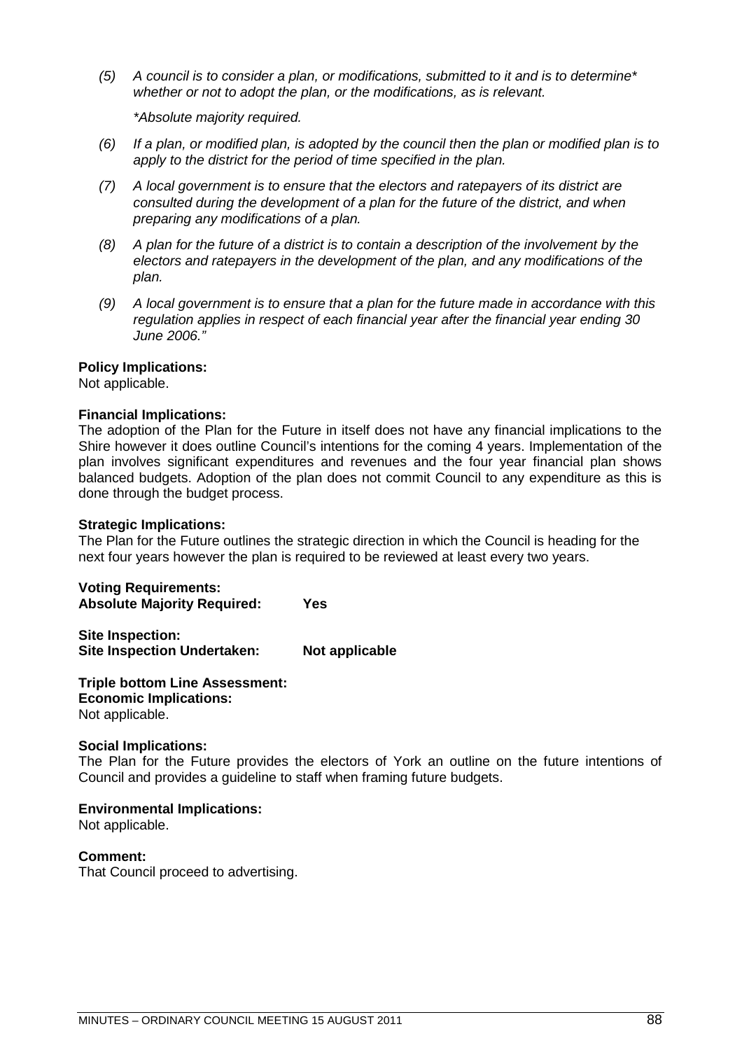*(5) A council is to consider a plan, or modifications, submitted to it and is to determine\* whether or not to adopt the plan, or the modifications, as is relevant.*

*\*Absolute majority required.*

*(6) If a plan, or modified plan, is adopted by the council then the plan or modified plan is to apply to the district for the period of time specified in the plan.*

*(7) A local government is to ensure that the electors and ratepayers of its district are consulted during the development of a plan for the future of the district, and when preparing any modifications of a plan.*

*(8) A plan for the future of a district is to contain a description of the involvement by the electors and ratepayers in the development of the plan, and any modifications of the plan.*

*(9) A local government is to ensure that a plan for the future made in accordance with this regulation applies in respect of each financial year after the financial year ending 30 June 2006."*

**Policy Implications:**
Not applicable.

**Financial Implications:**
The adoption of the Plan for the Future in itself does not have any financial implications to the Shire however it does outline Council's intentions for the coming 4 years. Implementation of the plan involves significant expenditures and revenues and the four year financial plan shows balanced budgets. Adoption of the plan does not commit Council to any expenditure as this is done through the budget process.

**Strategic Implications:**
The Plan for the Future outlines the strategic direction in which the Council is heading for the next four years however the plan is required to be reviewed at least every two years.

**Voting Requirements:**
**Absolute Majority Required: Yes**

**Site Inspection:**
**Site Inspection Undertaken: Not applicable**

**Triple bottom Line Assessment:**
**Economic Implications:**
Not applicable.

**Social Implications:**
The Plan for the Future provides the electors of York an outline on the future intentions of Council and provides a guideline to staff when framing future budgets.

**Environmental Implications:**
Not applicable.

**Comment:**
That Council proceed to advertising.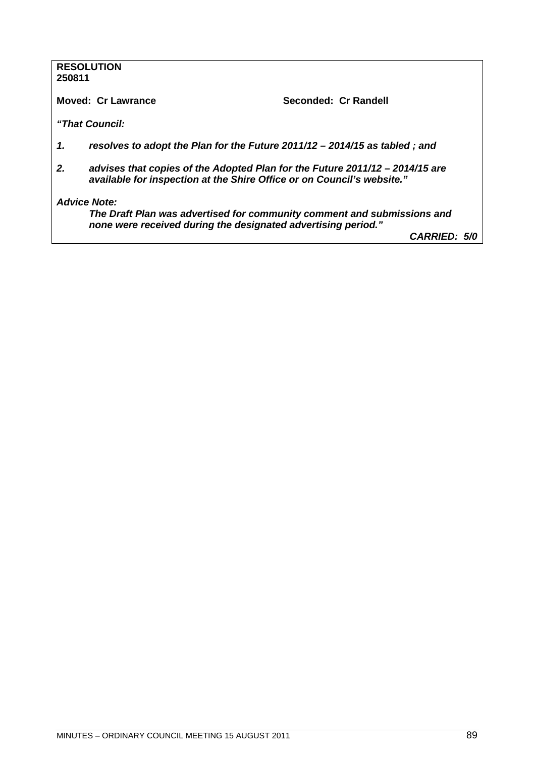**RESOLUTION**
**250811**

**Moved: Cr Lawrance** **Seconded: Cr Randell**

***"That Council:***

1. ***resolves to adopt the Plan for the Future 2011/12 – 2014/15 as tabled ; and***

2. ***advises that copies of the Adopted Plan for the Future 2011/12 – 2014/15 are available for inspection at the Shire Office or on Council's website."***

***Advice Note:***

***The Draft Plan was advertised for community comment and submissions and none were received during the designated advertising period."***

***CARRIED: 5/0***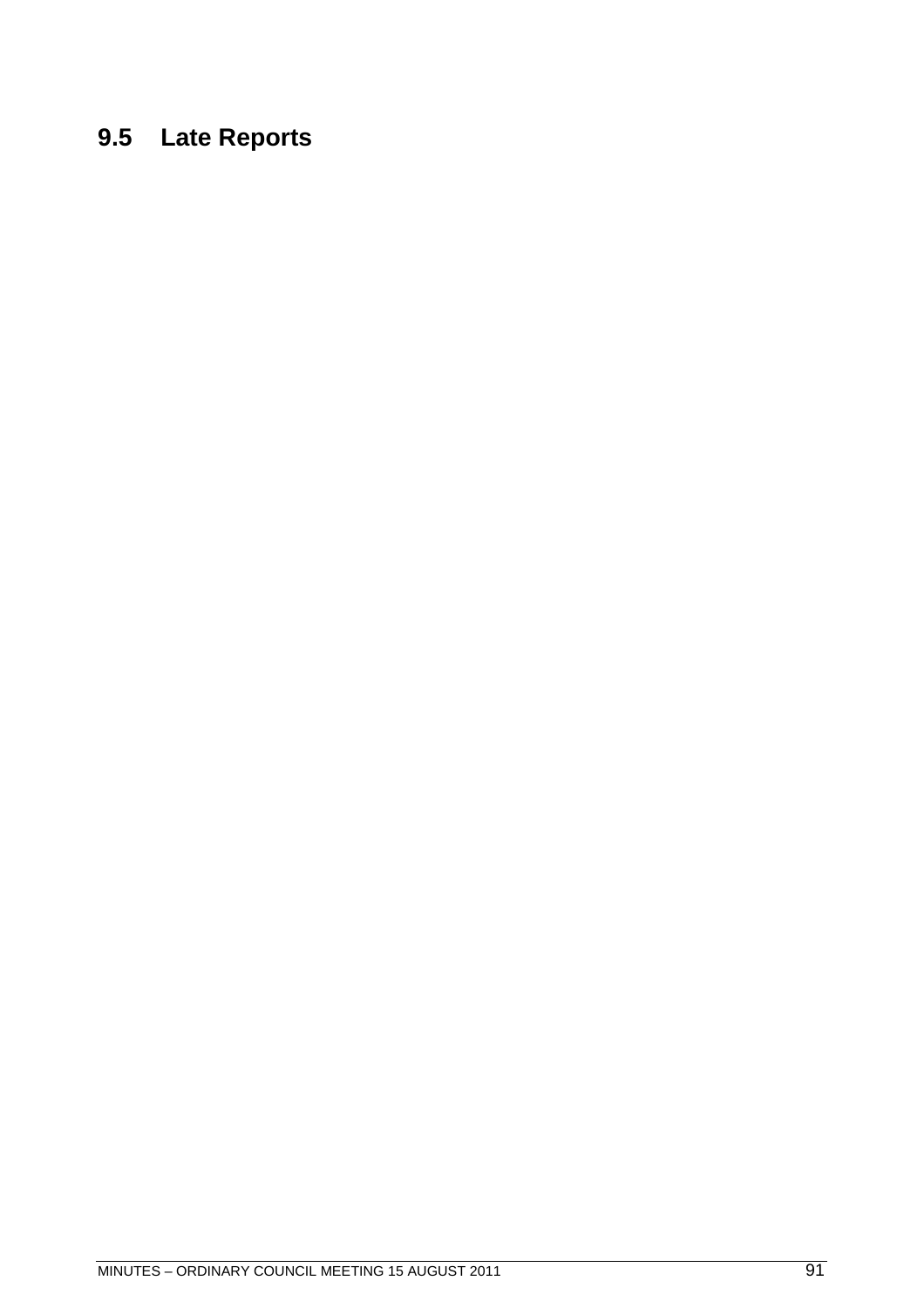## 9.5 Late Reports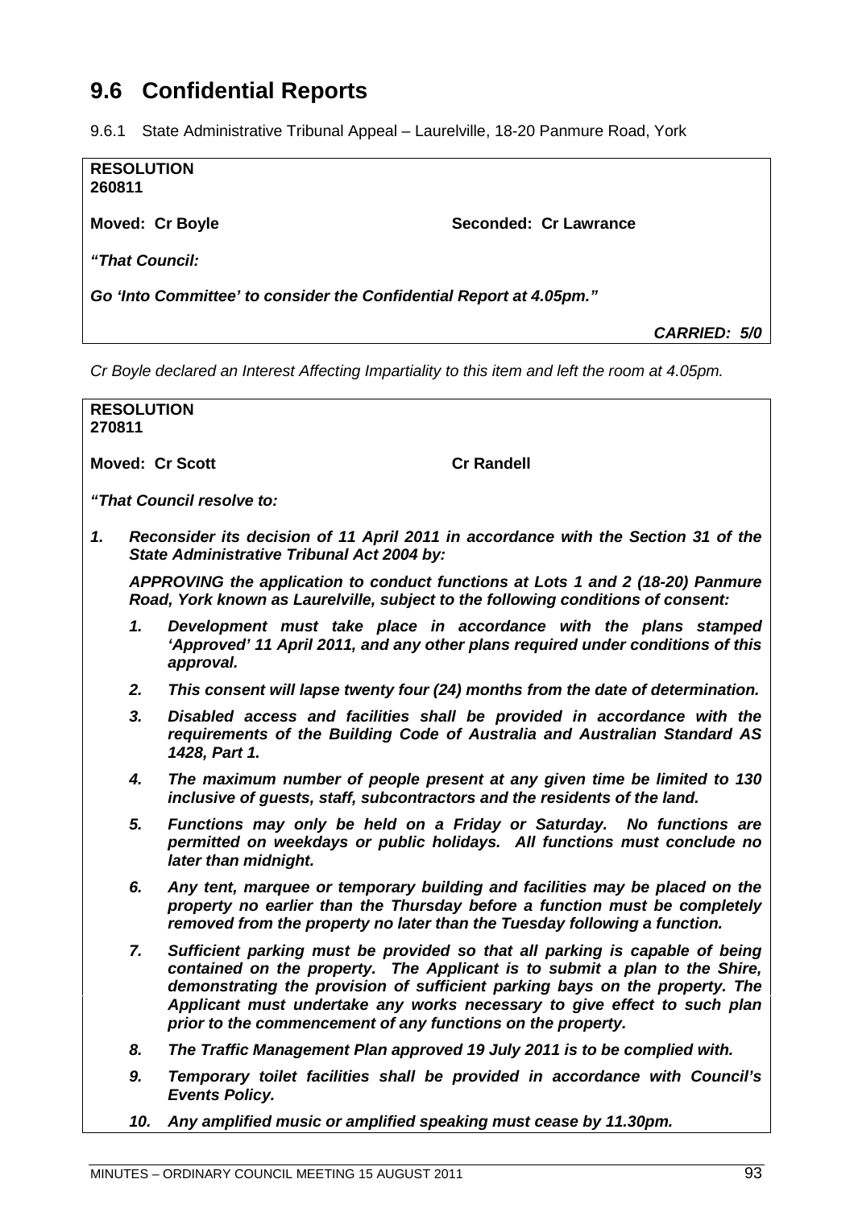## 9.6 Confidential Reports

9.6.1 State Administrative Tribunal Appeal – Laurelville, 18-20 Panmure Road, York

**RESOLUTION**
**260811**

**Moved: Cr Boyle** **Seconded: Cr Lawrance**

***"That Council:***

***Go 'Into Committee' to consider the Confidential Report at 4.05pm."***

***CARRIED: 5/0***

*Cr Boyle declared an Interest Affecting Impartiality to this item and left the room at 4.05pm.*

**RESOLUTION**
**270811**

**Moved: Cr Scott** **Cr Randell**

***"That Council resolve to:***

***1. Reconsider its decision of 11 April 2011 in accordance with the Section 31 of the State Administrative Tribunal Act 2004 by:***

***APPROVING the application to conduct functions at Lots 1 and 2 (18-20) Panmure Road, York known as Laurelville, subject to the following conditions of consent:***

1. ***Development must take place in accordance with the plans stamped 'Approved' 11 April 2011, and any other plans required under conditions of this approval.***
2. ***This consent will lapse twenty four (24) months from the date of determination.***
3. ***Disabled access and facilities shall be provided in accordance with the requirements of the Building Code of Australia and Australian Standard AS 1428, Part 1.***
4. ***The maximum number of people present at any given time be limited to 130 inclusive of guests, staff, subcontractors and the residents of the land.***
5. ***Functions may only be held on a Friday or Saturday. No functions are permitted on weekdays or public holidays. All functions must conclude no later than midnight.***
6. ***Any tent, marquee or temporary building and facilities may be placed on the property no earlier than the Thursday before a function must be completely removed from the property no later than the Tuesday following a function.***
7. ***Sufficient parking must be provided so that all parking is capable of being contained on the property. The Applicant is to submit a plan to the Shire, demonstrating the provision of sufficient parking bays on the property. The Applicant must undertake any works necessary to give effect to such plan prior to the commencement of any functions on the property.***
8. ***The Traffic Management Plan approved 19 July 2011 is to be complied with.***
9. ***Temporary toilet facilities shall be provided in accordance with Council's Events Policy.***
10. ***Any amplified music or amplified speaking must cease by 11.30pm.***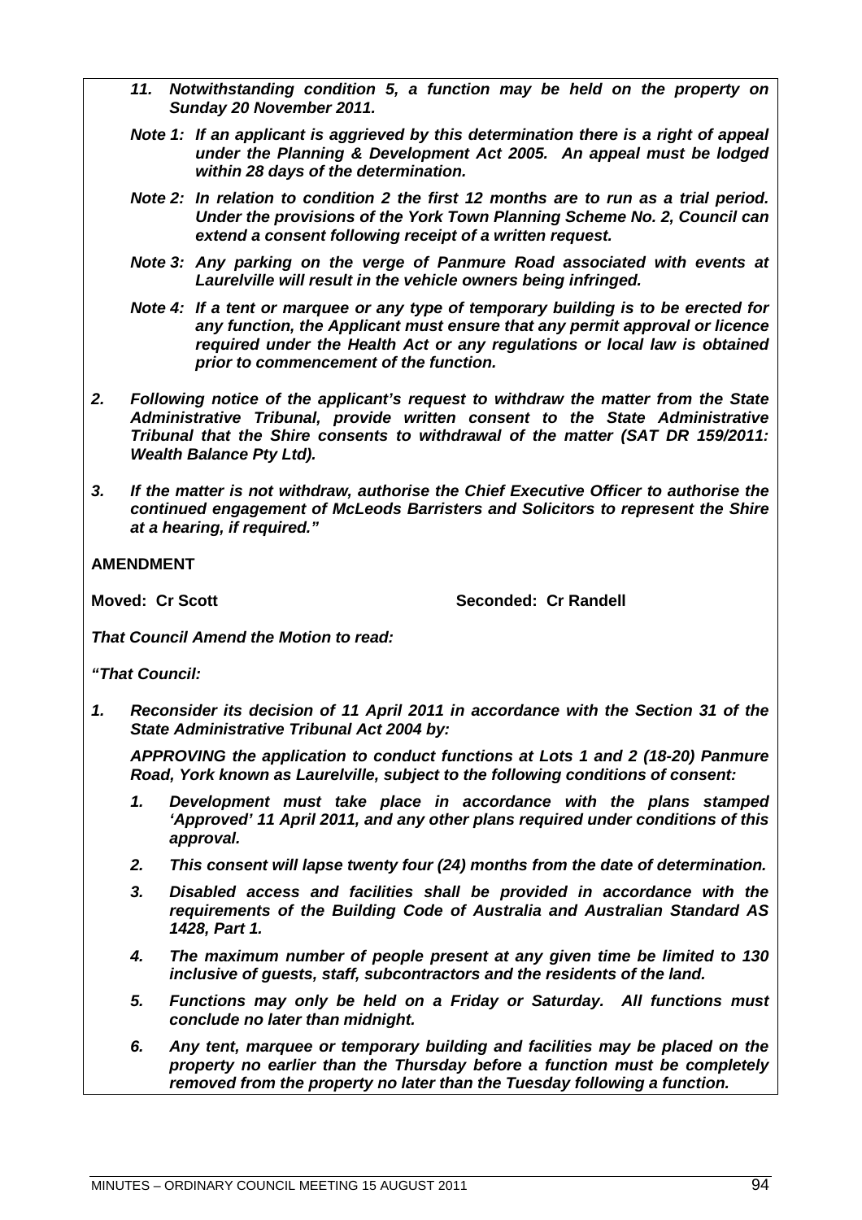*11. Notwithstanding condition 5, a function may be held on the property on Sunday 20 November 2011.*

***Note 1:** If an applicant is aggrieved by this determination there is a right of appeal under the Planning & Development Act 2005. An appeal must be lodged within 28 days of the determination.*

***Note 2:** In relation to condition 2 the first 12 months are to run as a trial period. Under the provisions of the York Town Planning Scheme No. 2, Council can extend a consent following receipt of a written request.*

***Note 3:** Any parking on the verge of Panmure Road associated with events at Laurelville will result in the vehicle owners being infringed.*

***Note 4:** If a tent or marquee or any type of temporary building is to be erected for any function, the Applicant must ensure that any permit approval or licence required under the Health Act or any regulations or local law is obtained prior to commencement of the function.*

***2. Following notice of the applicant's request to withdraw the matter from the State Administrative Tribunal, provide written consent to the State Administrative Tribunal that the Shire consents to withdrawal of the matter (SAT DR 159/2011: Wealth Balance Pty Ltd).***

***3. If the matter is not withdraw, authorise the Chief Executive Officer to authorise the continued engagement of McLeods Barristers and Solicitors to represent the Shire at a hearing, if required."***

**AMENDMENT**

**Moved: Cr Scott** **Seconded: Cr Randell**

***That Council Amend the Motion to read:***

***"That Council:***

***1. Reconsider its decision of 11 April 2011 in accordance with the Section 31 of the State Administrative Tribunal Act 2004 by:***

***APPROVING the application to conduct functions at Lots 1 and 2 (18-20) Panmure Road, York known as Laurelville, subject to the following conditions of consent:***

***1. Development must take place in accordance with the plans stamped 'Approved' 11 April 2011, and any other plans required under conditions of this approval.***

***2. This consent will lapse twenty four (24) months from the date of determination.***

***3. Disabled access and facilities shall be provided in accordance with the requirements of the Building Code of Australia and Australian Standard AS 1428, Part 1.***

***4. The maximum number of people present at any given time be limited to 130 inclusive of guests, staff, subcontractors and the residents of the land.***

***5. Functions may only be held on a Friday or Saturday. All functions must conclude no later than midnight.***

***6. Any tent, marquee or temporary building and facilities may be placed on the property no earlier than the Thursday before a function must be completely removed from the property no later than the Tuesday following a function.***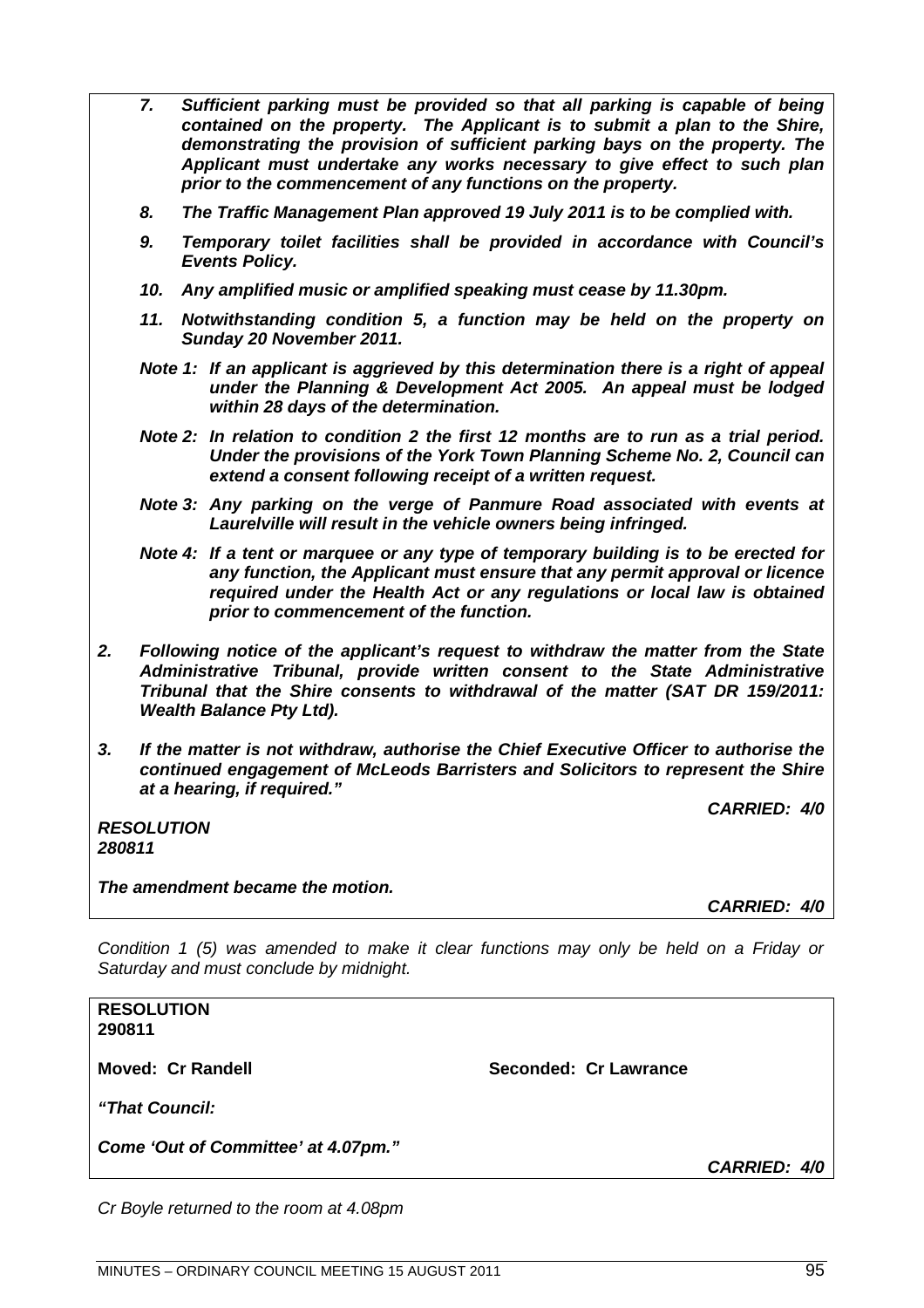*7. Sufficient parking must be provided so that all parking is capable of being contained on the property. The Applicant is to submit a plan to the Shire, demonstrating the provision of sufficient parking bays on the property. The Applicant must undertake any works necessary to give effect to such plan prior to the commencement of any functions on the property.*

*8. The Traffic Management Plan approved 19 July 2011 is to be complied with.*

*9. Temporary toilet facilities shall be provided in accordance with Council's Events Policy.*

*10. Any amplified music or amplified speaking must cease by 11.30pm.*

*11. Notwithstanding condition 5, a function may be held on the property on Sunday 20 November 2011.*

*Note 1: If an applicant is aggrieved by this determination there is a right of appeal under the Planning & Development Act 2005. An appeal must be lodged within 28 days of the determination.*

*Note 2: In relation to condition 2 the first 12 months are to run as a trial period. Under the provisions of the York Town Planning Scheme No. 2, Council can extend a consent following receipt of a written request.*

*Note 3: Any parking on the verge of Panmure Road associated with events at Laurelville will result in the vehicle owners being infringed.*

*Note 4: If a tent or marquee or any type of temporary building is to be erected for any function, the Applicant must ensure that any permit approval or licence required under the Health Act or any regulations or local law is obtained prior to commencement of the function.*

*2. Following notice of the applicant's request to withdraw the matter from the State Administrative Tribunal, provide written consent to the State Administrative Tribunal that the Shire consents to withdrawal of the matter (SAT DR 159/2011: Wealth Balance Pty Ltd).*

*3. If the matter is not withdraw, authorise the Chief Executive Officer to authorise the continued engagement of McLeods Barristers and Solicitors to represent the Shire at a hearing, if required."*

***CARRIED: 4/0***

***RESOLUTION***
***280811***

***The amendment became the motion.***

***CARRIED: 4/0***

*Condition 1 (5) was amended to make it clear functions may only be held on a Friday or Saturday and must conclude by midnight.*

**RESOLUTION**
**290811**

**Moved: Cr Randell** **Seconded: Cr Lawrance**

***"That Council:***

***Come 'Out of Committee' at 4.07pm."***

***CARRIED: 4/0***

*Cr Boyle returned to the room at 4.08pm*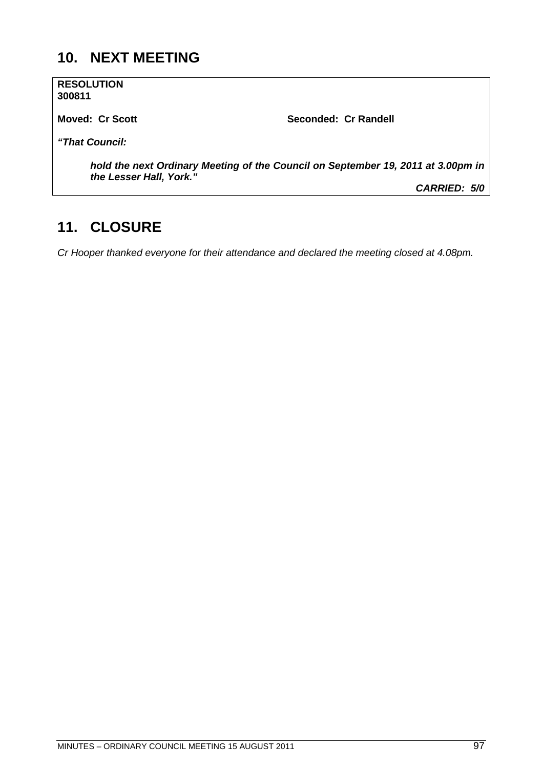# 10. NEXT MEETING

**RESOLUTION**
**300811**

**Moved: Cr Scott** **Seconded: Cr Randell**

***"That Council:***

> ***hold the next Ordinary Meeting of the Council on September 19, 2011 at 3.00pm in the Lesser Hall, York."***

***CARRIED: 5/0***

# 11. CLOSURE

*Cr Hooper thanked everyone for their attendance and declared the meeting closed at 4.08pm.*